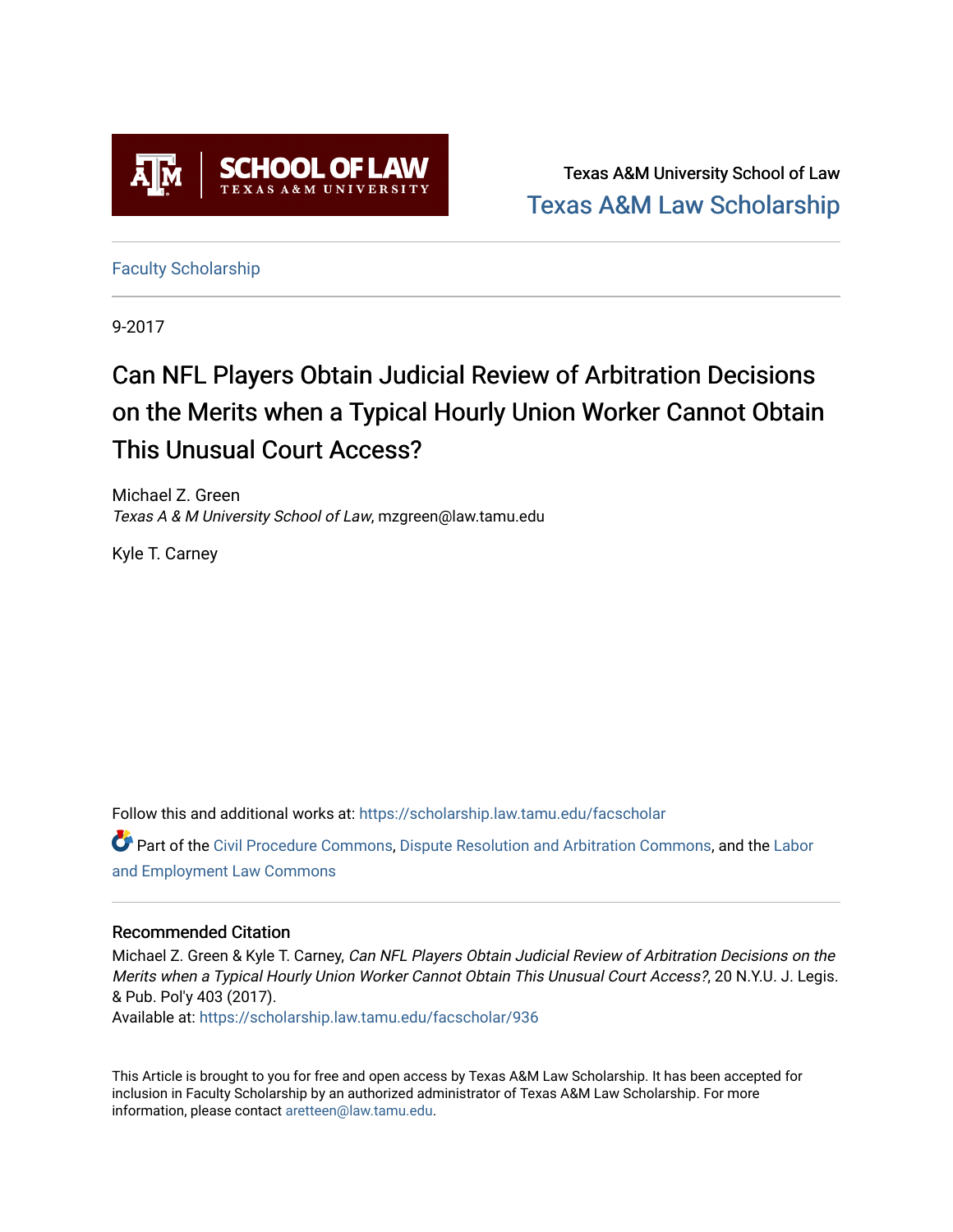Texas A&M University School of Law
Texas A&M Law Scholarship

Faculty Scholarship

9-2017

# Can NFL Players Obtain Judicial Review of Arbitration Decisions on the Merits when a Typical Hourly Union Worker Cannot Obtain This Unusual Court Access?

Michael Z. Green
*Texas A & M University School of Law*, mzgreen@law.tamu.edu

Kyle T. Carney

Follow this and additional works at: https://scholarship.law.tamu.edu/facscholar

Part of the Civil Procedure Commons, Dispute Resolution and Arbitration Commons, and the Labor and Employment Law Commons

### Recommended Citation

Michael Z. Green & Kyle T. Carney, *Can NFL Players Obtain Judicial Review of Arbitration Decisions on the Merits when a Typical Hourly Union Worker Cannot Obtain This Unusual Court Access?*, 20 N.Y.U. J. Legis. & Pub. Pol'y 403 (2017).
Available at: https://scholarship.law.tamu.edu/facscholar/936

This Article is brought to you for free and open access by Texas A&M Law Scholarship. It has been accepted for inclusion in Faculty Scholarship by an authorized administrator of Texas A&M Law Scholarship. For more information, please contact aretteen@law.tamu.edu.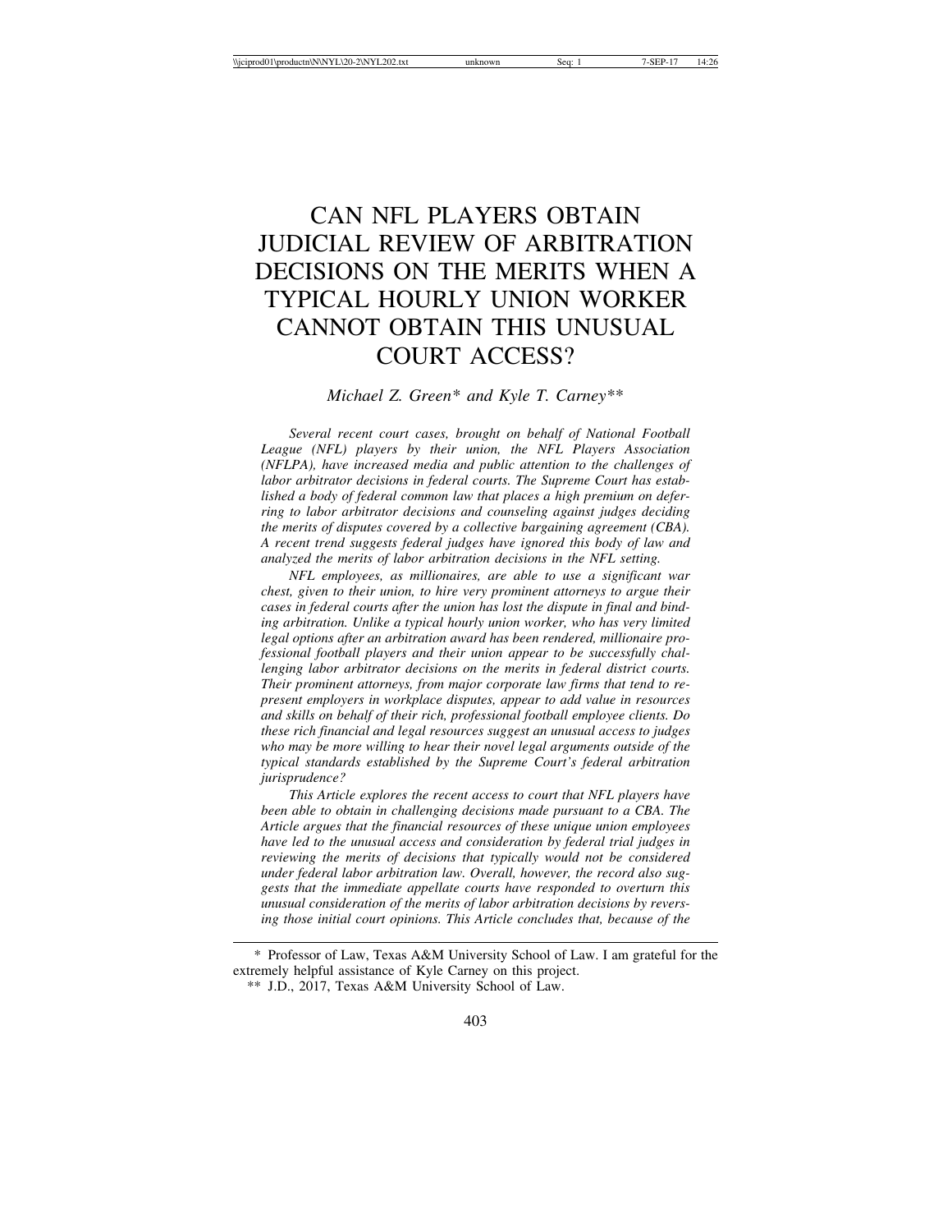# CAN NFL PLAYERS OBTAIN JUDICIAL REVIEW OF ARBITRATION DECISIONS ON THE MERITS WHEN A TYPICAL HOURLY UNION WORKER CANNOT OBTAIN THIS UNUSUAL COURT ACCESS?

*Michael Z. Green\* and Kyle T. Carney\*\**

*Several recent court cases, brought on behalf of National Football League (NFL) players by their union, the NFL Players Association (NFLPA), have increased media and public attention to the challenges of labor arbitrator decisions in federal courts. The Supreme Court has established a body of federal common law that places a high premium on deferring to labor arbitrator decisions and counseling against judges deciding the merits of disputes covered by a collective bargaining agreement (CBA). A recent trend suggests federal judges have ignored this body of law and analyzed the merits of labor arbitration decisions in the NFL setting.*

*NFL employees, as millionaires, are able to use a significant war chest, given to their union, to hire very prominent attorneys to argue their cases in federal courts after the union has lost the dispute in final and binding arbitration. Unlike a typical hourly union worker, who has very limited legal options after an arbitration award has been rendered, millionaire professional football players and their union appear to be successfully challenging labor arbitrator decisions on the merits in federal district courts. Their prominent attorneys, from major corporate law firms that tend to represent employers in workplace disputes, appear to add value in resources and skills on behalf of their rich, professional football employee clients. Do these rich financial and legal resources suggest an unusual access to judges who may be more willing to hear their novel legal arguments outside of the typical standards established by the Supreme Court's federal arbitration jurisprudence?*

*This Article explores the recent access to court that NFL players have been able to obtain in challenging decisions made pursuant to a CBA. The Article argues that the financial resources of these unique union employees have led to the unusual access and consideration by federal trial judges in reviewing the merits of decisions that typically would not be considered under federal labor arbitration law. Overall, however, the record also suggests that the immediate appellate courts have responded to overturn this unusual consideration of the merits of labor arbitration decisions by reversing those initial court opinions. This Article concludes that, because of the*

\* Professor of Law, Texas A&M University School of Law. I am grateful for the extremely helpful assistance of Kyle Carney on this project.

\*\* J.D., 2017, Texas A&M University School of Law.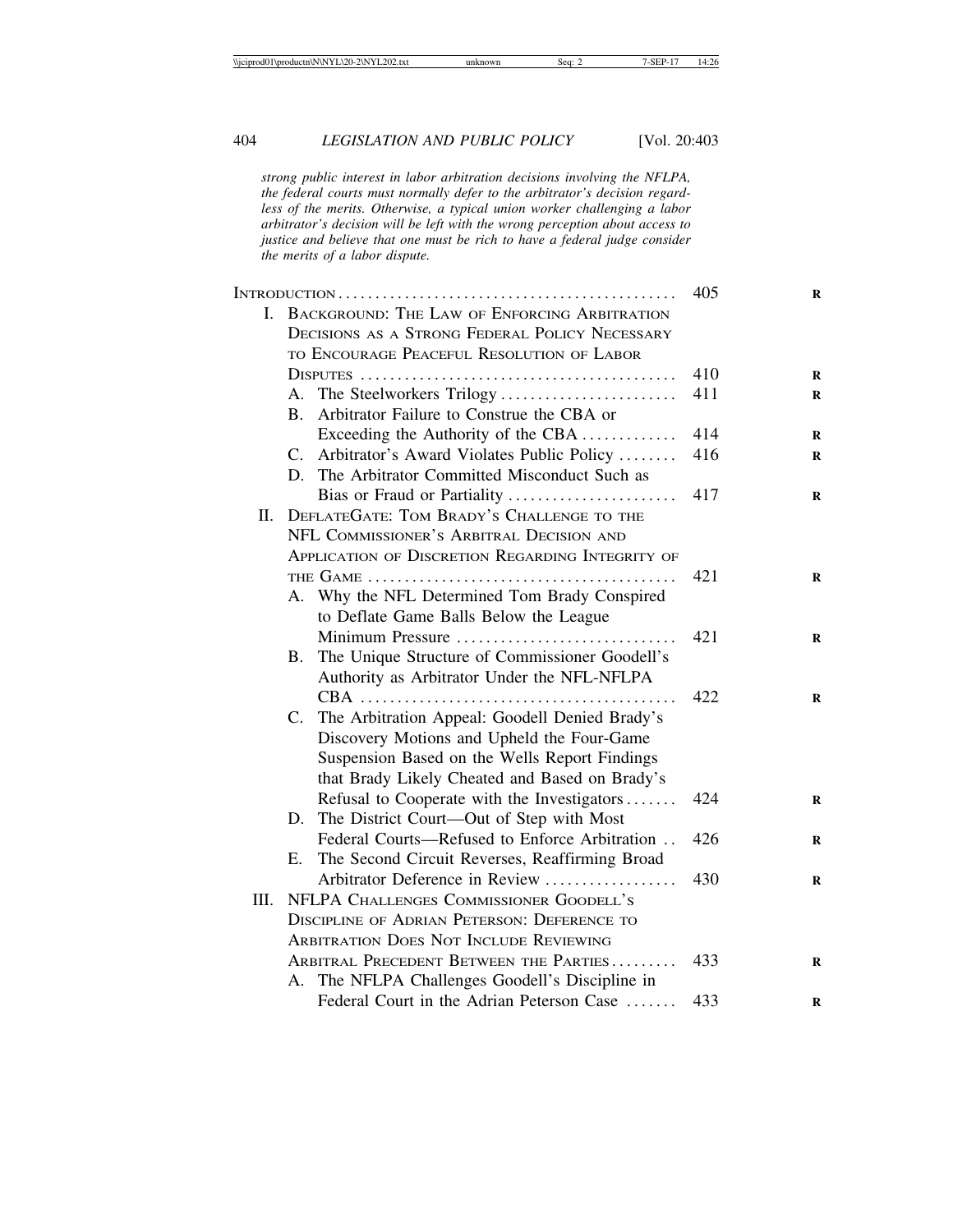*strong public interest in labor arbitration decisions involving the NFLPA, the federal courts must normally defer to the arbitrator's decision regardless of the merits. Otherwise, a typical union worker challenging a labor arbitrator's decision will be left with the wrong perception about access to justice and believe that one must be rich to have a federal judge consider the merits of a labor dispute.*

- INTRODUCTION .... 405
- I. BACKGROUND: THE LAW OF ENFORCING ARBITRATION DECISIONS AS A STRONG FEDERAL POLICY NECESSARY TO ENCOURAGE PEACEFUL RESOLUTION OF LABOR DISPUTES .... 410
  - A. The Steelworkers Trilogy .... 411
  - B. Arbitrator Failure to Construe the CBA or Exceeding the Authority of the CBA .... 414
  - C. Arbitrator's Award Violates Public Policy .... 416
  - D. The Arbitrator Committed Misconduct Such as Bias or Fraud or Partiality .... 417
- II. DEFLATEGATE: TOM BRADY'S CHALLENGE TO THE NFL COMMISSIONER'S ARBITRAL DECISION AND APPLICATION OF DISCRETION REGARDING INTEGRITY OF THE GAME .... 421
  - A. Why the NFL Determined Tom Brady Conspired to Deflate Game Balls Below the League Minimum Pressure .... 421
  - B. The Unique Structure of Commissioner Goodell's Authority as Arbitrator Under the NFL-NFLPA CBA .... 422
  - C. The Arbitration Appeal: Goodell Denied Brady's Discovery Motions and Upheld the Four-Game Suspension Based on the Wells Report Findings that Brady Likely Cheated and Based on Brady's Refusal to Cooperate with the Investigators .... 424
  - D. The District Court—Out of Step with Most Federal Courts—Refused to Enforce Arbitration .... 426
  - E. The Second Circuit Reverses, Reaffirming Broad Arbitrator Deference in Review .... 430
- III. NFLPA CHALLENGES COMMISSIONER GOODELL'S DISCIPLINE OF ADRIAN PETERSON: DEFERENCE TO ARBITRATION DOES NOT INCLUDE REVIEWING ARBITRAL PRECEDENT BETWEEN THE PARTIES .... 433
  - A. The NFLPA Challenges Goodell's Discipline in Federal Court in the Adrian Peterson Case .... 433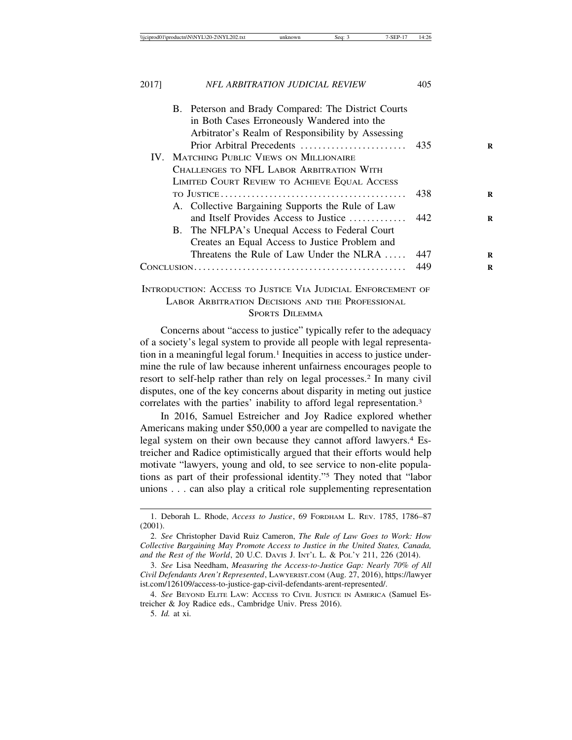B. Peterson and Brady Compared: The District Courts in Both Cases Erroneously Wandered into the Arbitrator's Realm of Responsibility by Assessing Prior Arbitral Precedents ........................ 435

IV. MATCHING PUBLIC VIEWS ON MILLIONAIRE CHALLENGES TO NFL LABOR ARBITRATION WITH LIMITED COURT REVIEW TO ACHIEVE EQUAL ACCESS TO JUSTICE ........................................... 438

A. Collective Bargaining Supports the Rule of Law and Itself Provides Access to Justice ............. 442

B. The NFLPA's Unequal Access to Federal Court Creates an Equal Access to Justice Problem and Threatens the Rule of Law Under the NLRA ..... 447

CONCLUSION ................................................ 449

## INTRODUCTION: ACCESS TO JUSTICE VIA JUDICIAL ENFORCEMENT OF LABOR ARBITRATION DECISIONS AND THE PROFESSIONAL SPORTS DILEMMA

Concerns about "access to justice" typically refer to the adequacy of a society's legal system to provide all people with legal representation in a meaningful legal forum.[1] Inequities in access to justice undermine the rule of law because inherent unfairness encourages people to resort to self-help rather than rely on legal processes.[2] In many civil disputes, one of the key concerns about disparity in meting out justice correlates with the parties' inability to afford legal representation.[3]

In 2016, Samuel Estreicher and Joy Radice explored whether Americans making under $50,000 a year are compelled to navigate the legal system on their own because they cannot afford lawyers.[4] Estreicher and Radice optimistically argued that their efforts would help motivate "lawyers, young and old, to see service to non-elite populations as part of their professional identity."[5] They noted that "labor unions . . . can also play a critical role supplementing representation

---

1. Deborah L. Rhode, *Access to Justice*, 69 FORDHAM L. REV. 1785, 1786–87 (2001).

2. *See* Christopher David Ruiz Cameron, *The Rule of Law Goes to Work: How Collective Bargaining May Promote Access to Justice in the United States, Canada, and the Rest of the World*, 20 U.C. DAVIS J. INT'L L. & POL'Y 211, 226 (2014).

3. *See* Lisa Needham, *Measuring the Access-to-Justice Gap: Nearly 70% of All Civil Defendants Aren't Represented*, LAWYERIST.COM (Aug. 27, 2016), https://lawyerist.com/126109/access-to-justice-gap-civil-defendants-arent-represented/.

4. *See* BEYOND ELITE LAW: ACCESS TO CIVIL JUSTICE IN AMERICA (Samuel Estreicher & Joy Radice eds., Cambridge Univ. Press 2016).

5. *Id.* at xi.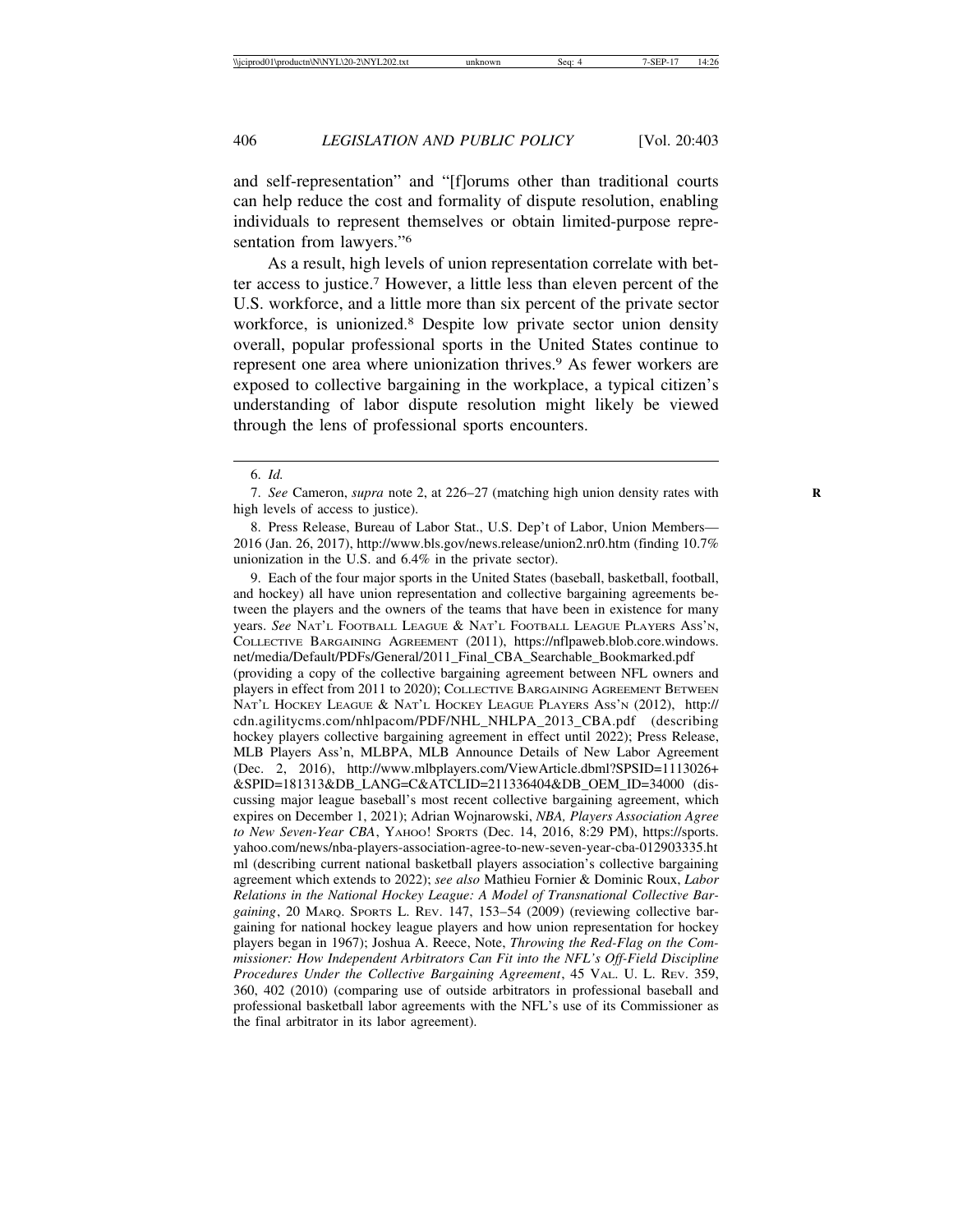and self-representation" and "[f]orums other than traditional courts can help reduce the cost and formality of dispute resolution, enabling individuals to represent themselves or obtain limited-purpose representation from lawyers."[6]

As a result, high levels of union representation correlate with better access to justice.[7] However, a little less than eleven percent of the U.S. workforce, and a little more than six percent of the private sector workforce, is unionized.[8] Despite low private sector union density overall, popular professional sports in the United States continue to represent one area where unionization thrives.[9] As fewer workers are exposed to collective bargaining in the workplace, a typical citizen's understanding of labor dispute resolution might likely be viewed through the lens of professional sports encounters.

---

6. *Id.*

7. *See* Cameron, *supra* note 2, at 226–27 (matching high union density rates with high levels of access to justice).

8. Press Release, Bureau of Labor Stat., U.S. Dep't of Labor, Union Members—2016 (Jan. 26, 2017), http://www.bls.gov/news.release/union2.nr0.htm (finding 10.7% unionization in the U.S. and 6.4% in the private sector).

9. Each of the four major sports in the United States (baseball, basketball, football, and hockey) all have union representation and collective bargaining agreements between the players and the owners of the teams that have been in existence for many years. *See* NAT'L FOOTBALL LEAGUE & NAT'L FOOTBALL LEAGUE PLAYERS ASS'N, COLLECTIVE BARGAINING AGREEMENT (2011), https://nflpaweb.blob.core.windows.net/media/Default/PDFs/General/2011_Final_CBA_Searchable_Bookmarked.pdf (providing a copy of the collective bargaining agreement between NFL owners and players in effect from 2011 to 2020); COLLECTIVE BARGAINING AGREEMENT BETWEEN NAT'L HOCKEY LEAGUE & NAT'L HOCKEY LEAGUE PLAYERS ASS'N (2012), http://cdn.agilitycms.com/nhlpacom/PDF/NHL_NHLPA_2013_CBA.pdf (describing hockey players collective bargaining agreement in effect until 2022); Press Release, MLB Players Ass'n, MLBPA, MLB Announce Details of New Labor Agreement (Dec. 2, 2016), http://www.mlbplayers.com/ViewArticle.dbml?SPSID=1113026+&SPID=181313&DB_LANG=C&ATCLID=211336404&DB_OEM_ID=34000 (discussing major league baseball's most recent collective bargaining agreement, which expires on December 1, 2021); Adrian Wojnarowski, *NBA, Players Association Agree to New Seven-Year CBA*, YAHOO! SPORTS (Dec. 14, 2016, 8:29 PM), https://sports.yahoo.com/news/nba-players-association-agree-to-new-seven-year-cba-012903335.html (describing current national basketball players association's collective bargaining agreement which extends to 2022); *see also* Mathieu Fornier & Dominic Roux, *Labor Relations in the National Hockey League: A Model of Transnational Collective Bargaining*, 20 MARQ. SPORTS L. REV. 147, 153–54 (2009) (reviewing collective bargaining for national hockey league players and how union representation for hockey players began in 1967); Joshua A. Reece, Note, *Throwing the Red-Flag on the Commissioner: How Independent Arbitrators Can Fit into the NFL's Off-Field Discipline Procedures Under the Collective Bargaining Agreement*, 45 VAL. U. L. REV. 359, 360, 402 (2010) (comparing use of outside arbitrators in professional baseball and professional basketball labor agreements with the NFL's use of its Commissioner as the final arbitrator in its labor agreement).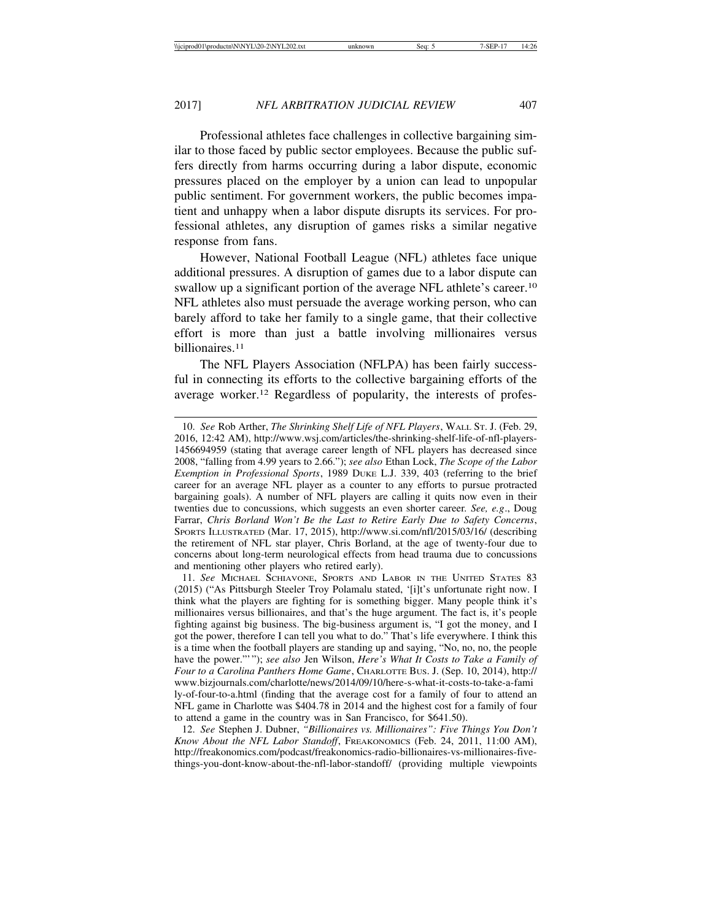Professional athletes face challenges in collective bargaining similar to those faced by public sector employees. Because the public suffers directly from harms occurring during a labor dispute, economic pressures placed on the employer by a union can lead to unpopular public sentiment. For government workers, the public becomes impatient and unhappy when a labor dispute disrupts its services. For professional athletes, any disruption of games risks a similar negative response from fans.

However, National Football League (NFL) athletes face unique additional pressures. A disruption of games due to a labor dispute can swallow up a significant portion of the average NFL athlete's career.[10] NFL athletes also must persuade the average working person, who can barely afford to take her family to a single game, that their collective effort is more than just a battle involving millionaires versus billionaires.[11]

The NFL Players Association (NFLPA) has been fairly successful in connecting its efforts to the collective bargaining efforts of the average worker.[12] Regardless of popularity, the interests of profes-

---

10. *See* Rob Arther, *The Shrinking Shelf Life of NFL Players*, WALL ST. J. (Feb. 29, 2016, 12:42 AM), http://www.wsj.com/articles/the-shrinking-shelf-life-of-nfl-players-1456694959 (stating that average career length of NFL players has decreased since 2008, "falling from 4.99 years to 2.66."); *see also* Ethan Lock, *The Scope of the Labor Exemption in Professional Sports*, 1989 DUKE L.J. 339, 403 (referring to the brief career for an average NFL player as a counter to any efforts to pursue protracted bargaining goals). A number of NFL players are calling it quits now even in their twenties due to concussions, which suggests an even shorter career. *See, e.g*., Doug Farrar, *Chris Borland Won't Be the Last to Retire Early Due to Safety Concerns*, SPORTS ILLUSTRATED (Mar. 17, 2015), http://www.si.com/nfl/2015/03/16/ (describing the retirement of NFL star player, Chris Borland, at the age of twenty-four due to concerns about long-term neurological effects from head trauma due to concussions and mentioning other players who retired early).

11. *See* MICHAEL SCHIAVONE, SPORTS AND LABOR IN THE UNITED STATES 83 (2015) ("As Pittsburgh Steeler Troy Polamalu stated, '[i]t's unfortunate right now. I think what the players are fighting for is something bigger. Many people think it's millionaires versus billionaires, and that's the huge argument. The fact is, it's people fighting against big business. The big-business argument is, "I got the money, and I got the power, therefore I can tell you what to do." That's life everywhere. I think this is a time when the football players are standing up and saying, "No, no, no, the people have the power."' "); *see also* Jen Wilson, *Here's What It Costs to Take a Family of Four to a Carolina Panthers Home Game*, CHARLOTTE BUS. J. (Sep. 10, 2014), http://www.bizjournals.com/charlotte/news/2014/09/10/here-s-what-it-costs-to-take-a-family-of-four-to-a.html (finding that the average cost for a family of four to attend an NFL game in Charlotte was $404.78 in 2014 and the highest cost for a family of four to attend a game in the country was in San Francisco, for $641.50).

12. *See* Stephen J. Dubner, *"Billionaires vs. Millionaires": Five Things You Don't Know About the NFL Labor Standoff*, FREAKONOMICS (Feb. 24, 2011, 11:00 AM), http://freakonomics.com/podcast/freakonomics-radio-billionaires-vs-millionaires-five-things-you-dont-know-about-the-nfl-labor-standoff/ (providing multiple viewpoints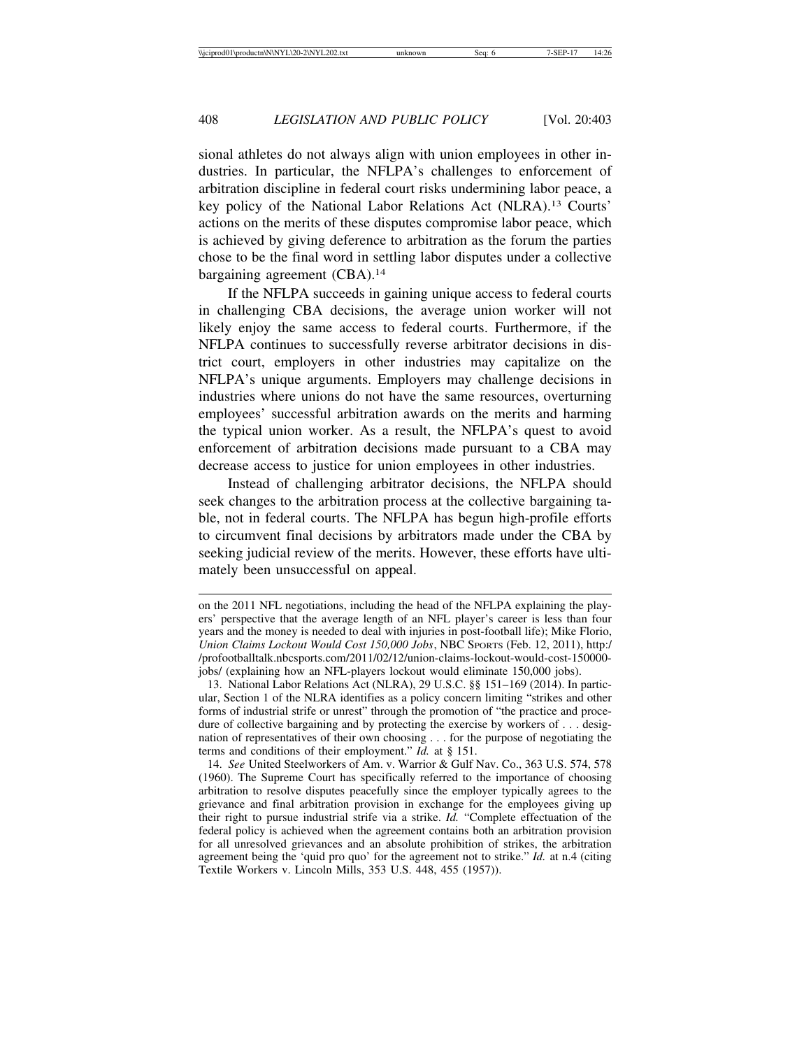sional athletes do not always align with union employees in other industries. In particular, the NFLPA's challenges to enforcement of arbitration discipline in federal court risks undermining labor peace, a key policy of the National Labor Relations Act (NLRA).[13] Courts' actions on the merits of these disputes compromise labor peace, which is achieved by giving deference to arbitration as the forum the parties chose to be the final word in settling labor disputes under a collective bargaining agreement (CBA).[14]

If the NFLPA succeeds in gaining unique access to federal courts in challenging CBA decisions, the average union worker will not likely enjoy the same access to federal courts. Furthermore, if the NFLPA continues to successfully reverse arbitrator decisions in district court, employers in other industries may capitalize on the NFLPA's unique arguments. Employers may challenge decisions in industries where unions do not have the same resources, overturning employees' successful arbitration awards on the merits and harming the typical union worker. As a result, the NFLPA's quest to avoid enforcement of arbitration decisions made pursuant to a CBA may decrease access to justice for union employees in other industries.

Instead of challenging arbitrator decisions, the NFLPA should seek changes to the arbitration process at the collective bargaining table, not in federal courts. The NFLPA has begun high-profile efforts to circumvent final decisions by arbitrators made under the CBA by seeking judicial review of the merits. However, these efforts have ultimately been unsuccessful on appeal.

---

on the 2011 NFL negotiations, including the head of the NFLPA explaining the players' perspective that the average length of an NFL player's career is less than four years and the money is needed to deal with injuries in post-football life); Mike Florio, *Union Claims Lockout Would Cost 150,000 Jobs*, NBC SPORTS (Feb. 12, 2011), http://profootballtalk.nbcsports.com/2011/02/12/union-claims-lockout-would-cost-150000-jobs/ (explaining how an NFL-players lockout would eliminate 150,000 jobs).

13. National Labor Relations Act (NLRA), 29 U.S.C. §§ 151–169 (2014). In particular, Section 1 of the NLRA identifies as a policy concern limiting "strikes and other forms of industrial strife or unrest" through the promotion of "the practice and procedure of collective bargaining and by protecting the exercise by workers of . . . designation of representatives of their own choosing . . . for the purpose of negotiating the terms and conditions of their employment." *Id.* at § 151.

14. *See* United Steelworkers of Am. v. Warrior & Gulf Nav. Co., 363 U.S. 574, 578 (1960). The Supreme Court has specifically referred to the importance of choosing arbitration to resolve disputes peacefully since the employer typically agrees to the grievance and final arbitration provision in exchange for the employees giving up their right to pursue industrial strife via a strike. *Id.* "Complete effectuation of the federal policy is achieved when the agreement contains both an arbitration provision for all unresolved grievances and an absolute prohibition of strikes, the arbitration agreement being the 'quid pro quo' for the agreement not to strike." *Id.* at n.4 (citing Textile Workers v. Lincoln Mills, 353 U.S. 448, 455 (1957)).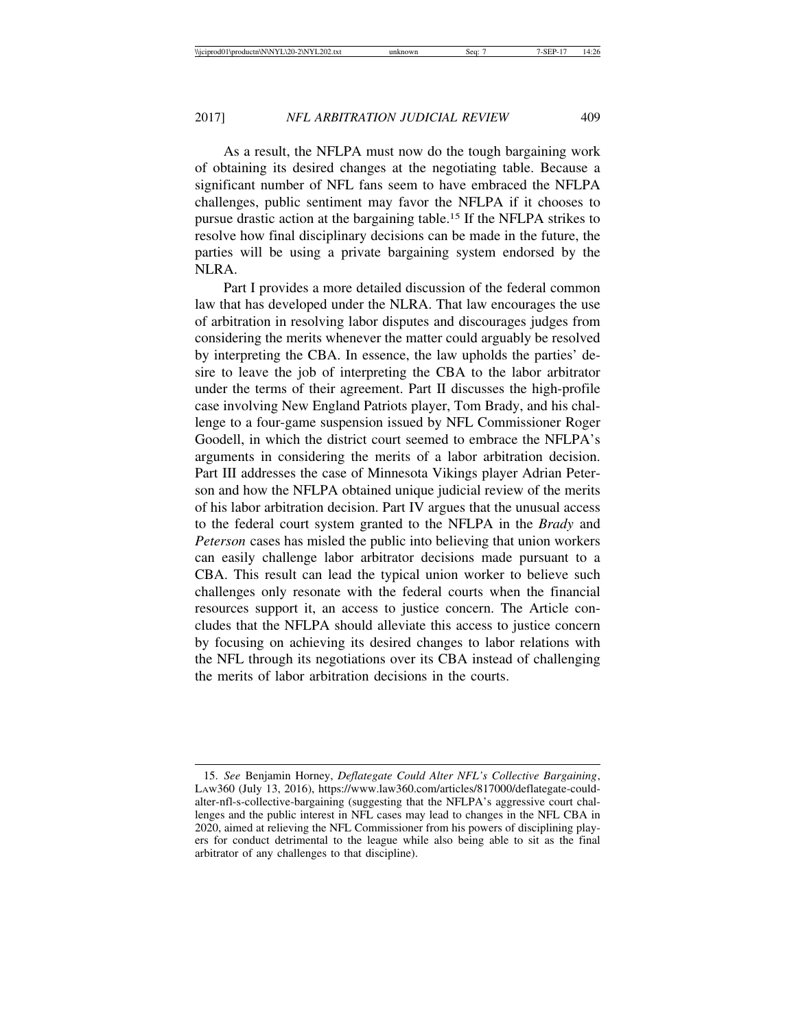As a result, the NFLPA must now do the tough bargaining work of obtaining its desired changes at the negotiating table. Because a significant number of NFL fans seem to have embraced the NFLPA challenges, public sentiment may favor the NFLPA if it chooses to pursue drastic action at the bargaining table.[15] If the NFLPA strikes to resolve how final disciplinary decisions can be made in the future, the parties will be using a private bargaining system endorsed by the NLRA.

Part I provides a more detailed discussion of the federal common law that has developed under the NLRA. That law encourages the use of arbitration in resolving labor disputes and discourages judges from considering the merits whenever the matter could arguably be resolved by interpreting the CBA. In essence, the law upholds the parties' desire to leave the job of interpreting the CBA to the labor arbitrator under the terms of their agreement. Part II discusses the high-profile case involving New England Patriots player, Tom Brady, and his challenge to a four-game suspension issued by NFL Commissioner Roger Goodell, in which the district court seemed to embrace the NFLPA's arguments in considering the merits of a labor arbitration decision. Part III addresses the case of Minnesota Vikings player Adrian Peterson and how the NFLPA obtained unique judicial review of the merits of his labor arbitration decision. Part IV argues that the unusual access to the federal court system granted to the NFLPA in the *Brady* and *Peterson* cases has misled the public into believing that union workers can easily challenge labor arbitrator decisions made pursuant to a CBA. This result can lead the typical union worker to believe such challenges only resonate with the federal courts when the financial resources support it, an access to justice concern. The Article concludes that the NFLPA should alleviate this access to justice concern by focusing on achieving its desired changes to labor relations with the NFL through its negotiations over its CBA instead of challenging the merits of labor arbitration decisions in the courts.

---

15. *See* Benjamin Horney, *Deflategate Could Alter NFL's Collective Bargaining*, LAW360 (July 13, 2016), https://www.law360.com/articles/817000/deflategate-could-alter-nfl-s-collective-bargaining (suggesting that the NFLPA's aggressive court challenges and the public interest in NFL cases may lead to changes in the NFL CBA in 2020, aimed at relieving the NFL Commissioner from his powers of disciplining players for conduct detrimental to the league while also being able to sit as the final arbitrator of any challenges to that discipline).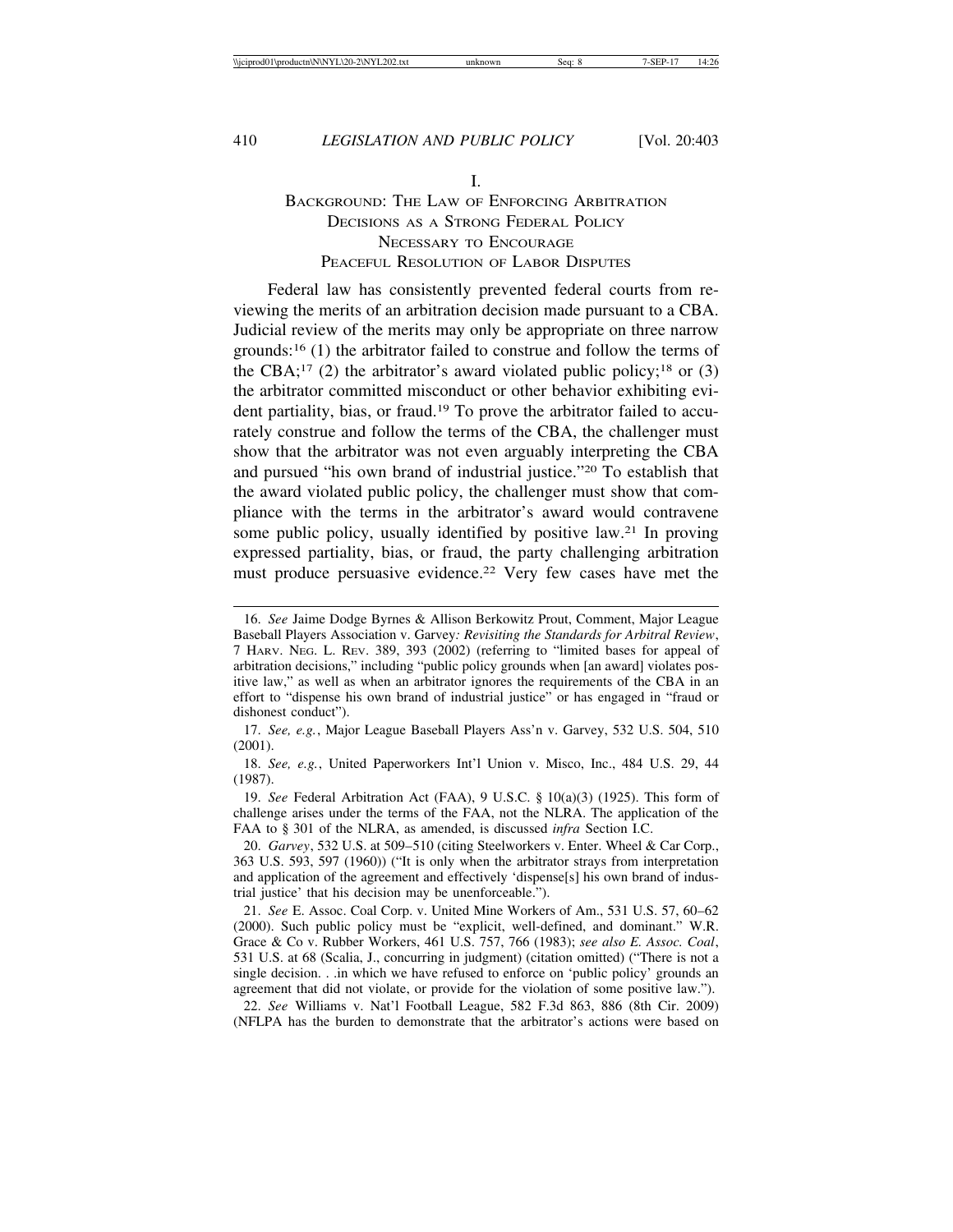## I.

## BACKGROUND: THE LAW OF ENFORCING ARBITRATION DECISIONS AS A STRONG FEDERAL POLICY NECESSARY TO ENCOURAGE PEACEFUL RESOLUTION OF LABOR DISPUTES

Federal law has consistently prevented federal courts from reviewing the merits of an arbitration decision made pursuant to a CBA. Judicial review of the merits may only be appropriate on three narrow grounds:[16] (1) the arbitrator failed to construe and follow the terms of the CBA;[17] (2) the arbitrator's award violated public policy;[18] or (3) the arbitrator committed misconduct or other behavior exhibiting evident partiality, bias, or fraud.[19] To prove the arbitrator failed to accurately construe and follow the terms of the CBA, the challenger must show that the arbitrator was not even arguably interpreting the CBA and pursued "his own brand of industrial justice."[20] To establish that the award violated public policy, the challenger must show that compliance with the terms in the arbitrator's award would contravene some public policy, usually identified by positive law.[21] In proving expressed partiality, bias, or fraud, the party challenging arbitration must produce persuasive evidence.[22] Very few cases have met the

---

16. *See* Jaime Dodge Byrnes & Allison Berkowitz Prout, Comment, Major League Baseball Players Association v. Garvey*: Revisiting the Standards for Arbitral Review*, 7 HARV. NEG. L. REV. 389, 393 (2002) (referring to "limited bases for appeal of arbitration decisions," including "public policy grounds when [an award] violates positive law," as well as when an arbitrator ignores the requirements of the CBA in an effort to "dispense his own brand of industrial justice" or has engaged in "fraud or dishonest conduct").

17. *See, e.g.*, Major League Baseball Players Ass'n v. Garvey, 532 U.S. 504, 510 (2001).

18. *See, e.g.*, United Paperworkers Int'l Union v. Misco, Inc., 484 U.S. 29, 44 (1987).

19. *See* Federal Arbitration Act (FAA), 9 U.S.C. § 10(a)(3) (1925). This form of challenge arises under the terms of the FAA, not the NLRA. The application of the FAA to § 301 of the NLRA, as amended, is discussed *infra* Section I.C.

20. *Garvey*, 532 U.S. at 509–510 (citing Steelworkers v. Enter. Wheel & Car Corp., 363 U.S. 593, 597 (1960)) ("It is only when the arbitrator strays from interpretation and application of the agreement and effectively 'dispense[s] his own brand of industrial justice' that his decision may be unenforceable.").

21. *See* E. Assoc. Coal Corp. v. United Mine Workers of Am., 531 U.S. 57, 60–62 (2000). Such public policy must be "explicit, well-defined, and dominant." W.R. Grace & Co v. Rubber Workers, 461 U.S. 757, 766 (1983); *see also E. Assoc. Coal*, 531 U.S. at 68 (Scalia, J., concurring in judgment) (citation omitted) ("There is not a single decision. . .in which we have refused to enforce on 'public policy' grounds an agreement that did not violate, or provide for the violation of some positive law.").

22. *See* Williams v. Nat'l Football League, 582 F.3d 863, 886 (8th Cir. 2009) (NFLPA has the burden to demonstrate that the arbitrator's actions were based on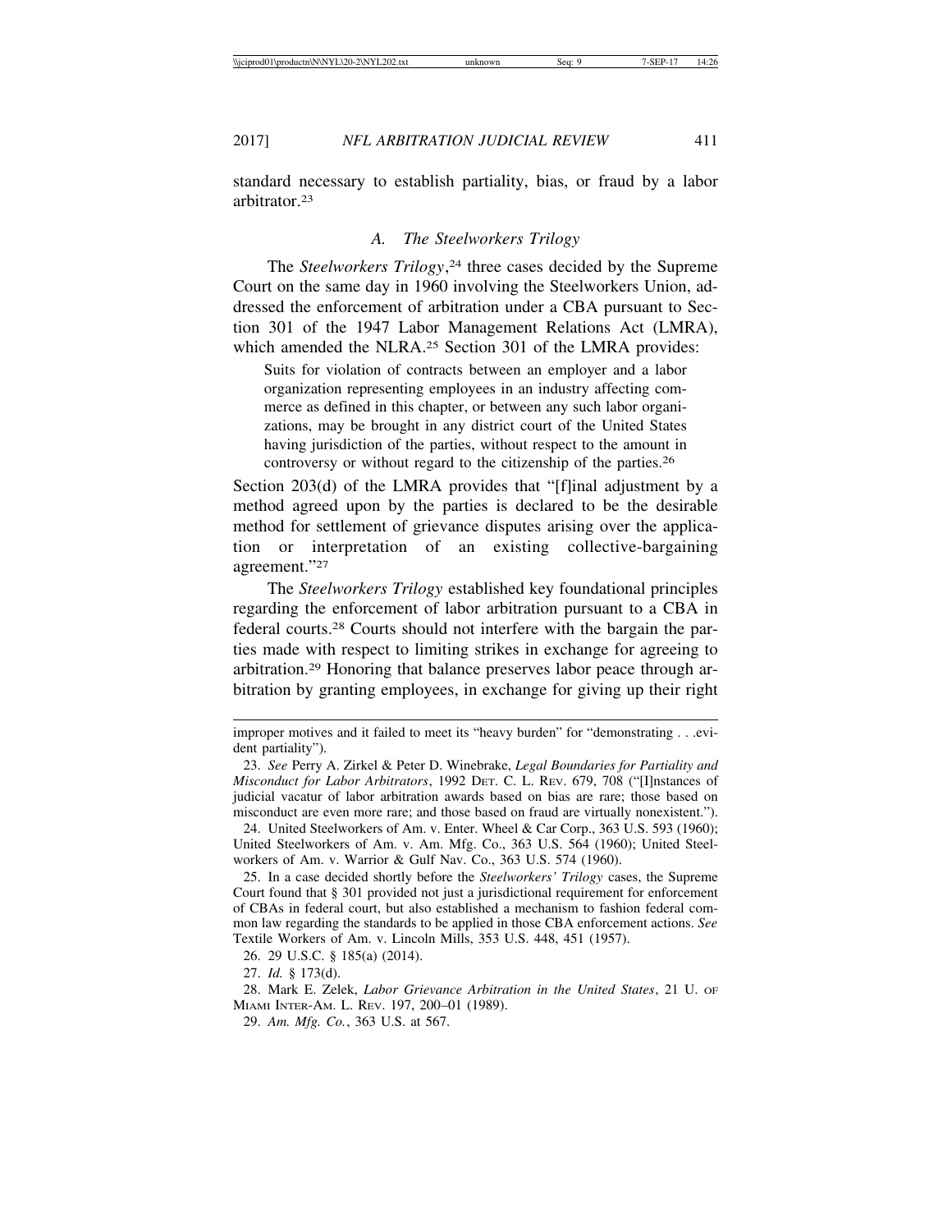standard necessary to establish partiality, bias, or fraud by a labor arbitrator.[23]

### *A. The Steelworkers Trilogy*

The *Steelworkers Trilogy*,[24] three cases decided by the Supreme Court on the same day in 1960 involving the Steelworkers Union, addressed the enforcement of arbitration under a CBA pursuant to Section 301 of the 1947 Labor Management Relations Act (LMRA), which amended the NLRA.[25] Section 301 of the LMRA provides:

> Suits for violation of contracts between an employer and a labor organization representing employees in an industry affecting commerce as defined in this chapter, or between any such labor organizations, may be brought in any district court of the United States having jurisdiction of the parties, without respect to the amount in controversy or without regard to the citizenship of the parties.[26]

Section 203(d) of the LMRA provides that "[f]inal adjustment by a method agreed upon by the parties is declared to be the desirable method for settlement of grievance disputes arising over the application or interpretation of an existing collective-bargaining agreement."[27]

The *Steelworkers Trilogy* established key foundational principles regarding the enforcement of labor arbitration pursuant to a CBA in federal courts.[28] Courts should not interfere with the bargain the parties made with respect to limiting strikes in exchange for agreeing to arbitration.[29] Honoring that balance preserves labor peace through arbitration by granting employees, in exchange for giving up their right

---

improper motives and it failed to meet its "heavy burden" for "demonstrating . . .evident partiality").

23. *See* Perry A. Zirkel & Peter D. Winebrake, *Legal Boundaries for Partiality and Misconduct for Labor Arbitrators*, 1992 DET. C. L. REV. 679, 708 ("[I]nstances of judicial vacatur of labor arbitration awards based on bias are rare; those based on misconduct are even more rare; and those based on fraud are virtually nonexistent.").

24. United Steelworkers of Am. v. Enter. Wheel & Car Corp., 363 U.S. 593 (1960); United Steelworkers of Am. v. Am. Mfg. Co., 363 U.S. 564 (1960); United Steelworkers of Am. v. Warrior & Gulf Nav. Co., 363 U.S. 574 (1960).

25. In a case decided shortly before the *Steelworkers' Trilogy* cases, the Supreme Court found that § 301 provided not just a jurisdictional requirement for enforcement of CBAs in federal court, but also established a mechanism to fashion federal common law regarding the standards to be applied in those CBA enforcement actions. *See* Textile Workers of Am. v. Lincoln Mills, 353 U.S. 448, 451 (1957).

26. 29 U.S.C. § 185(a) (2014).

27. *Id.* § 173(d).

28. Mark E. Zelek, *Labor Grievance Arbitration in the United States*, 21 U. OF MIAMI INTER-AM. L. REV. 197, 200–01 (1989).

29. *Am. Mfg. Co.*, 363 U.S. at 567.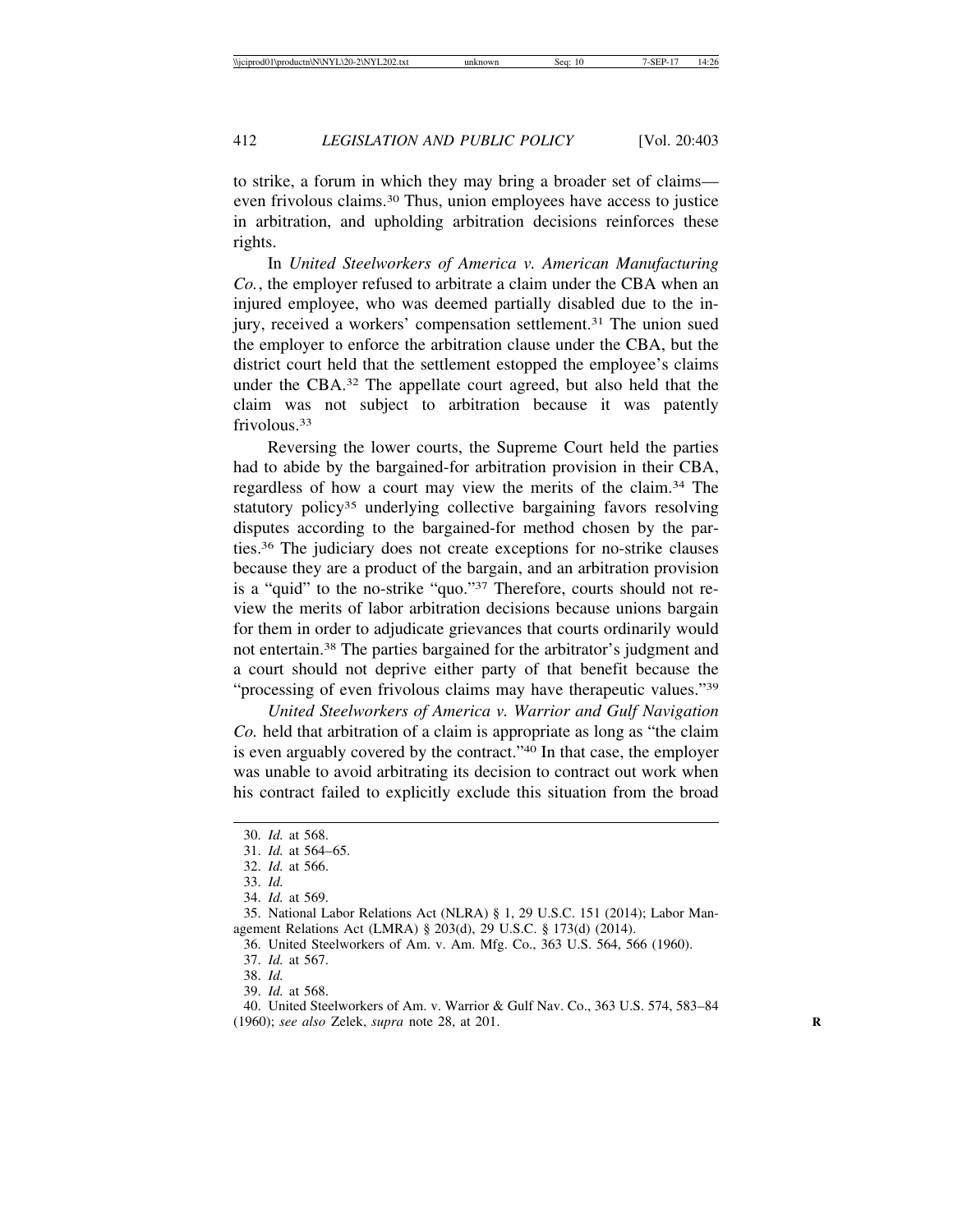to strike, a forum in which they may bring a broader set of claims—even frivolous claims.[30] Thus, union employees have access to justice in arbitration, and upholding arbitration decisions reinforces these rights.

In *United Steelworkers of America v. American Manufacturing Co.*, the employer refused to arbitrate a claim under the CBA when an injured employee, who was deemed partially disabled due to the injury, received a workers' compensation settlement.[31] The union sued the employer to enforce the arbitration clause under the CBA, but the district court held that the settlement estopped the employee's claims under the CBA.[32] The appellate court agreed, but also held that the claim was not subject to arbitration because it was patently frivolous.[33]

Reversing the lower courts, the Supreme Court held the parties had to abide by the bargained-for arbitration provision in their CBA, regardless of how a court may view the merits of the claim.[34] The statutory policy[35] underlying collective bargaining favors resolving disputes according to the bargained-for method chosen by the parties.[36] The judiciary does not create exceptions for no-strike clauses because they are a product of the bargain, and an arbitration provision is a "quid" to the no-strike "quo."[37] Therefore, courts should not review the merits of labor arbitration decisions because unions bargain for them in order to adjudicate grievances that courts ordinarily would not entertain.[38] The parties bargained for the arbitrator's judgment and a court should not deprive either party of that benefit because the "processing of even frivolous claims may have therapeutic values."[39]

*United Steelworkers of America v. Warrior and Gulf Navigation Co.* held that arbitration of a claim is appropriate as long as "the claim is even arguably covered by the contract."[40] In that case, the employer was unable to avoid arbitrating its decision to contract out work when his contract failed to explicitly exclude this situation from the broad

---

30. *Id.* at 568.
31. *Id.* at 564–65.
32. *Id.* at 566.
33. *Id.*
34. *Id.* at 569.
35. National Labor Relations Act (NLRA) § 1, 29 U.S.C. 151 (2014); Labor Management Relations Act (LMRA) § 203(d), 29 U.S.C. § 173(d) (2014).
36. United Steelworkers of Am. v. Am. Mfg. Co., 363 U.S. 564, 566 (1960).
37. *Id.* at 567.
38. *Id.*
39. *Id.* at 568.
40. United Steelworkers of Am. v. Warrior & Gulf Nav. Co., 363 U.S. 574, 583–84 (1960); *see also* Zelek, *supra* note 28, at 201.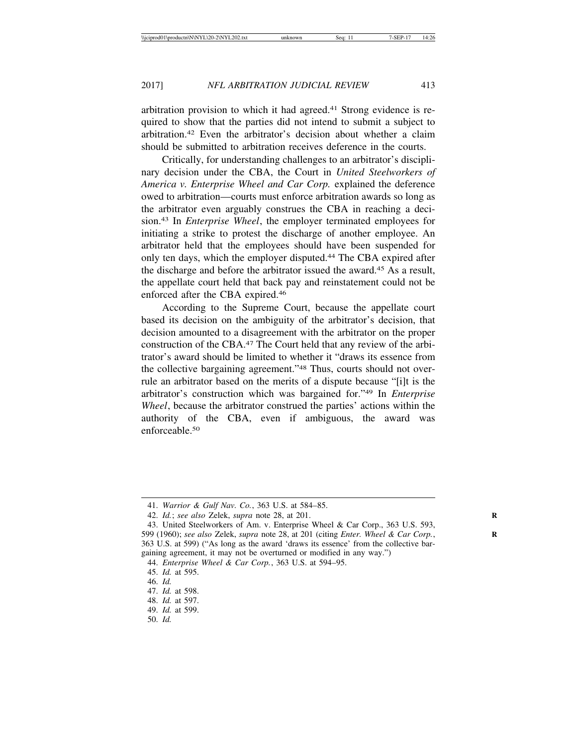arbitration provision to which it had agreed.[41] Strong evidence is required to show that the parties did not intend to submit a subject to arbitration.[42] Even the arbitrator's decision about whether a claim should be submitted to arbitration receives deference in the courts.

Critically, for understanding challenges to an arbitrator's disciplinary decision under the CBA, the Court in *United Steelworkers of America v. Enterprise Wheel and Car Corp.* explained the deference owed to arbitration—courts must enforce arbitration awards so long as the arbitrator even arguably construes the CBA in reaching a decision.[43] In *Enterprise Wheel*, the employer terminated employees for initiating a strike to protest the discharge of another employee. An arbitrator held that the employees should have been suspended for only ten days, which the employer disputed.[44] The CBA expired after the discharge and before the arbitrator issued the award.[45] As a result, the appellate court held that back pay and reinstatement could not be enforced after the CBA expired.[46]

According to the Supreme Court, because the appellate court based its decision on the ambiguity of the arbitrator's decision, that decision amounted to a disagreement with the arbitrator on the proper construction of the CBA.[47] The Court held that any review of the arbitrator's award should be limited to whether it "draws its essence from the collective bargaining agreement."[48] Thus, courts should not overrule an arbitrator based on the merits of a dispute because "[i]t is the arbitrator's construction which was bargained for."[49] In *Enterprise Wheel*, because the arbitrator construed the parties' actions within the authority of the CBA, even if ambiguous, the award was enforceable.[50]

---

41. *Warrior & Gulf Nav. Co.*, 363 U.S. at 584–85.

42. *Id.*; *see also* Zelek, *supra* note 28, at 201.

43. United Steelworkers of Am. v. Enterprise Wheel & Car Corp., 363 U.S. 593, 599 (1960); *see also* Zelek, *supra* note 28, at 201 (citing *Enter. Wheel & Car Corp.*, 363 U.S. at 599) ("As long as the award 'draws its essence' from the collective bargaining agreement, it may not be overturned or modified in any way.")

44. *Enterprise Wheel & Car Corp.*, 363 U.S. at 594–95.

45. *Id.* at 595.

46. *Id.*

47. *Id.* at 598.

48. *Id.* at 597.

49. *Id.* at 599.

50. *Id.*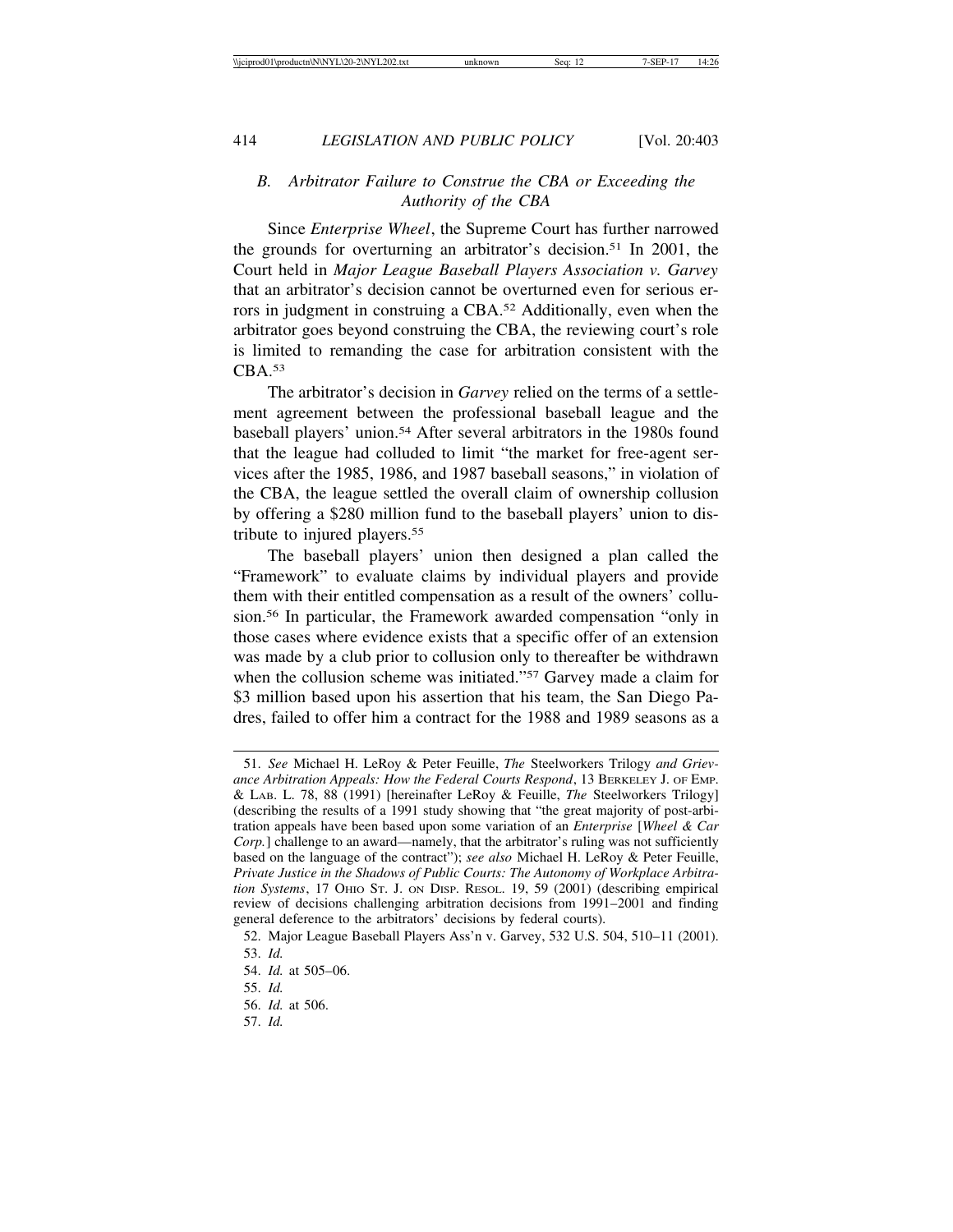### *B. Arbitrator Failure to Construe the CBA or Exceeding the Authority of the CBA*

Since *Enterprise Wheel*, the Supreme Court has further narrowed the grounds for overturning an arbitrator's decision.[51] In 2001, the Court held in *Major League Baseball Players Association v. Garvey* that an arbitrator's decision cannot be overturned even for serious errors in judgment in construing a CBA.[52] Additionally, even when the arbitrator goes beyond construing the CBA, the reviewing court's role is limited to remanding the case for arbitration consistent with the CBA.[53]

The arbitrator's decision in *Garvey* relied on the terms of a settlement agreement between the professional baseball league and the baseball players' union.[54] After several arbitrators in the 1980s found that the league had colluded to limit "the market for free-agent services after the 1985, 1986, and 1987 baseball seasons," in violation of the CBA, the league settled the overall claim of ownership collusion by offering a $280 million fund to the baseball players' union to distribute to injured players.[55]

The baseball players' union then designed a plan called the "Framework" to evaluate claims by individual players and provide them with their entitled compensation as a result of the owners' collusion.[56] In particular, the Framework awarded compensation "only in those cases where evidence exists that a specific offer of an extension was made by a club prior to collusion only to thereafter be withdrawn when the collusion scheme was initiated."[57] Garvey made a claim for $3 million based upon his assertion that his team, the San Diego Padres, failed to offer him a contract for the 1988 and 1989 seasons as a

---

51. *See* Michael H. LeRoy & Peter Feuille, *The* Steelworkers Trilogy *and Grievance Arbitration Appeals: How the Federal Courts Respond*, 13 Berkeley J. of Emp. & Lab. L. 78, 88 (1991) [hereinafter LeRoy & Feuille, *The* Steelworkers Trilogy] (describing the results of a 1991 study showing that "the great majority of post-arbitration appeals have been based upon some variation of an *Enterprise* [*Wheel & Car Corp.*] challenge to an award—namely, that the arbitrator's ruling was not sufficiently based on the language of the contract"); *see also* Michael H. LeRoy & Peter Feuille, *Private Justice in the Shadows of Public Courts: The Autonomy of Workplace Arbitration Systems*, 17 Ohio St. J. on Disp. Resol. 19, 59 (2001) (describing empirical review of decisions challenging arbitration decisions from 1991–2001 and finding general deference to the arbitrators' decisions by federal courts).

52. Major League Baseball Players Ass'n v. Garvey, 532 U.S. 504, 510–11 (2001).

53. *Id.*

54. *Id.* at 505–06.

55. *Id.*

56. *Id.* at 506.

57. *Id.*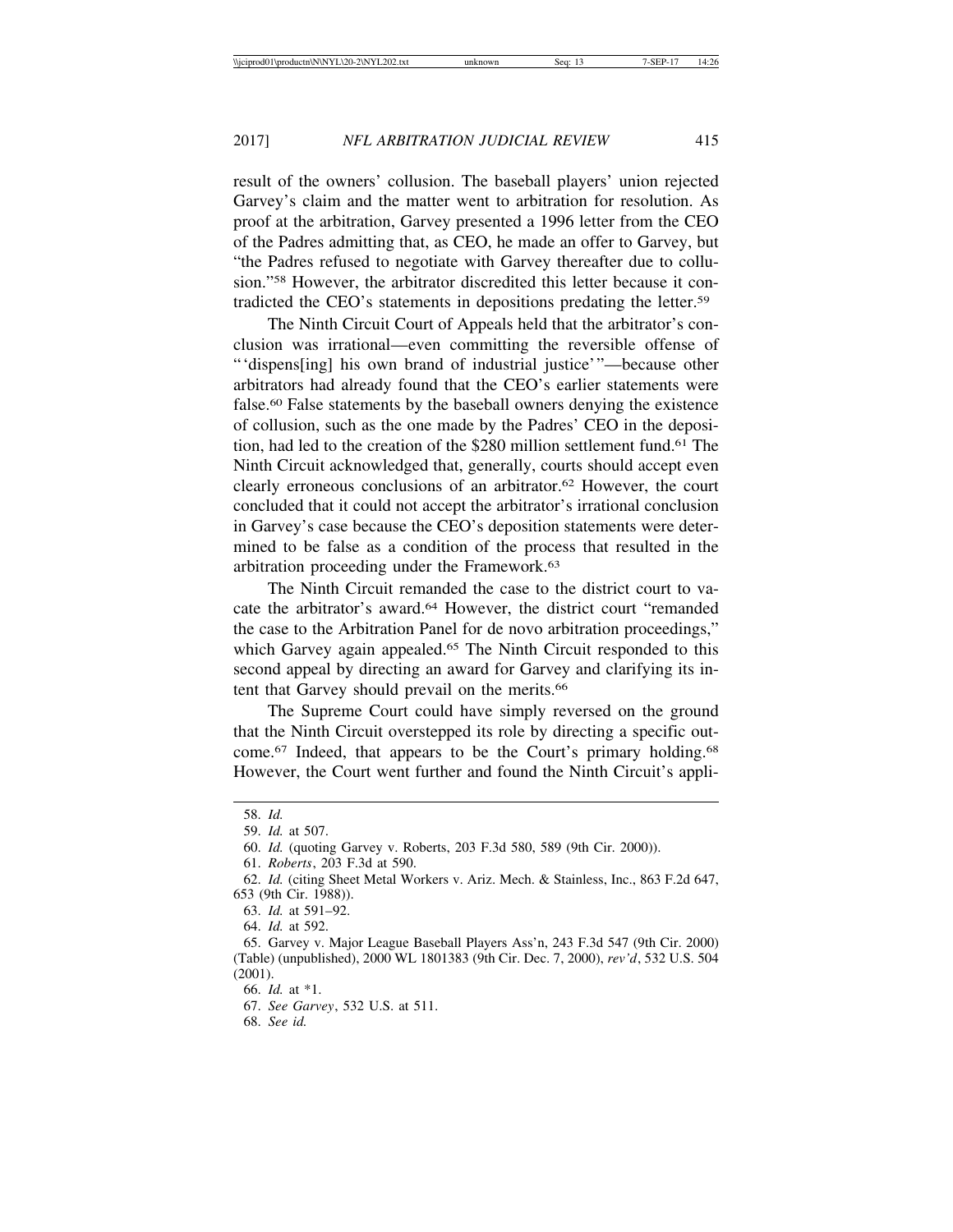result of the owners' collusion. The baseball players' union rejected Garvey's claim and the matter went to arbitration for resolution. As proof at the arbitration, Garvey presented a 1996 letter from the CEO of the Padres admitting that, as CEO, he made an offer to Garvey, but "the Padres refused to negotiate with Garvey thereafter due to collusion."[58] However, the arbitrator discredited this letter because it contradicted the CEO's statements in depositions predating the letter.[59]

The Ninth Circuit Court of Appeals held that the arbitrator's conclusion was irrational—even committing the reversible offense of "'dispens[ing] his own brand of industrial justice'"—because other arbitrators had already found that the CEO's earlier statements were false.[60] False statements by the baseball owners denying the existence of collusion, such as the one made by the Padres' CEO in the deposition, had led to the creation of the $280 million settlement fund.[61] The Ninth Circuit acknowledged that, generally, courts should accept even clearly erroneous conclusions of an arbitrator.[62] However, the court concluded that it could not accept the arbitrator's irrational conclusion in Garvey's case because the CEO's deposition statements were determined to be false as a condition of the process that resulted in the arbitration proceeding under the Framework.[63]

The Ninth Circuit remanded the case to the district court to vacate the arbitrator's award.[64] However, the district court "remanded the case to the Arbitration Panel for de novo arbitration proceedings," which Garvey again appealed.[65] The Ninth Circuit responded to this second appeal by directing an award for Garvey and clarifying its intent that Garvey should prevail on the merits.[66]

The Supreme Court could have simply reversed on the ground that the Ninth Circuit overstepped its role by directing a specific outcome.[67] Indeed, that appears to be the Court's primary holding.[68] However, the Court went further and found the Ninth Circuit's appli-

---

58. *Id.*

59. *Id.* at 507.

60. *Id.* (quoting Garvey v. Roberts, 203 F.3d 580, 589 (9th Cir. 2000)).

61. *Roberts*, 203 F.3d at 590.

62. *Id.* (citing Sheet Metal Workers v. Ariz. Mech. & Stainless, Inc., 863 F.2d 647, 653 (9th Cir. 1988)).

63. *Id.* at 591–92.

64. *Id.* at 592.

65. Garvey v. Major League Baseball Players Ass'n, 243 F.3d 547 (9th Cir. 2000) (Table) (unpublished), 2000 WL 1801383 (9th Cir. Dec. 7, 2000), *rev'd*, 532 U.S. 504 (2001).

66. *Id.* at *1.

67. *See Garvey*, 532 U.S. at 511.

68. *See id.*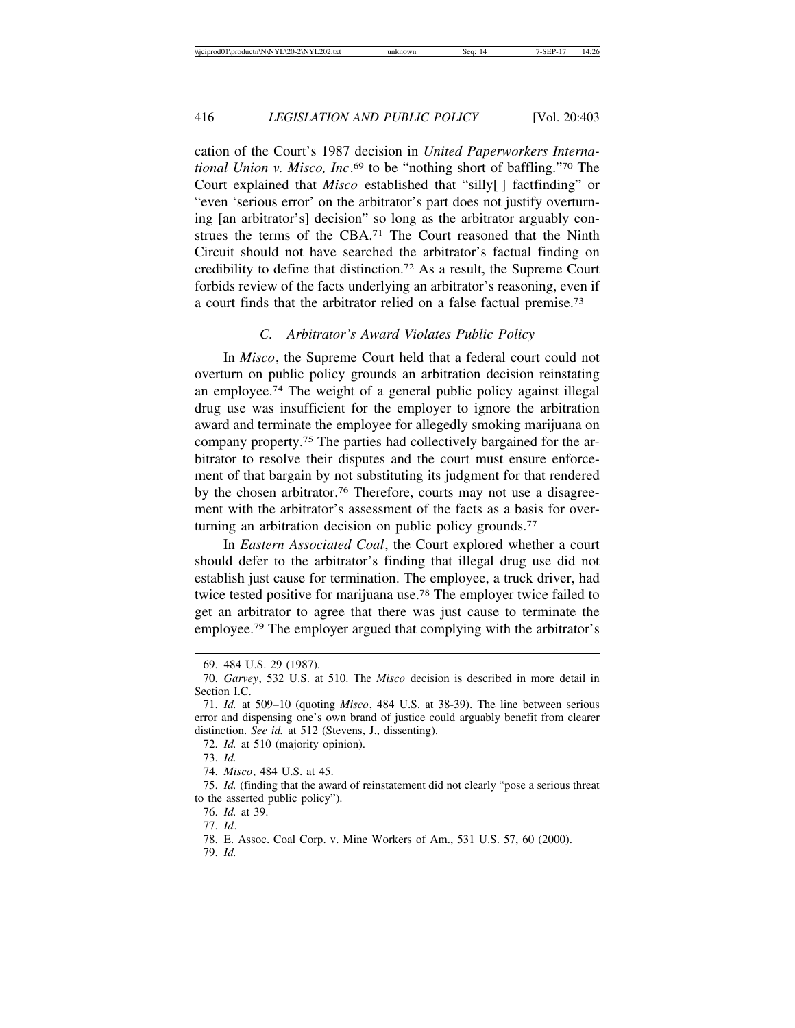cation of the Court's 1987 decision in *United Paperworkers International Union v. Misco, Inc*.[69] to be "nothing short of baffling."[70] The Court explained that *Misco* established that "silly[ ] factfinding" or "even 'serious error' on the arbitrator's part does not justify overturning [an arbitrator's] decision" so long as the arbitrator arguably construes the terms of the CBA.[71] The Court reasoned that the Ninth Circuit should not have searched the arbitrator's factual finding on credibility to define that distinction.[72] As a result, the Supreme Court forbids review of the facts underlying an arbitrator's reasoning, even if a court finds that the arbitrator relied on a false factual premise.[73]

### C. Arbitrator's Award Violates Public Policy

In *Misco*, the Supreme Court held that a federal court could not overturn on public policy grounds an arbitration decision reinstating an employee.[74] The weight of a general public policy against illegal drug use was insufficient for the employer to ignore the arbitration award and terminate the employee for allegedly smoking marijuana on company property.[75] The parties had collectively bargained for the arbitrator to resolve their disputes and the court must ensure enforcement of that bargain by not substituting its judgment for that rendered by the chosen arbitrator.[76] Therefore, courts may not use a disagreement with the arbitrator's assessment of the facts as a basis for overturning an arbitration decision on public policy grounds.[77]

In *Eastern Associated Coal*, the Court explored whether a court should defer to the arbitrator's finding that illegal drug use did not establish just cause for termination. The employee, a truck driver, had twice tested positive for marijuana use.[78] The employer twice failed to get an arbitrator to agree that there was just cause to terminate the employee.[79] The employer argued that complying with the arbitrator's

---

69. 484 U.S. 29 (1987).

70. *Garvey*, 532 U.S. at 510. The *Misco* decision is described in more detail in Section I.C.

71. *Id.* at 509–10 (quoting *Misco*, 484 U.S. at 38-39). The line between serious error and dispensing one's own brand of justice could arguably benefit from clearer distinction. *See id.* at 512 (Stevens, J., dissenting).

72. *Id.* at 510 (majority opinion).

73. *Id.*

74. *Misco*, 484 U.S. at 45.

75. *Id.* (finding that the award of reinstatement did not clearly "pose a serious threat to the asserted public policy").

76. *Id.* at 39.

77. *Id*.

78. E. Assoc. Coal Corp. v. Mine Workers of Am., 531 U.S. 57, 60 (2000).

79. *Id.*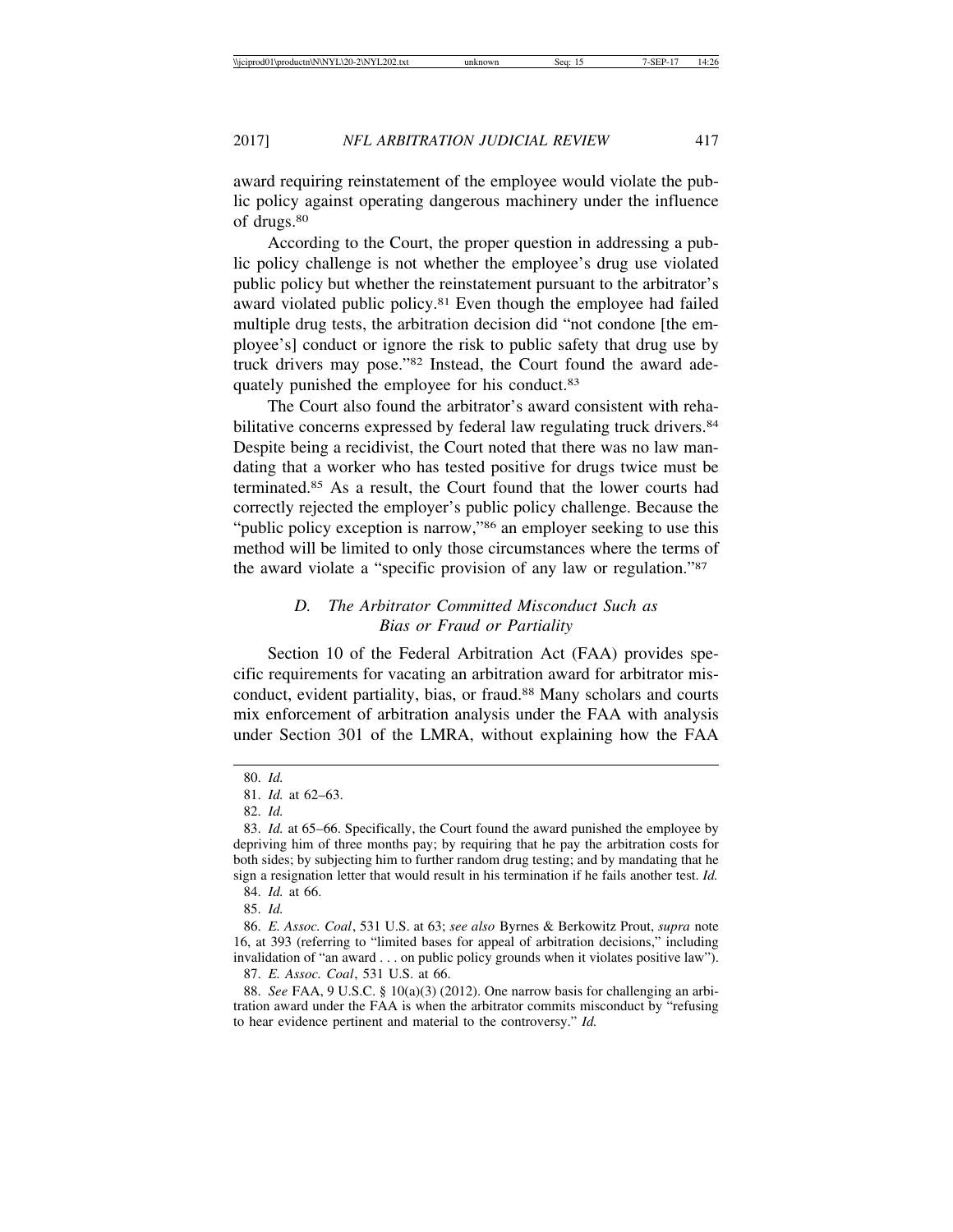award requiring reinstatement of the employee would violate the public policy against operating dangerous machinery under the influence of drugs.[80]

According to the Court, the proper question in addressing a public policy challenge is not whether the employee's drug use violated public policy but whether the reinstatement pursuant to the arbitrator's award violated public policy.[81] Even though the employee had failed multiple drug tests, the arbitration decision did "not condone [the employee's] conduct or ignore the risk to public safety that drug use by truck drivers may pose."[82] Instead, the Court found the award adequately punished the employee for his conduct.[83]

The Court also found the arbitrator's award consistent with rehabilitative concerns expressed by federal law regulating truck drivers.[84] Despite being a recidivist, the Court noted that there was no law mandating that a worker who has tested positive for drugs twice must be terminated.[85] As a result, the Court found that the lower courts had correctly rejected the employer's public policy challenge. Because the "public policy exception is narrow,"[86] an employer seeking to use this method will be limited to only those circumstances where the terms of the award violate a "specific provision of any law or regulation."[87]

### *D. The Arbitrator Committed Misconduct Such as Bias or Fraud or Partiality*

Section 10 of the Federal Arbitration Act (FAA) provides specific requirements for vacating an arbitration award for arbitrator misconduct, evident partiality, bias, or fraud.[88] Many scholars and courts mix enforcement of arbitration analysis under the FAA with analysis under Section 301 of the LMRA, without explaining how the FAA

---

80. *Id.*

81. *Id.* at 62–63.

82. *Id.*

83. *Id.* at 65–66. Specifically, the Court found the award punished the employee by depriving him of three months pay; by requiring that he pay the arbitration costs for both sides; by subjecting him to further random drug testing; and by mandating that he sign a resignation letter that would result in his termination if he fails another test. *Id.*

84. *Id.* at 66.

85. *Id.*

86. *E. Assoc. Coal*, 531 U.S. at 63; *see also* Byrnes & Berkowitz Prout, *supra* note 16, at 393 (referring to "limited bases for appeal of arbitration decisions," including invalidation of "an award . . . on public policy grounds when it violates positive law").

87. *E. Assoc. Coal*, 531 U.S. at 66.

88. *See* FAA, 9 U.S.C. § 10(a)(3) (2012). One narrow basis for challenging an arbitration award under the FAA is when the arbitrator commits misconduct by "refusing to hear evidence pertinent and material to the controversy." *Id.*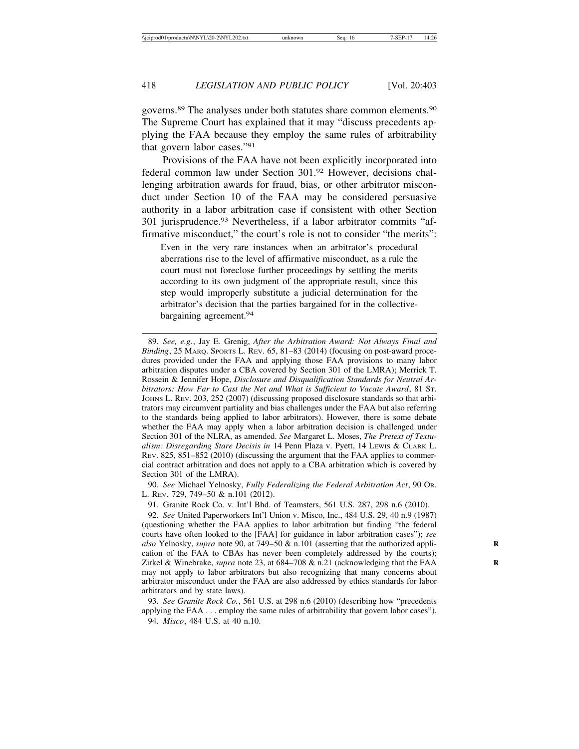governs.[89] The analyses under both statutes share common elements.[90] The Supreme Court has explained that it may "discuss precedents applying the FAA because they employ the same rules of arbitrability that govern labor cases."[91]

Provisions of the FAA have not been explicitly incorporated into federal common law under Section 301.[92] However, decisions challenging arbitration awards for fraud, bias, or other arbitrator misconduct under Section 10 of the FAA may be considered persuasive authority in a labor arbitration case if consistent with other Section 301 jurisprudence.[93] Nevertheless, if a labor arbitrator commits "affirmative misconduct," the court's role is not to consider "the merits":

> Even in the very rare instances when an arbitrator's procedural aberrations rise to the level of affirmative misconduct, as a rule the court must not foreclose further proceedings by settling the merits according to its own judgment of the appropriate result, since this step would improperly substitute a judicial determination for the arbitrator's decision that the parties bargained for in the collective-bargaining agreement.[94]

---

89. *See, e.g.*, Jay E. Grenig, *After the Arbitration Award: Not Always Final and Binding*, 25 MARQ. SPORTS L. REV. 65, 81–83 (2014) (focusing on post-award procedures provided under the FAA and applying those FAA provisions to many labor arbitration disputes under a CBA covered by Section 301 of the LMRA); Merrick T. Rossein & Jennifer Hope, *Disclosure and Disqualification Standards for Neutral Arbitrators: How Far to Cast the Net and What is Sufficient to Vacate Award*, 81 ST. JOHNS L. REV. 203, 252 (2007) (discussing proposed disclosure standards so that arbitrators may circumvent partiality and bias challenges under the FAA but also referring to the standards being applied to labor arbitrators). However, there is some debate whether the FAA may apply when a labor arbitration decision is challenged under Section 301 of the NLRA, as amended. *See* Margaret L. Moses, *The Pretext of Textualism: Disregarding Stare Decisis in* 14 Penn Plaza v. Pyett, 14 LEWIS & CLARK L. REV. 825, 851–852 (2010) (discussing the argument that the FAA applies to commercial contract arbitration and does not apply to a CBA arbitration which is covered by Section 301 of the LMRA).

90. *See* Michael Yelnosky, *Fully Federalizing the Federal Arbitration Act*, 90 OR. L. REV. 729, 749–50 & n.101 (2012).

91. Granite Rock Co. v. Int'l Bhd. of Teamsters, 561 U.S. 287, 298 n.6 (2010).

92. *See* United Paperworkers Int'l Union v. Misco, Inc., 484 U.S. 29, 40 n.9 (1987) (questioning whether the FAA applies to labor arbitration but finding "the federal courts have often looked to the [FAA] for guidance in labor arbitration cases"); *see also* Yelnosky, *supra* note 90, at 749–50 & n.101 (asserting that the authorized application of the FAA to CBAs has never been completely addressed by the courts); Zirkel & Winebrake, *supra* note 23, at 684–708 & n.21 (acknowledging that the FAA may not apply to labor arbitrators but also recognizing that many concerns about arbitrator misconduct under the FAA are also addressed by ethics standards for labor arbitrators and by state laws).

93. *See Granite Rock Co.*, 561 U.S. at 298 n.6 (2010) (describing how "precedents applying the FAA . . . employ the same rules of arbitrability that govern labor cases").

94. *Misco*, 484 U.S. at 40 n.10.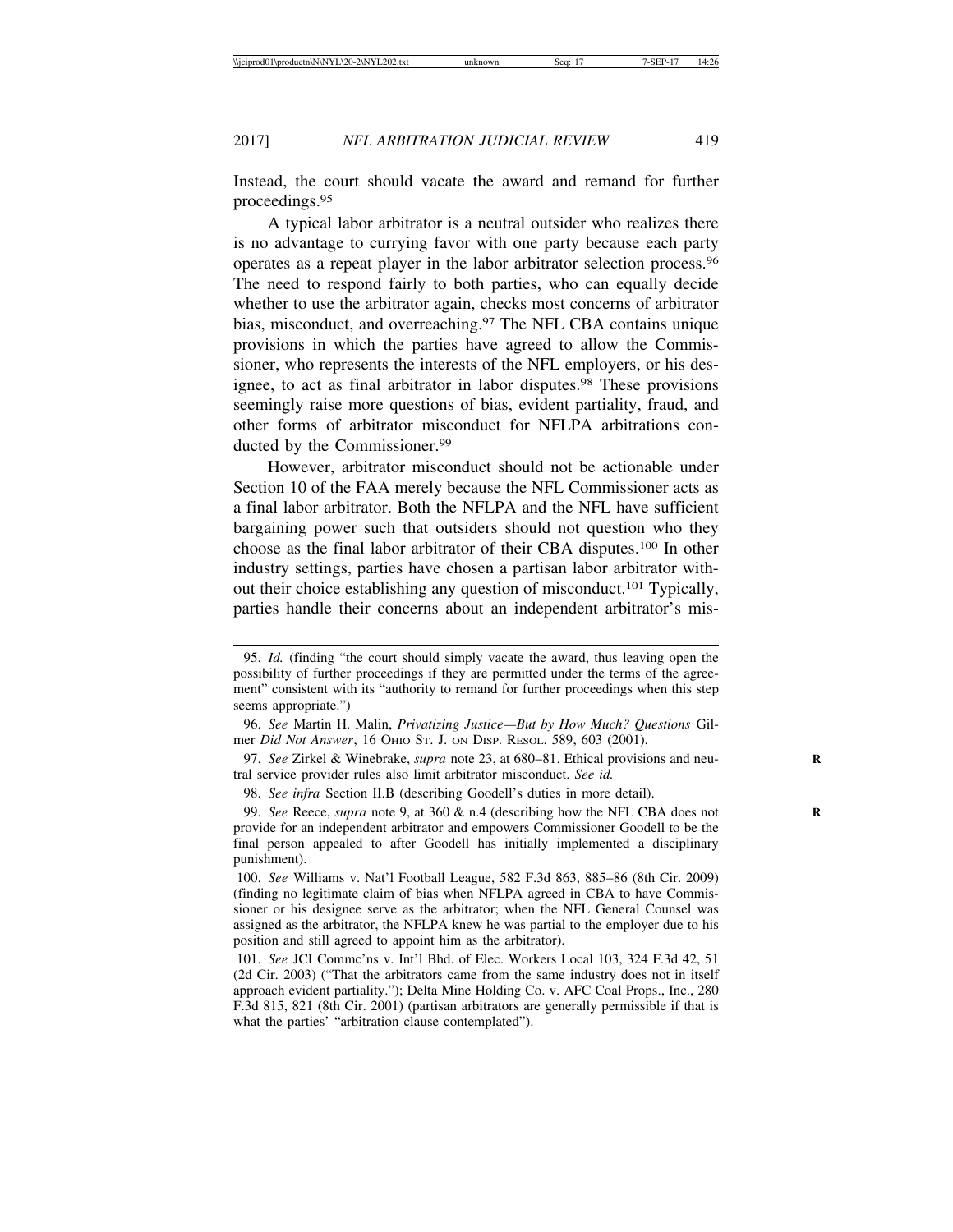Instead, the court should vacate the award and remand for further proceedings.[95]

A typical labor arbitrator is a neutral outsider who realizes there is no advantage to currying favor with one party because each party operates as a repeat player in the labor arbitrator selection process.[96] The need to respond fairly to both parties, who can equally decide whether to use the arbitrator again, checks most concerns of arbitrator bias, misconduct, and overreaching.[97] The NFL CBA contains unique provisions in which the parties have agreed to allow the Commissioner, who represents the interests of the NFL employers, or his designee, to act as final arbitrator in labor disputes.[98] These provisions seemingly raise more questions of bias, evident partiality, fraud, and other forms of arbitrator misconduct for NFLPA arbitrations conducted by the Commissioner.[99]

However, arbitrator misconduct should not be actionable under Section 10 of the FAA merely because the NFL Commissioner acts as a final labor arbitrator. Both the NFLPA and the NFL have sufficient bargaining power such that outsiders should not question who they choose as the final labor arbitrator of their CBA disputes.[100] In other industry settings, parties have chosen a partisan labor arbitrator without their choice establishing any question of misconduct.[101] Typically, parties handle their concerns about an independent arbitrator's mis-

---

95. *Id.* (finding "the court should simply vacate the award, thus leaving open the possibility of further proceedings if they are permitted under the terms of the agreement" consistent with its "authority to remand for further proceedings when this step seems appropriate.")

96. *See* Martin H. Malin, *Privatizing Justice—But by How Much? Questions* Gilmer *Did Not Answer*, 16 Ohio St. J. on Disp. Resol. 589, 603 (2001).

97. *See* Zirkel & Winebrake, *supra* note 23, at 680–81. Ethical provisions and neutral service provider rules also limit arbitrator misconduct. *See id.*

98. *See infra* Section II.B (describing Goodell's duties in more detail).

99. *See* Reece, *supra* note 9, at 360 & n.4 (describing how the NFL CBA does not provide for an independent arbitrator and empowers Commissioner Goodell to be the final person appealed to after Goodell has initially implemented a disciplinary punishment).

100. *See* Williams v. Nat'l Football League, 582 F.3d 863, 885–86 (8th Cir. 2009) (finding no legitimate claim of bias when NFLPA agreed in CBA to have Commissioner or his designee serve as the arbitrator; when the NFL General Counsel was assigned as the arbitrator, the NFLPA knew he was partial to the employer due to his position and still agreed to appoint him as the arbitrator).

101. *See* JCI Commc'ns v. Int'l Bhd. of Elec. Workers Local 103, 324 F.3d 42, 51 (2d Cir. 2003) ("That the arbitrators came from the same industry does not in itself approach evident partiality."); Delta Mine Holding Co. v. AFC Coal Props., Inc., 280 F.3d 815, 821 (8th Cir. 2001) (partisan arbitrators are generally permissible if that is what the parties' "arbitration clause contemplated").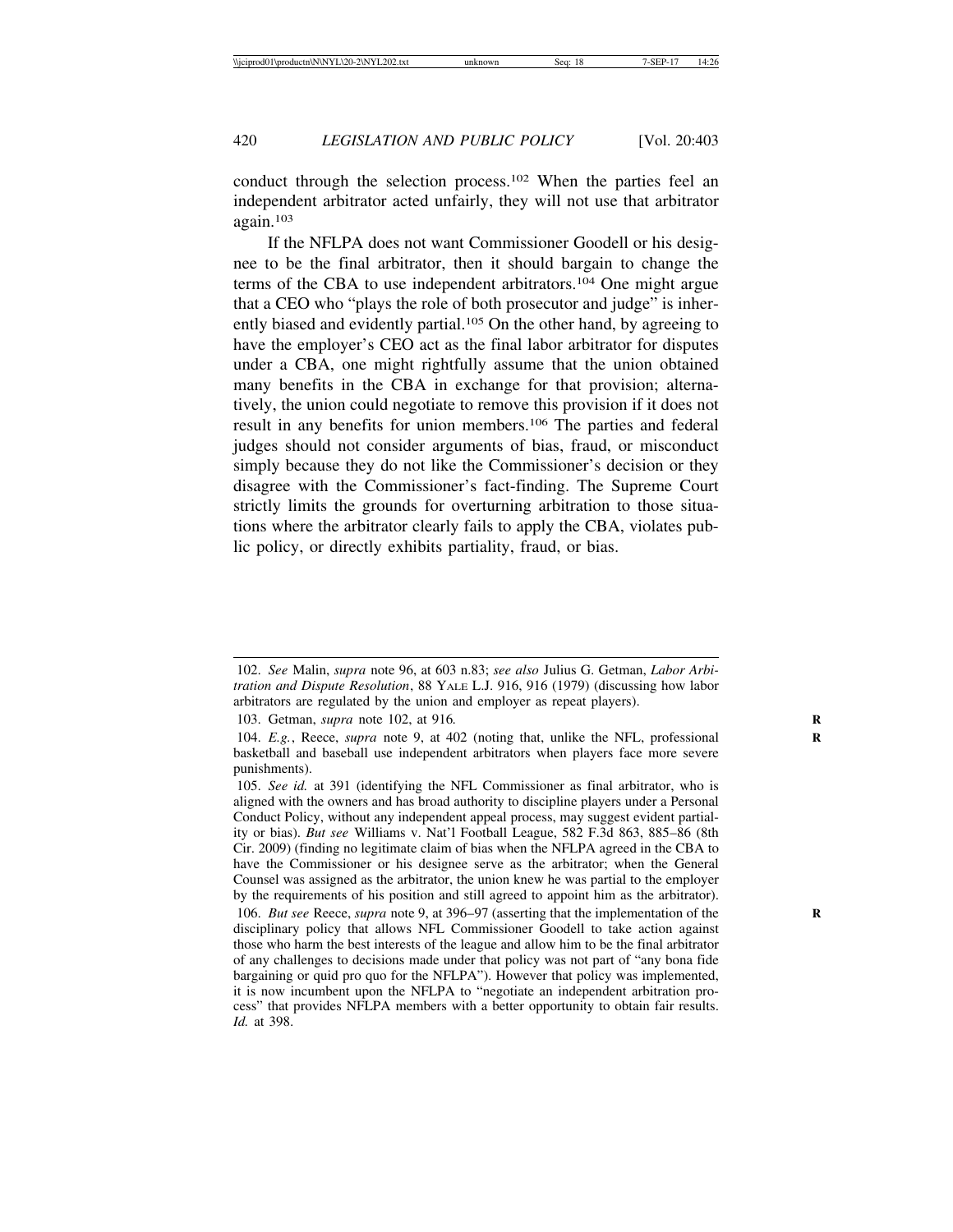conduct through the selection process.[102] When the parties feel an independent arbitrator acted unfairly, they will not use that arbitrator again.[103]

If the NFLPA does not want Commissioner Goodell or his designee to be the final arbitrator, then it should bargain to change the terms of the CBA to use independent arbitrators.[104] One might argue that a CEO who "plays the role of both prosecutor and judge" is inherently biased and evidently partial.[105] On the other hand, by agreeing to have the employer's CEO act as the final labor arbitrator for disputes under a CBA, one might rightfully assume that the union obtained many benefits in the CBA in exchange for that provision; alternatively, the union could negotiate to remove this provision if it does not result in any benefits for union members.[106] The parties and federal judges should not consider arguments of bias, fraud, or misconduct simply because they do not like the Commissioner's decision or they disagree with the Commissioner's fact-finding. The Supreme Court strictly limits the grounds for overturning arbitration to those situations where the arbitrator clearly fails to apply the CBA, violates public policy, or directly exhibits partiality, fraud, or bias.

---

102. *See* Malin, *supra* note 96, at 603 n.83; *see also* Julius G. Getman, *Labor Arbitration and Dispute Resolution*, 88 YALE L.J. 916, 916 (1979) (discussing how labor arbitrators are regulated by the union and employer as repeat players).

103. Getman, *supra* note 102, at 916.

104. *E.g.*, Reece, *supra* note 9, at 402 (noting that, unlike the NFL, professional basketball and baseball use independent arbitrators when players face more severe punishments).

105. *See id.* at 391 (identifying the NFL Commissioner as final arbitrator, who is aligned with the owners and has broad authority to discipline players under a Personal Conduct Policy, without any independent appeal process, may suggest evident partiality or bias). *But see* Williams v. Nat'l Football League, 582 F.3d 863, 885–86 (8th Cir. 2009) (finding no legitimate claim of bias when the NFLPA agreed in the CBA to have the Commissioner or his designee serve as the arbitrator; when the General Counsel was assigned as the arbitrator, the union knew he was partial to the employer by the requirements of his position and still agreed to appoint him as the arbitrator).

106. *But see* Reece, *supra* note 9, at 396–97 (asserting that the implementation of the disciplinary policy that allows NFL Commissioner Goodell to take action against those who harm the best interests of the league and allow him to be the final arbitrator of any challenges to decisions made under that policy was not part of "any bona fide bargaining or quid pro quo for the NFLPA"). However that policy was implemented, it is now incumbent upon the NFLPA to "negotiate an independent arbitration process" that provides NFLPA members with a better opportunity to obtain fair results. *Id.* at 398.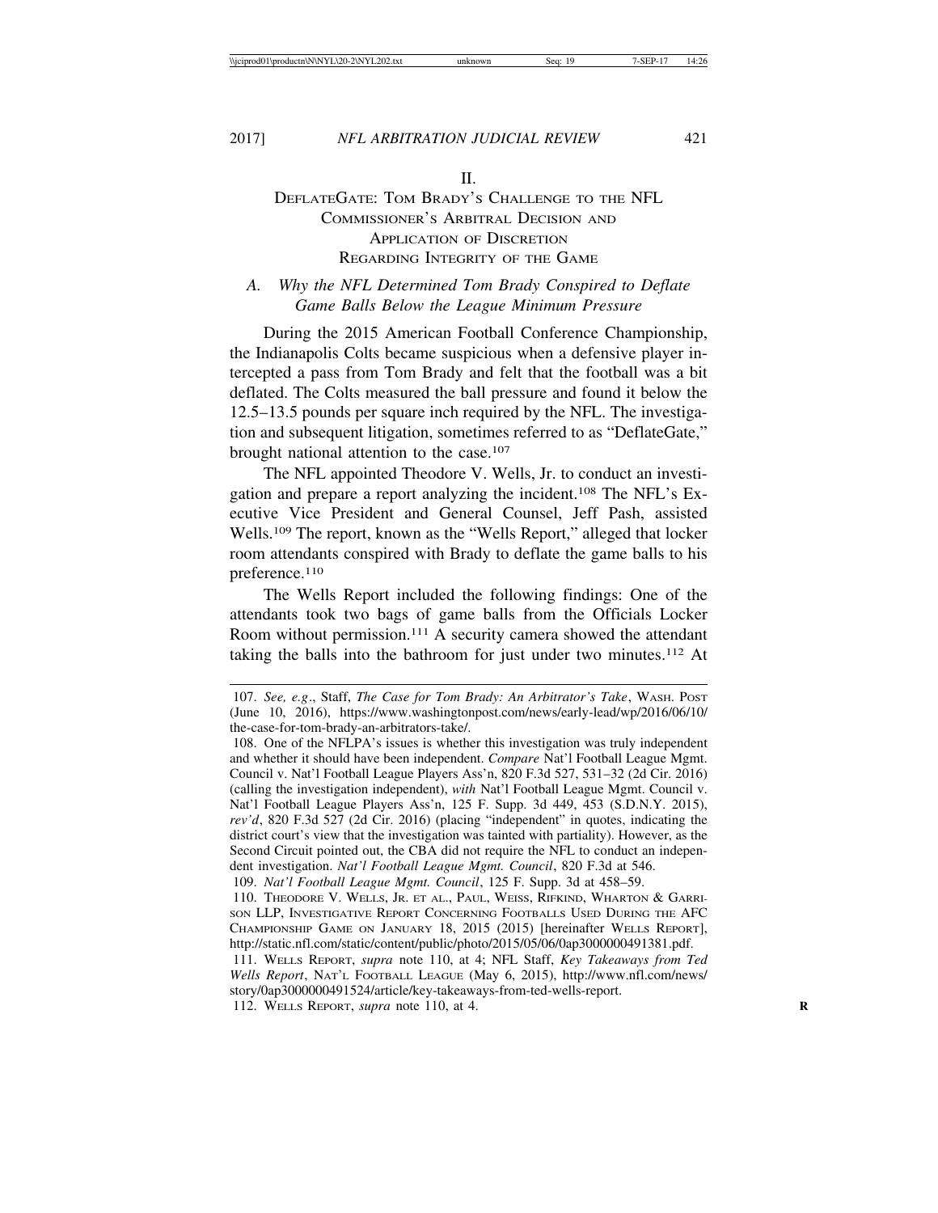## II.

## DEFLATEGATE: TOM BRADY'S CHALLENGE TO THE NFL COMMISSIONER'S ARBITRAL DECISION AND APPLICATION OF DISCRETION REGARDING INTEGRITY OF THE GAME

### *A. Why the NFL Determined Tom Brady Conspired to Deflate Game Balls Below the League Minimum Pressure*

During the 2015 American Football Conference Championship, the Indianapolis Colts became suspicious when a defensive player intercepted a pass from Tom Brady and felt that the football was a bit deflated. The Colts measured the ball pressure and found it below the 12.5–13.5 pounds per square inch required by the NFL. The investigation and subsequent litigation, sometimes referred to as "DeflateGate," brought national attention to the case.[107]

The NFL appointed Theodore V. Wells, Jr. to conduct an investigation and prepare a report analyzing the incident.[108] The NFL's Executive Vice President and General Counsel, Jeff Pash, assisted Wells.[109] The report, known as the "Wells Report," alleged that locker room attendants conspired with Brady to deflate the game balls to his preference.[110]

The Wells Report included the following findings: One of the attendants took two bags of game balls from the Officials Locker Room without permission.[111] A security camera showed the attendant taking the balls into the bathroom for just under two minutes.[112] At

---

107. *See, e.g.*, Staff, *The Case for Tom Brady: An Arbitrator's Take*, WASH. POST (June 10, 2016), https://www.washingtonpost.com/news/early-lead/wp/2016/06/10/the-case-for-tom-brady-an-arbitrators-take/.

108. One of the NFLPA's issues is whether this investigation was truly independent and whether it should have been independent. *Compare* Nat'l Football League Mgmt. Council v. Nat'l Football League Players Ass'n, 820 F.3d 527, 531–32 (2d Cir. 2016) (calling the investigation independent), *with* Nat'l Football League Mgmt. Council v. Nat'l Football League Players Ass'n, 125 F. Supp. 3d 449, 453 (S.D.N.Y. 2015), *rev'd*, 820 F.3d 527 (2d Cir. 2016) (placing "independent" in quotes, indicating the district court's view that the investigation was tainted with partiality). However, as the Second Circuit pointed out, the CBA did not require the NFL to conduct an independent investigation. *Nat'l Football League Mgmt. Council*, 820 F.3d at 546.

109. *Nat'l Football League Mgmt. Council*, 125 F. Supp. 3d at 458–59.

110. THEODORE V. WELLS, JR. ET AL., PAUL, WEISS, RIFKIND, WHARTON & GARRISON LLP, INVESTIGATIVE REPORT CONCERNING FOOTBALLS USED DURING THE AFC CHAMPIONSHIP GAME ON JANUARY 18, 2015 (2015) [hereinafter WELLS REPORT], http://static.nfl.com/static/content/public/photo/2015/05/06/0ap3000000491381.pdf.

111. WELLS REPORT, *supra* note 110, at 4; NFL Staff, *Key Takeaways from Ted Wells Report*, NAT'L FOOTBALL LEAGUE (May 6, 2015), http://www.nfl.com/news/story/0ap3000000491524/article/key-takeaways-from-ted-wells-report.

112. WELLS REPORT, *supra* note 110, at 4.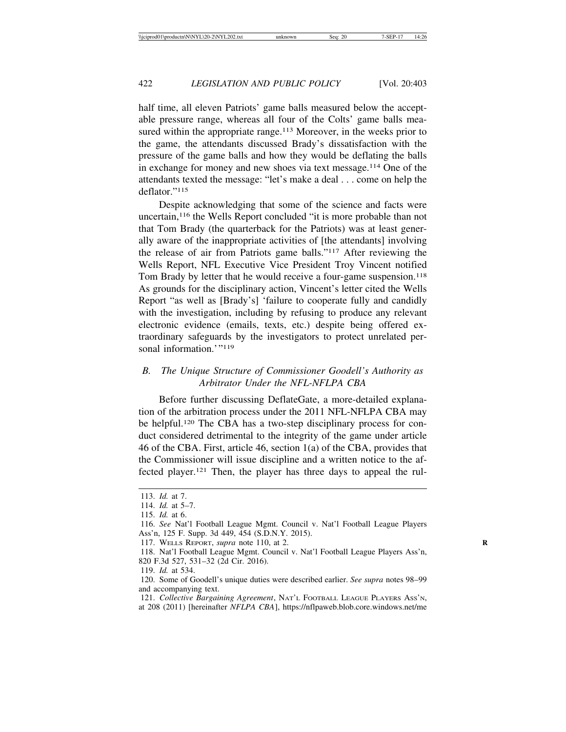half time, all eleven Patriots' game balls measured below the acceptable pressure range, whereas all four of the Colts' game balls measured within the appropriate range.[113] Moreover, in the weeks prior to the game, the attendants discussed Brady's dissatisfaction with the pressure of the game balls and how they would be deflating the balls in exchange for money and new shoes via text message.[114] One of the attendants texted the message: "let's make a deal . . . come on help the deflator."[115]

Despite acknowledging that some of the science and facts were uncertain,[116] the Wells Report concluded "it is more probable than not that Tom Brady (the quarterback for the Patriots) was at least generally aware of the inappropriate activities of [the attendants] involving the release of air from Patriots game balls."[117] After reviewing the Wells Report, NFL Executive Vice President Troy Vincent notified Tom Brady by letter that he would receive a four-game suspension.[118] As grounds for the disciplinary action, Vincent's letter cited the Wells Report "as well as [Brady's] 'failure to cooperate fully and candidly with the investigation, including by refusing to produce any relevant electronic evidence (emails, texts, etc.) despite being offered extraordinary safeguards by the investigators to protect unrelated personal information.'"[119]

### *B. The Unique Structure of Commissioner Goodell's Authority as Arbitrator Under the NFL-NFLPA CBA*

Before further discussing DeflateGate, a more-detailed explanation of the arbitration process under the 2011 NFL-NFLPA CBA may be helpful.[120] The CBA has a two-step disciplinary process for conduct considered detrimental to the integrity of the game under article 46 of the CBA. First, article 46, section 1(a) of the CBA, provides that the Commissioner will issue discipline and a written notice to the affected player.[121] Then, the player has three days to appeal the rul-

---

113. *Id.* at 7.

114. *Id.* at 5–7.

115. *Id.* at 6.

116. *See* Nat'l Football League Mgmt. Council v. Nat'l Football League Players Ass'n, 125 F. Supp. 3d 449, 454 (S.D.N.Y. 2015).

117. WELLS REPORT, *supra* note 110, at 2.

118. Nat'l Football League Mgmt. Council v. Nat'l Football League Players Ass'n, 820 F.3d 527, 531–32 (2d Cir. 2016).

119. *Id.* at 534.

120. Some of Goodell's unique duties were described earlier. *See supra* notes 98–99 and accompanying text.

121. *Collective Bargaining Agreement*, NAT'L FOOTBALL LEAGUE PLAYERS ASS'N, at 208 (2011) [hereinafter *NFLPA CBA*], https://nflpaweb.blob.core.windows.net/me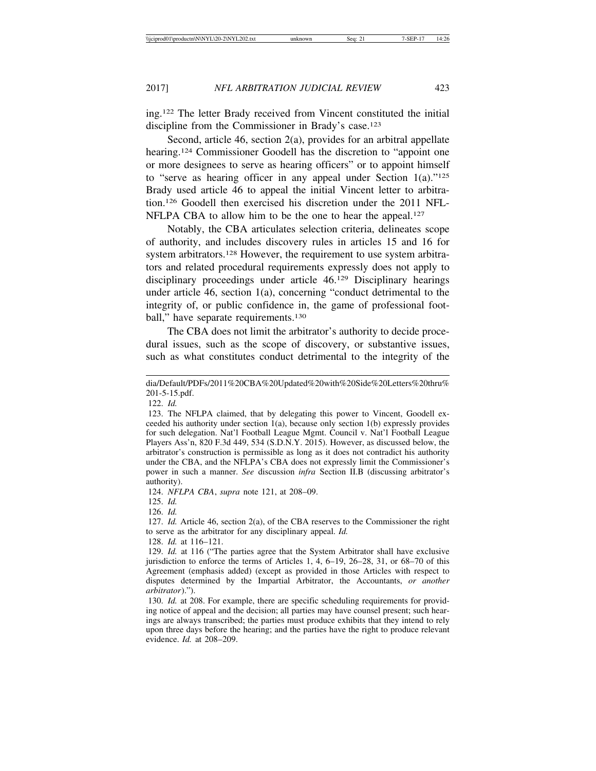ing.[122] The letter Brady received from Vincent constituted the initial discipline from the Commissioner in Brady's case.[123]

Second, article 46, section 2(a), provides for an arbitral appellate hearing.[124] Commissioner Goodell has the discretion to "appoint one or more designees to serve as hearing officers" or to appoint himself to "serve as hearing officer in any appeal under Section 1(a)."[125] Brady used article 46 to appeal the initial Vincent letter to arbitration.[126] Goodell then exercised his discretion under the 2011 NFL-NFLPA CBA to allow him to be the one to hear the appeal.[127]

Notably, the CBA articulates selection criteria, delineates scope of authority, and includes discovery rules in articles 15 and 16 for system arbitrators.[128] However, the requirement to use system arbitrators and related procedural requirements expressly does not apply to disciplinary proceedings under article 46.[129] Disciplinary hearings under article 46, section 1(a), concerning "conduct detrimental to the integrity of, or public confidence in, the game of professional football," have separate requirements.[130]

The CBA does not limit the arbitrator's authority to decide procedural issues, such as the scope of discovery, or substantive issues, such as what constitutes conduct detrimental to the integrity of the

---

dia/Default/PDFs/2011%20CBA%20Updated%20with%20Side%20Letters%20thru%201-5-15.pdf.

122. *Id.*

123. The NFLPA claimed, that by delegating this power to Vincent, Goodell exceeded his authority under section 1(a), because only section 1(b) expressly provides for such delegation. Nat'l Football League Mgmt. Council v. Nat'l Football League Players Ass'n, 820 F.3d 449, 534 (S.D.N.Y. 2015). However, as discussed below, the arbitrator's construction is permissible as long as it does not contradict his authority under the CBA, and the NFLPA's CBA does not expressly limit the Commissioner's power in such a manner. *See* discussion *infra* Section II.B (discussing arbitrator's authority).

124. *NFLPA CBA*, *supra* note 121, at 208–09.

125. *Id.*

126. *Id.*

127. *Id.* Article 46, section 2(a), of the CBA reserves to the Commissioner the right to serve as the arbitrator for any disciplinary appeal. *Id.*

128. *Id.* at 116–121.

129. *Id.* at 116 ("The parties agree that the System Arbitrator shall have exclusive jurisdiction to enforce the terms of Articles 1, 4, 6–19, 26–28, 31, or 68–70 of this Agreement (emphasis added) (except as provided in those Articles with respect to disputes determined by the Impartial Arbitrator, the Accountants, *or another arbitrator*).").

130. *Id.* at 208. For example, there are specific scheduling requirements for providing notice of appeal and the decision; all parties may have counsel present; such hearings are always transcribed; the parties must produce exhibits that they intend to rely upon three days before the hearing; and the parties have the right to produce relevant evidence. *Id.* at 208–209.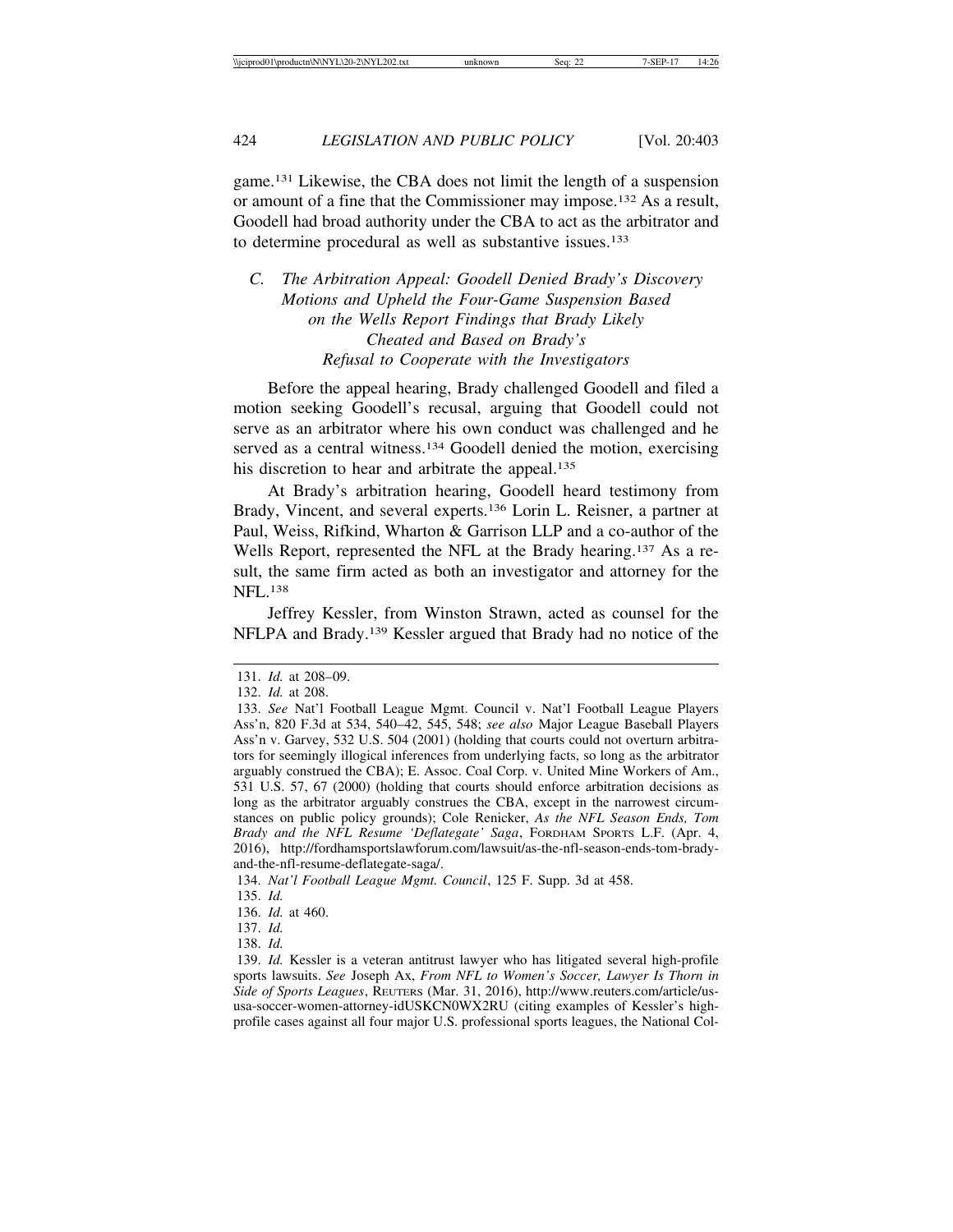game.[131] Likewise, the CBA does not limit the length of a suspension or amount of a fine that the Commissioner may impose.[132] As a result, Goodell had broad authority under the CBA to act as the arbitrator and to determine procedural as well as substantive issues.[133]

### *C. The Arbitration Appeal: Goodell Denied Brady's Discovery Motions and Upheld the Four-Game Suspension Based on the Wells Report Findings that Brady Likely Cheated and Based on Brady's Refusal to Cooperate with the Investigators*

Before the appeal hearing, Brady challenged Goodell and filed a motion seeking Goodell's recusal, arguing that Goodell could not serve as an arbitrator where his own conduct was challenged and he served as a central witness.[134] Goodell denied the motion, exercising his discretion to hear and arbitrate the appeal.[135]

At Brady's arbitration hearing, Goodell heard testimony from Brady, Vincent, and several experts.[136] Lorin L. Reisner, a partner at Paul, Weiss, Rifkind, Wharton & Garrison LLP and a co-author of the Wells Report, represented the NFL at the Brady hearing.[137] As a result, the same firm acted as both an investigator and attorney for the NFL.[138]

Jeffrey Kessler, from Winston Strawn, acted as counsel for the NFLPA and Brady.[139] Kessler argued that Brady had no notice of the

---

131. *Id.* at 208–09.

132. *Id.* at 208.

133. *See* Nat'l Football League Mgmt. Council v. Nat'l Football League Players Ass'n, 820 F.3d at 534, 540–42, 545, 548; *see also* Major League Baseball Players Ass'n v. Garvey, 532 U.S. 504 (2001) (holding that courts could not overturn arbitrators for seemingly illogical inferences from underlying facts, so long as the arbitrator arguably construed the CBA); E. Assoc. Coal Corp. v. United Mine Workers of Am., 531 U.S. 57, 67 (2000) (holding that courts should enforce arbitration decisions as long as the arbitrator arguably construes the CBA, except in the narrowest circumstances on public policy grounds); Cole Renicker, *As the NFL Season Ends, Tom Brady and the NFL Resume 'Deflategate' Saga*, FORDHAM SPORTS L.F. (Apr. 4, 2016), http://fordhamsportslawforum.com/lawsuit/as-the-nfl-season-ends-tom-brady-and-the-nfl-resume-deflategate-saga/.

134. *Nat'l Football League Mgmt. Council*, 125 F. Supp. 3d at 458.

135. *Id.*

136. *Id.* at 460.

137. *Id.*

138. *Id.*

139. *Id.* Kessler is a veteran antitrust lawyer who has litigated several high-profile sports lawsuits. *See* Joseph Ax, *From NFL to Women's Soccer, Lawyer Is Thorn in Side of Sports Leagues*, REUTERS (Mar. 31, 2016), http://www.reuters.com/article/us-usa-soccer-women-attorney-idUSKCN0WX2RU (citing examples of Kessler's high-profile cases against all four major U.S. professional sports leagues, the National Col-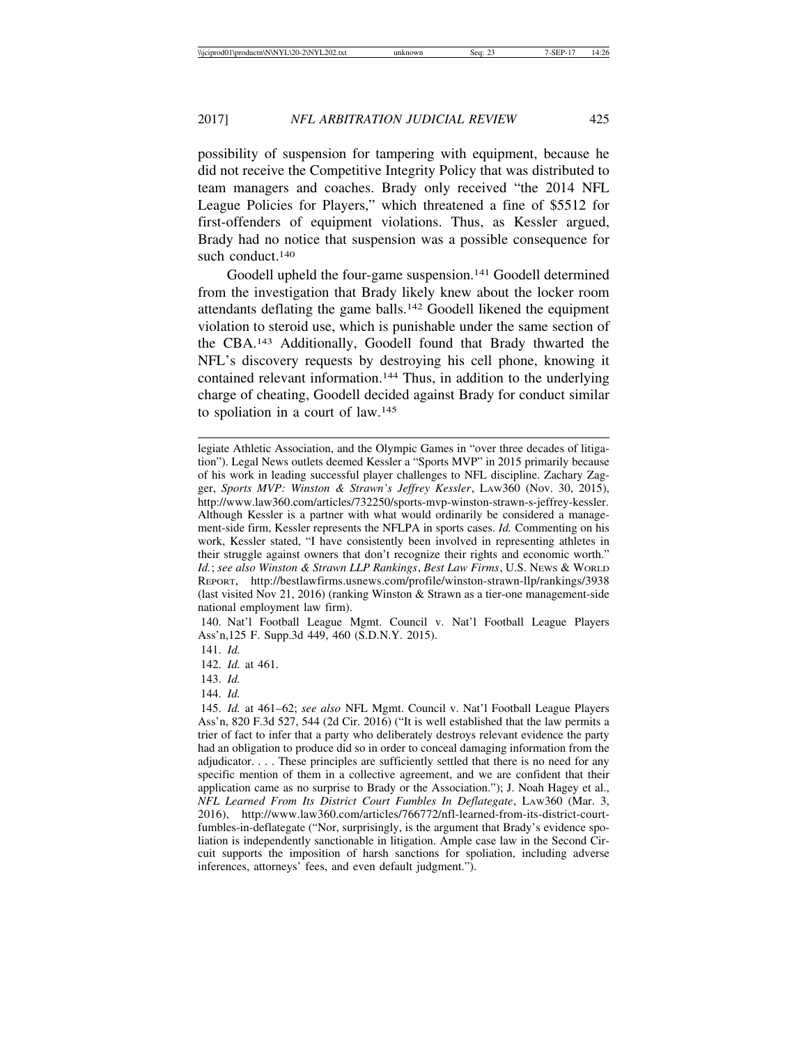possibility of suspension for tampering with equipment, because he did not receive the Competitive Integrity Policy that was distributed to team managers and coaches. Brady only received "the 2014 NFL League Policies for Players," which threatened a fine of $5512 for first-offenders of equipment violations. Thus, as Kessler argued, Brady had no notice that suspension was a possible consequence for such conduct.[140]

Goodell upheld the four-game suspension.[141] Goodell determined from the investigation that Brady likely knew about the locker room attendants deflating the game balls.[142] Goodell likened the equipment violation to steroid use, which is punishable under the same section of the CBA.[143] Additionally, Goodell found that Brady thwarted the NFL's discovery requests by destroying his cell phone, knowing it contained relevant information.[144] Thus, in addition to the underlying charge of cheating, Goodell decided against Brady for conduct similar to spoliation in a court of law.[145]

---

legiate Athletic Association, and the Olympic Games in "over three decades of litigation"). Legal News outlets deemed Kessler a "Sports MVP" in 2015 primarily because of his work in leading successful player challenges to NFL discipline. Zachary Zagger, *Sports MVP: Winston & Strawn's Jeffrey Kessler*, LAW360 (Nov. 30, 2015), http://www.law360.com/articles/732250/sports-mvp-winston-strawn-s-jeffrey-kessler. Although Kessler is a partner with what would ordinarily be considered a management-side firm, Kessler represents the NFLPA in sports cases. *Id.* Commenting on his work, Kessler stated, "I have consistently been involved in representing athletes in their struggle against owners that don't recognize their rights and economic worth." *Id.*; *see also Winston & Strawn LLP Rankings*, *Best Law Firms*, U.S. NEWS & WORLD REPORT, http://bestlawfirms.usnews.com/profile/winston-strawn-llp/rankings/3938 (last visited Nov 21, 2016) (ranking Winston & Strawn as a tier-one management-side national employment law firm).

140. Nat'l Football League Mgmt. Council v. Nat'l Football League Players Ass'n,125 F. Supp.3d 449, 460 (S.D.N.Y. 2015).

141. *Id.*

142. *Id.* at 461.

143. *Id.*

144. *Id.*

145. *Id.* at 461–62; *see also* NFL Mgmt. Council v. Nat'l Football League Players Ass'n, 820 F.3d 527, 544 (2d Cir. 2016) ("It is well established that the law permits a trier of fact to infer that a party who deliberately destroys relevant evidence the party had an obligation to produce did so in order to conceal damaging information from the adjudicator. . . . These principles are sufficiently settled that there is no need for any specific mention of them in a collective agreement, and we are confident that their application came as no surprise to Brady or the Association."); J. Noah Hagey et al., *NFL Learned From Its District Court Fumbles In Deflategate*, LAW360 (Mar. 3, 2016), http://www.law360.com/articles/766772/nfl-learned-from-its-district-court-fumbles-in-deflategate ("Nor, surprisingly, is the argument that Brady's evidence spoliation is independently sanctionable in litigation. Ample case law in the Second Circuit supports the imposition of harsh sanctions for spoliation, including adverse inferences, attorneys' fees, and even default judgment.").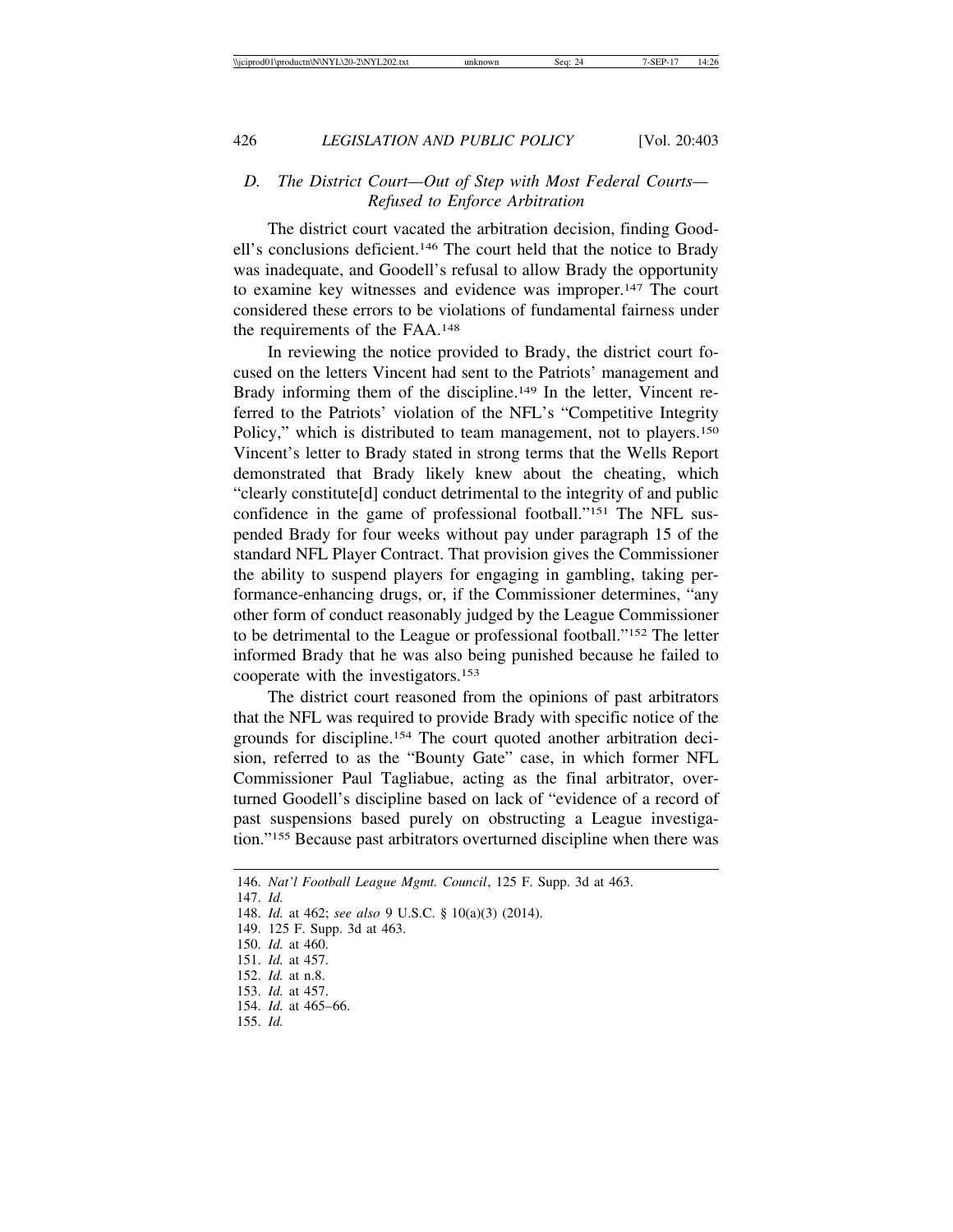### *D. The District Court—Out of Step with Most Federal Courts—Refused to Enforce Arbitration*

The district court vacated the arbitration decision, finding Goodell's conclusions deficient.[146] The court held that the notice to Brady was inadequate, and Goodell's refusal to allow Brady the opportunity to examine key witnesses and evidence was improper.[147] The court considered these errors to be violations of fundamental fairness under the requirements of the FAA.[148]

In reviewing the notice provided to Brady, the district court focused on the letters Vincent had sent to the Patriots' management and Brady informing them of the discipline.[149] In the letter, Vincent referred to the Patriots' violation of the NFL's "Competitive Integrity Policy," which is distributed to team management, not to players.[150] Vincent's letter to Brady stated in strong terms that the Wells Report demonstrated that Brady likely knew about the cheating, which "clearly constitute[d] conduct detrimental to the integrity of and public confidence in the game of professional football."[151] The NFL suspended Brady for four weeks without pay under paragraph 15 of the standard NFL Player Contract. That provision gives the Commissioner the ability to suspend players for engaging in gambling, taking performance-enhancing drugs, or, if the Commissioner determines, "any other form of conduct reasonably judged by the League Commissioner to be detrimental to the League or professional football."[152] The letter informed Brady that he was also being punished because he failed to cooperate with the investigators.[153]

The district court reasoned from the opinions of past arbitrators that the NFL was required to provide Brady with specific notice of the grounds for discipline.[154] The court quoted another arbitration decision, referred to as the "Bounty Gate" case, in which former NFL Commissioner Paul Tagliabue, acting as the final arbitrator, overturned Goodell's discipline based on lack of "evidence of a record of past suspensions based purely on obstructing a League investigation."[155] Because past arbitrators overturned discipline when there was

---

146. *Nat'l Football League Mgmt. Council*, 125 F. Supp. 3d at 463.
147. *Id.*
148. *Id.* at 462; *see also* 9 U.S.C. § 10(a)(3) (2014).
149. 125 F. Supp. 3d at 463.
150. *Id.* at 460.
151. *Id.* at 457.
152. *Id.* at n.8.
153. *Id.* at 457.
154. *Id.* at 465–66.
155. *Id.*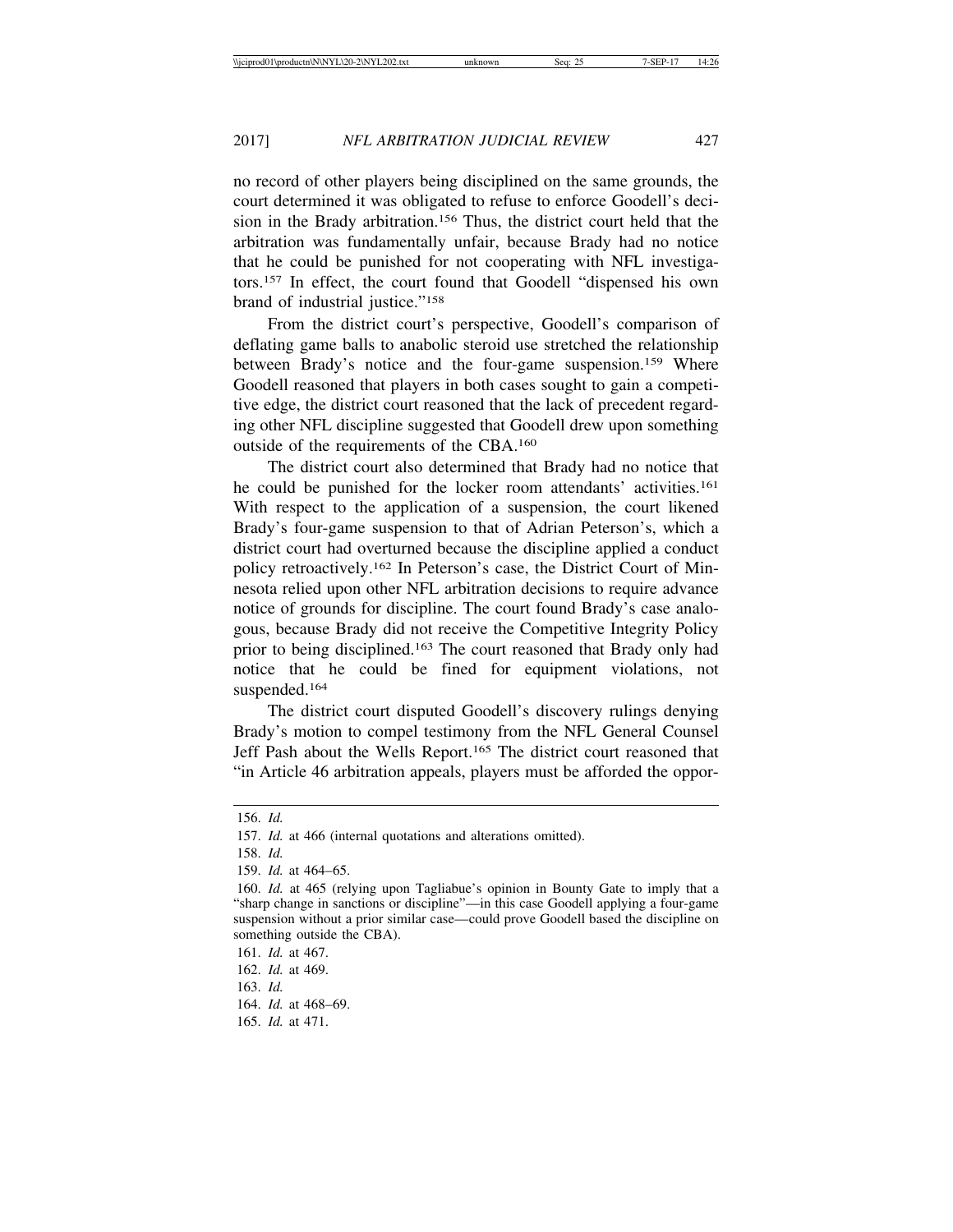no record of other players being disciplined on the same grounds, the court determined it was obligated to refuse to enforce Goodell's decision in the Brady arbitration.[156] Thus, the district court held that the arbitration was fundamentally unfair, because Brady had no notice that he could be punished for not cooperating with NFL investigators.[157] In effect, the court found that Goodell "dispensed his own brand of industrial justice."[158]

From the district court's perspective, Goodell's comparison of deflating game balls to anabolic steroid use stretched the relationship between Brady's notice and the four-game suspension.[159] Where Goodell reasoned that players in both cases sought to gain a competitive edge, the district court reasoned that the lack of precedent regarding other NFL discipline suggested that Goodell drew upon something outside of the requirements of the CBA.[160]

The district court also determined that Brady had no notice that he could be punished for the locker room attendants' activities.[161] With respect to the application of a suspension, the court likened Brady's four-game suspension to that of Adrian Peterson's, which a district court had overturned because the discipline applied a conduct policy retroactively.[162] In Peterson's case, the District Court of Minnesota relied upon other NFL arbitration decisions to require advance notice of grounds for discipline. The court found Brady's case analogous, because Brady did not receive the Competitive Integrity Policy prior to being disciplined.[163] The court reasoned that Brady only had notice that he could be fined for equipment violations, not suspended.[164]

The district court disputed Goodell's discovery rulings denying Brady's motion to compel testimony from the NFL General Counsel Jeff Pash about the Wells Report.[165] The district court reasoned that "in Article 46 arbitration appeals, players must be afforded the oppor-

---

156. *Id.*

157. *Id.* at 466 (internal quotations and alterations omitted).

158. *Id.*

159. *Id.* at 464–65.

160. *Id.* at 465 (relying upon Tagliabue's opinion in Bounty Gate to imply that a "sharp change in sanctions or discipline"—in this case Goodell applying a four-game suspension without a prior similar case—could prove Goodell based the discipline on something outside the CBA).

161. *Id.* at 467.

162. *Id.* at 469.

163. *Id.*

164. *Id.* at 468–69.

165. *Id.* at 471.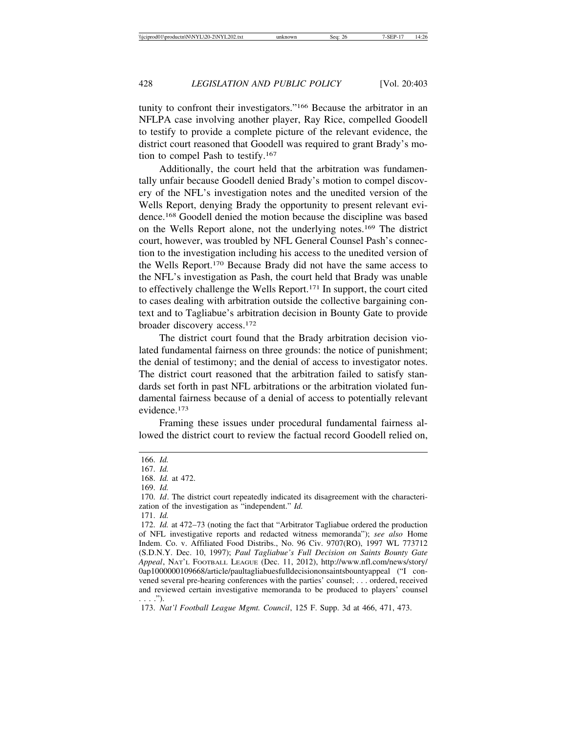tunity to confront their investigators."[166] Because the arbitrator in an NFLPA case involving another player, Ray Rice, compelled Goodell to testify to provide a complete picture of the relevant evidence, the district court reasoned that Goodell was required to grant Brady's motion to compel Pash to testify.[167]

Additionally, the court held that the arbitration was fundamentally unfair because Goodell denied Brady's motion to compel discovery of the NFL's investigation notes and the unedited version of the Wells Report, denying Brady the opportunity to present relevant evidence.[168] Goodell denied the motion because the discipline was based on the Wells Report alone, not the underlying notes.[169] The district court, however, was troubled by NFL General Counsel Pash's connection to the investigation including his access to the unedited version of the Wells Report.[170] Because Brady did not have the same access to the NFL's investigation as Pash, the court held that Brady was unable to effectively challenge the Wells Report.[171] In support, the court cited to cases dealing with arbitration outside the collective bargaining context and to Tagliabue's arbitration decision in Bounty Gate to provide broader discovery access.[172]

The district court found that the Brady arbitration decision violated fundamental fairness on three grounds: the notice of punishment; the denial of testimony; and the denial of access to investigator notes. The district court reasoned that the arbitration failed to satisfy standards set forth in past NFL arbitrations or the arbitration violated fundamental fairness because of a denial of access to potentially relevant evidence.[173]

Framing these issues under procedural fundamental fairness allowed the district court to review the factual record Goodell relied on,

---

166. *Id.*

167. *Id.*

168. *Id.* at 472.

169. *Id.*

170. *Id*. The district court repeatedly indicated its disagreement with the characterization of the investigation as "independent." *Id.*

171. *Id.*

172. *Id.* at 472–73 (noting the fact that "Arbitrator Tagliabue ordered the production of NFL investigative reports and redacted witness memoranda"); *see also* Home Indem. Co. v. Affiliated Food Distribs., No. 96 Civ. 9707(RO), 1997 WL 773712 (S.D.N.Y. Dec. 10, 1997); *Paul Tagliabue's Full Decision on Saints Bounty Gate Appeal*, NAT'L FOOTBALL LEAGUE (Dec. 11, 2012), http://www.nfl.com/news/story/0ap1000000109668/article/paultagliabuesfulldecisiononsaintsbountyappeal ("I convened several pre-hearing conferences with the parties' counsel; . . . ordered, received and reviewed certain investigative memoranda to be produced to players' counsel . . . .").

173. *Nat'l Football League Mgmt. Council*, 125 F. Supp. 3d at 466, 471, 473.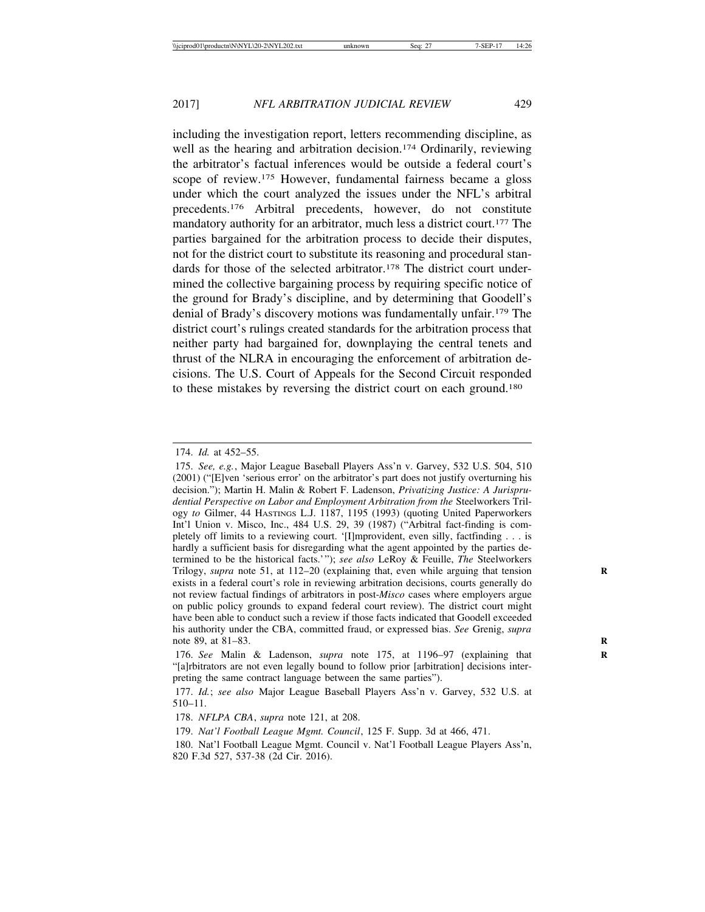including the investigation report, letters recommending discipline, as well as the hearing and arbitration decision.[174] Ordinarily, reviewing the arbitrator's factual inferences would be outside a federal court's scope of review.[175] However, fundamental fairness became a gloss under which the court analyzed the issues under the NFL's arbitral precedents.[176] Arbitral precedents, however, do not constitute mandatory authority for an arbitrator, much less a district court.[177] The parties bargained for the arbitration process to decide their disputes, not for the district court to substitute its reasoning and procedural standards for those of the selected arbitrator.[178] The district court undermined the collective bargaining process by requiring specific notice of the ground for Brady's discipline, and by determining that Goodell's denial of Brady's discovery motions was fundamentally unfair.[179] The district court's rulings created standards for the arbitration process that neither party had bargained for, downplaying the central tenets and thrust of the NLRA in encouraging the enforcement of arbitration decisions. The U.S. Court of Appeals for the Second Circuit responded to these mistakes by reversing the district court on each ground.[180]

---

174. *Id.* at 452–55.

175. *See, e.g.*, Major League Baseball Players Ass'n v. Garvey, 532 U.S. 504, 510 (2001) ("[E]ven 'serious error' on the arbitrator's part does not justify overturning his decision."); Martin H. Malin & Robert F. Ladenson, *Privatizing Justice: A Jurisprudential Perspective on Labor and Employment Arbitration from the* Steelworkers Trilogy *to* Gilmer, 44 HASTINGS L.J. 1187, 1195 (1993) (quoting United Paperworkers Int'l Union v. Misco, Inc., 484 U.S. 29, 39 (1987) ("Arbitral fact-finding is completely off limits to a reviewing court. '[I]mprovident, even silly, factfinding . . . is hardly a sufficient basis for disregarding what the agent appointed by the parties determined to be the historical facts.'"); *see also* LeRoy & Feuille, *The* Steelworkers Trilogy, *supra* note 51, at 112–20 (explaining that, even while arguing that tension exists in a federal court's role in reviewing arbitration decisions, courts generally do not review factual findings of arbitrators in post-*Misco* cases where employers argue on public policy grounds to expand federal court review). The district court might have been able to conduct such a review if those facts indicated that Goodell exceeded his authority under the CBA, committed fraud, or expressed bias. *See* Grenig, *supra* note 89, at 81–83.

176. *See* Malin & Ladenson, *supra* note 175, at 1196–97 (explaining that "[a]rbitrators are not even legally bound to follow prior [arbitration] decisions interpreting the same contract language between the same parties").

177. *Id.*; *see also* Major League Baseball Players Ass'n v. Garvey, 532 U.S. at 510–11.

178. *NFLPA CBA*, *supra* note 121, at 208.

179. *Nat'l Football League Mgmt. Council*, 125 F. Supp. 3d at 466, 471.

180. Nat'l Football League Mgmt. Council v. Nat'l Football League Players Ass'n, 820 F.3d 527, 537-38 (2d Cir. 2016).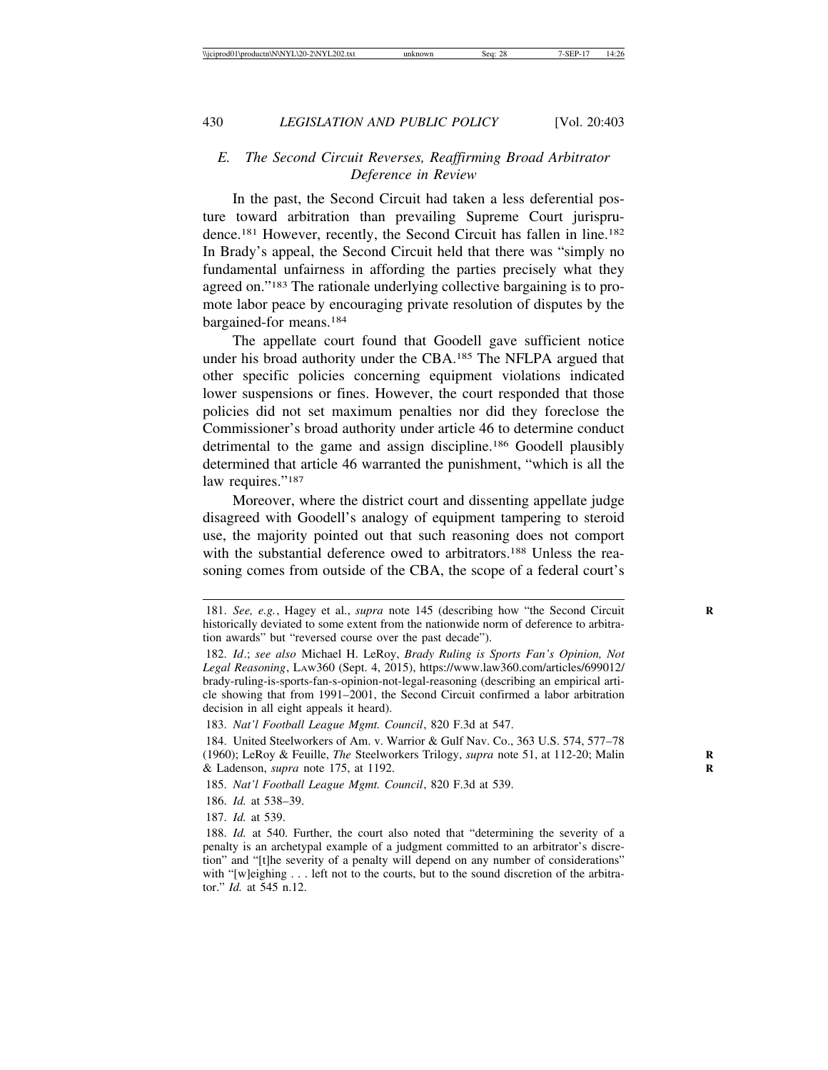### *E. The Second Circuit Reverses, Reaffirming Broad Arbitrator Deference in Review*

In the past, the Second Circuit had taken a less deferential posture toward arbitration than prevailing Supreme Court jurisprudence.[181] However, recently, the Second Circuit has fallen in line.[182] In Brady's appeal, the Second Circuit held that there was "simply no fundamental unfairness in affording the parties precisely what they agreed on."[183] The rationale underlying collective bargaining is to promote labor peace by encouraging private resolution of disputes by the bargained-for means.[184]

The appellate court found that Goodell gave sufficient notice under his broad authority under the CBA.[185] The NFLPA argued that other specific policies concerning equipment violations indicated lower suspensions or fines. However, the court responded that those policies did not set maximum penalties nor did they foreclose the Commissioner's broad authority under article 46 to determine conduct detrimental to the game and assign discipline.[186] Goodell plausibly determined that article 46 warranted the punishment, "which is all the law requires."[187]

Moreover, where the district court and dissenting appellate judge disagreed with Goodell's analogy of equipment tampering to steroid use, the majority pointed out that such reasoning does not comport with the substantial deference owed to arbitrators.[188] Unless the reasoning comes from outside of the CBA, the scope of a federal court's

---

181. *See, e.g.*, Hagey et al., *supra* note 145 (describing how "the Second Circuit historically deviated to some extent from the nationwide norm of deference to arbitration awards" but "reversed course over the past decade").

182. *Id*.; *see also* Michael H. LeRoy, *Brady Ruling is Sports Fan's Opinion, Not Legal Reasoning*, LAW360 (Sept. 4, 2015), https://www.law360.com/articles/699012/brady-ruling-is-sports-fan-s-opinion-not-legal-reasoning (describing an empirical article showing that from 1991–2001, the Second Circuit confirmed a labor arbitration decision in all eight appeals it heard).

183. *Nat'l Football League Mgmt. Council*, 820 F.3d at 547.

184. United Steelworkers of Am. v. Warrior & Gulf Nav. Co., 363 U.S. 574, 577–78 (1960); LeRoy & Feuille, *The* Steelworkers Trilogy, *supra* note 51, at 112-20; Malin & Ladenson, *supra* note 175, at 1192.

185. *Nat'l Football League Mgmt. Council*, 820 F.3d at 539.

186. *Id.* at 538–39.

187. *Id.* at 539.

188. *Id.* at 540. Further, the court also noted that "determining the severity of a penalty is an archetypal example of a judgment committed to an arbitrator's discretion" and "[t]he severity of a penalty will depend on any number of considerations" with "[w]eighing . . . left not to the courts, but to the sound discretion of the arbitrator." *Id.* at 545 n.12.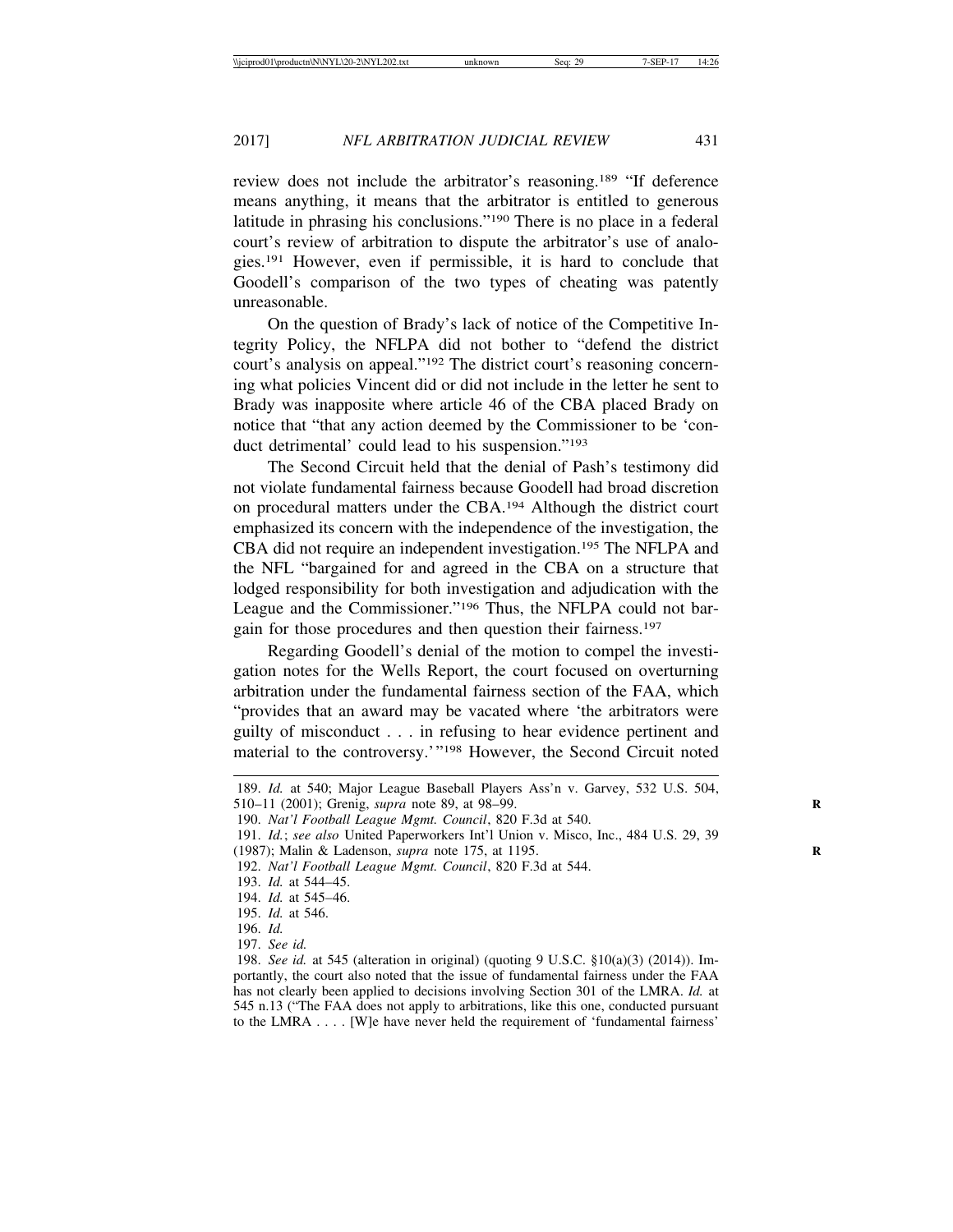review does not include the arbitrator's reasoning.[189] "If deference means anything, it means that the arbitrator is entitled to generous latitude in phrasing his conclusions."[190] There is no place in a federal court's review of arbitration to dispute the arbitrator's use of analogies.[191] However, even if permissible, it is hard to conclude that Goodell's comparison of the two types of cheating was patently unreasonable.

On the question of Brady's lack of notice of the Competitive Integrity Policy, the NFLPA did not bother to "defend the district court's analysis on appeal."[192] The district court's reasoning concerning what policies Vincent did or did not include in the letter he sent to Brady was inapposite where article 46 of the CBA placed Brady on notice that "that any action deemed by the Commissioner to be 'conduct detrimental' could lead to his suspension."[193]

The Second Circuit held that the denial of Pash's testimony did not violate fundamental fairness because Goodell had broad discretion on procedural matters under the CBA.[194] Although the district court emphasized its concern with the independence of the investigation, the CBA did not require an independent investigation.[195] The NFLPA and the NFL "bargained for and agreed in the CBA on a structure that lodged responsibility for both investigation and adjudication with the League and the Commissioner."[196] Thus, the NFLPA could not bargain for those procedures and then question their fairness.[197]

Regarding Goodell's denial of the motion to compel the investigation notes for the Wells Report, the court focused on overturning arbitration under the fundamental fairness section of the FAA, which "provides that an award may be vacated where 'the arbitrators were guilty of misconduct . . . in refusing to hear evidence pertinent and material to the controversy.'"[198] However, the Second Circuit noted

---

189. *Id.* at 540; Major League Baseball Players Ass'n v. Garvey, 532 U.S. 504, 510–11 (2001); Grenig, *supra* note 89, at 98–99.

190. *Nat'l Football League Mgmt. Council*, 820 F.3d at 540.

191. *Id.*; *see also* United Paperworkers Int'l Union v. Misco, Inc., 484 U.S. 29, 39 (1987); Malin & Ladenson, *supra* note 175, at 1195.

192. *Nat'l Football League Mgmt. Council*, 820 F.3d at 544.

193. *Id.* at 544–45.

194. *Id.* at 545–46.

195. *Id.* at 546.

196. *Id.*

197. *See id.*

198. *See id.* at 545 (alteration in original) (quoting 9 U.S.C. §10(a)(3) (2014)). Importantly, the court also noted that the issue of fundamental fairness under the FAA has not clearly been applied to decisions involving Section 301 of the LMRA. *Id.* at 545 n.13 ("The FAA does not apply to arbitrations, like this one, conducted pursuant to the LMRA . . . . [W]e have never held the requirement of 'fundamental fairness'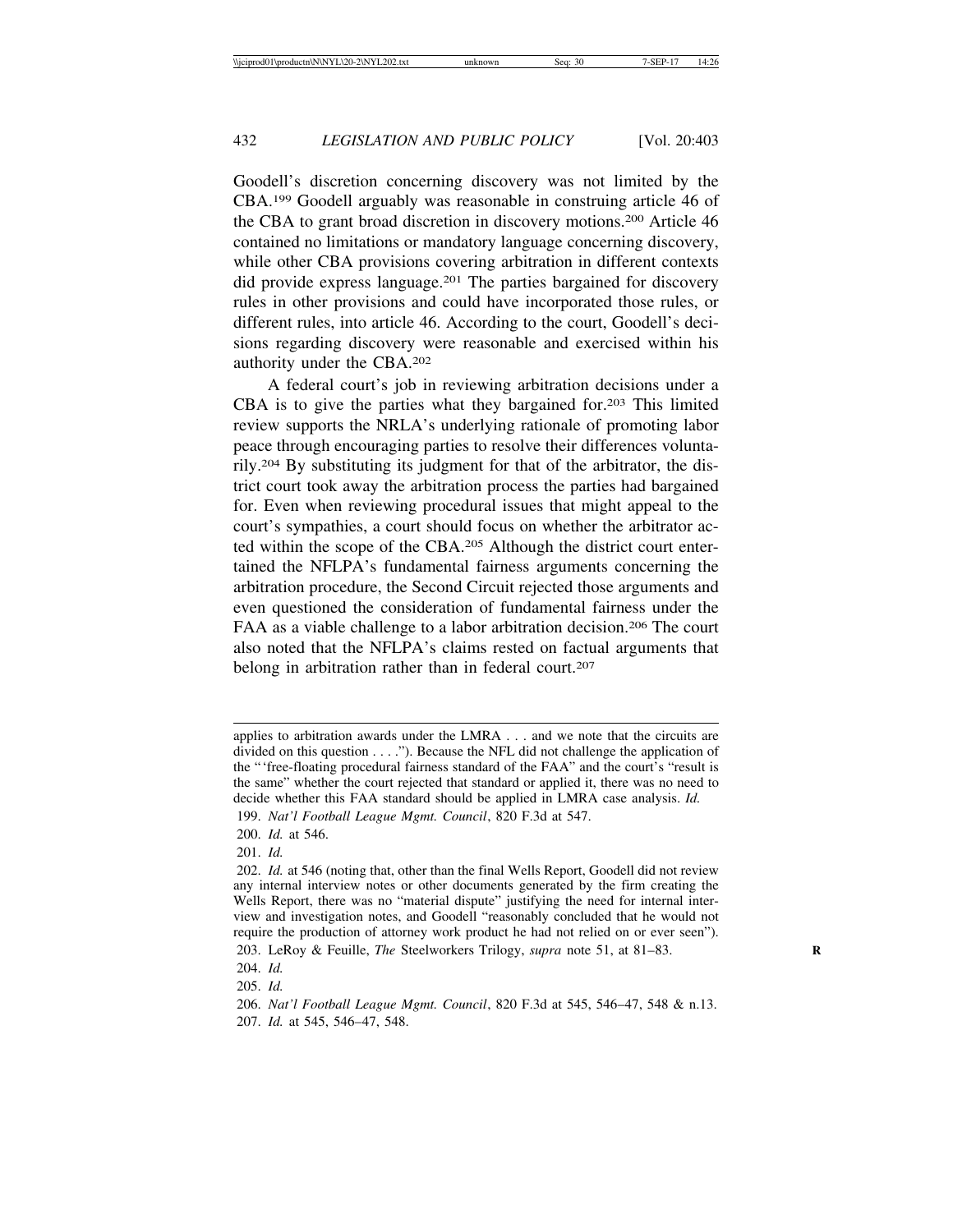Goodell's discretion concerning discovery was not limited by the CBA.[199] Goodell arguably was reasonable in construing article 46 of the CBA to grant broad discretion in discovery motions.[200] Article 46 contained no limitations or mandatory language concerning discovery, while other CBA provisions covering arbitration in different contexts did provide express language.[201] The parties bargained for discovery rules in other provisions and could have incorporated those rules, or different rules, into article 46. According to the court, Goodell's decisions regarding discovery were reasonable and exercised within his authority under the CBA.[202]

A federal court's job in reviewing arbitration decisions under a CBA is to give the parties what they bargained for.[203] This limited review supports the NRLA's underlying rationale of promoting labor peace through encouraging parties to resolve their differences voluntarily.[204] By substituting its judgment for that of the arbitrator, the district court took away the arbitration process the parties had bargained for. Even when reviewing procedural issues that might appeal to the court's sympathies, a court should focus on whether the arbitrator acted within the scope of the CBA.[205] Although the district court entertained the NFLPA's fundamental fairness arguments concerning the arbitration procedure, the Second Circuit rejected those arguments and even questioned the consideration of fundamental fairness under the FAA as a viable challenge to a labor arbitration decision.[206] The court also noted that the NFLPA's claims rested on factual arguments that belong in arbitration rather than in federal court.[207]

---

applies to arbitration awards under the LMRA . . . and we note that the circuits are divided on this question . . . ."). Because the NFL did not challenge the application of the "'free-floating procedural fairness standard of the FAA" and the court's "result is the same" whether the court rejected that standard or applied it, there was no need to decide whether this FAA standard should be applied in LMRA case analysis. *Id.*

199. *Nat'l Football League Mgmt. Council*, 820 F.3d at 547.

200. *Id.* at 546.

201. *Id.*

202. *Id.* at 546 (noting that, other than the final Wells Report, Goodell did not review any internal interview notes or other documents generated by the firm creating the Wells Report, there was no "material dispute" justifying the need for internal interview and investigation notes, and Goodell "reasonably concluded that he would not require the production of attorney work product he had not relied on or ever seen").

203. LeRoy & Feuille, *The* Steelworkers Trilogy, *supra* note 51, at 81–83.

204. *Id.*

205. *Id.*

206. *Nat'l Football League Mgmt. Council*, 820 F.3d at 545, 546–47, 548 & n.13.

207. *Id.* at 545, 546–47, 548.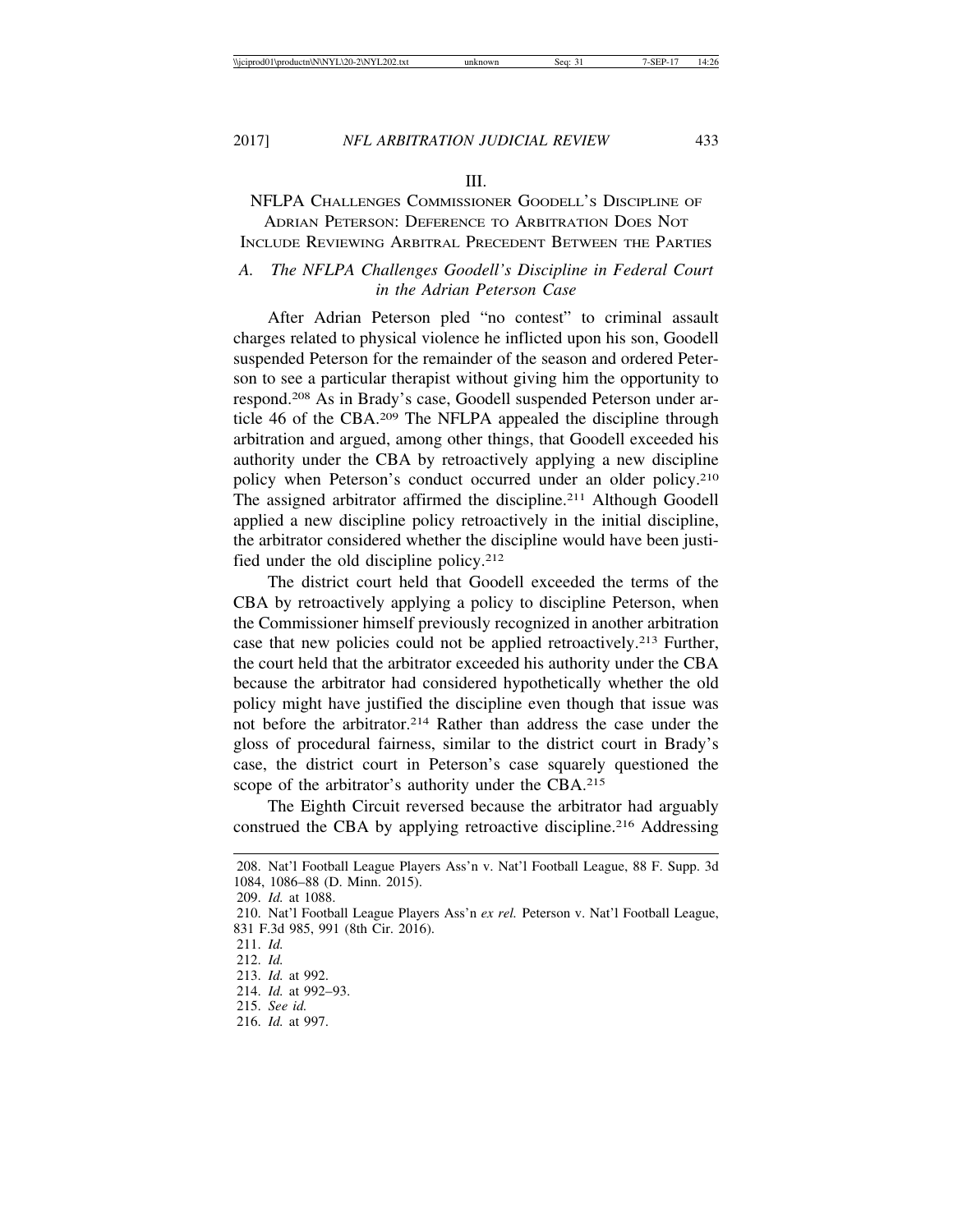## III.

## NFLPA CHALLENGES COMMISSIONER GOODELL'S DISCIPLINE OF ADRIAN PETERSON: DEFERENCE TO ARBITRATION DOES NOT INCLUDE REVIEWING ARBITRAL PRECEDENT BETWEEN THE PARTIES

### A. *The NFLPA Challenges Goodell's Discipline in Federal Court in the Adrian Peterson Case*

After Adrian Peterson pled "no contest" to criminal assault charges related to physical violence he inflicted upon his son, Goodell suspended Peterson for the remainder of the season and ordered Peterson to see a particular therapist without giving him the opportunity to respond.[208] As in Brady's case, Goodell suspended Peterson under article 46 of the CBA.[209] The NFLPA appealed the discipline through arbitration and argued, among other things, that Goodell exceeded his authority under the CBA by retroactively applying a new discipline policy when Peterson's conduct occurred under an older policy.[210] The assigned arbitrator affirmed the discipline.[211] Although Goodell applied a new discipline policy retroactively in the initial discipline, the arbitrator considered whether the discipline would have been justified under the old discipline policy.[212]

The district court held that Goodell exceeded the terms of the CBA by retroactively applying a policy to discipline Peterson, when the Commissioner himself previously recognized in another arbitration case that new policies could not be applied retroactively.[213] Further, the court held that the arbitrator exceeded his authority under the CBA because the arbitrator had considered hypothetically whether the old policy might have justified the discipline even though that issue was not before the arbitrator.[214] Rather than address the case under the gloss of procedural fairness, similar to the district court in Brady's case, the district court in Peterson's case squarely questioned the scope of the arbitrator's authority under the CBA.[215]

The Eighth Circuit reversed because the arbitrator had arguably construed the CBA by applying retroactive discipline.[216] Addressing

---

208. Nat'l Football League Players Ass'n v. Nat'l Football League, 88 F. Supp. 3d 1084, 1086–88 (D. Minn. 2015).

209. *Id.* at 1088.

210. Nat'l Football League Players Ass'n *ex rel.* Peterson v. Nat'l Football League, 831 F.3d 985, 991 (8th Cir. 2016).

211. *Id.*

212. *Id.*

213. *Id.* at 992.

214. *Id.* at 992–93.

215. *See id.*

216. *Id.* at 997.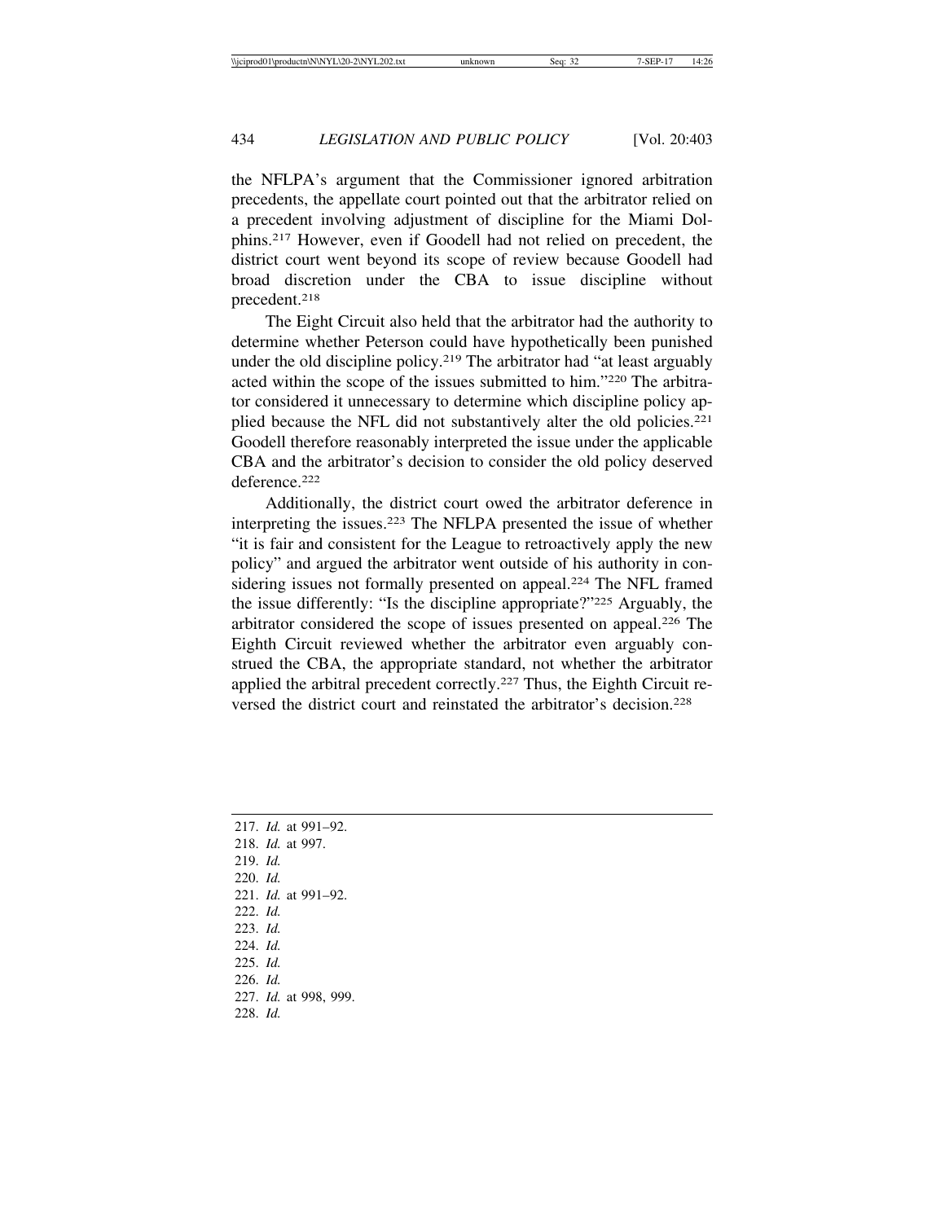the NFLPA's argument that the Commissioner ignored arbitration precedents, the appellate court pointed out that the arbitrator relied on a precedent involving adjustment of discipline for the Miami Dolphins.[217] However, even if Goodell had not relied on precedent, the district court went beyond its scope of review because Goodell had broad discretion under the CBA to issue discipline without precedent.[218]

The Eight Circuit also held that the arbitrator had the authority to determine whether Peterson could have hypothetically been punished under the old discipline policy.[219] The arbitrator had "at least arguably acted within the scope of the issues submitted to him."[220] The arbitrator considered it unnecessary to determine which discipline policy applied because the NFL did not substantively alter the old policies.[221] Goodell therefore reasonably interpreted the issue under the applicable CBA and the arbitrator's decision to consider the old policy deserved deference.[222]

Additionally, the district court owed the arbitrator deference in interpreting the issues.[223] The NFLPA presented the issue of whether "it is fair and consistent for the League to retroactively apply the new policy" and argued the arbitrator went outside of his authority in considering issues not formally presented on appeal.[224] The NFL framed the issue differently: "Is the discipline appropriate?"[225] Arguably, the arbitrator considered the scope of issues presented on appeal.[226] The Eighth Circuit reviewed whether the arbitrator even arguably construed the CBA, the appropriate standard, not whether the arbitrator applied the arbitral precedent correctly.[227] Thus, the Eighth Circuit reversed the district court and reinstated the arbitrator's decision.[228]

---

217. *Id.* at 991–92.
218. *Id.* at 997.
219. *Id.*
220. *Id.*
221. *Id.* at 991–92.
222. *Id.*
223. *Id.*
224. *Id.*
225. *Id.*
226. *Id.*
227. *Id.* at 998, 999.
228. *Id.*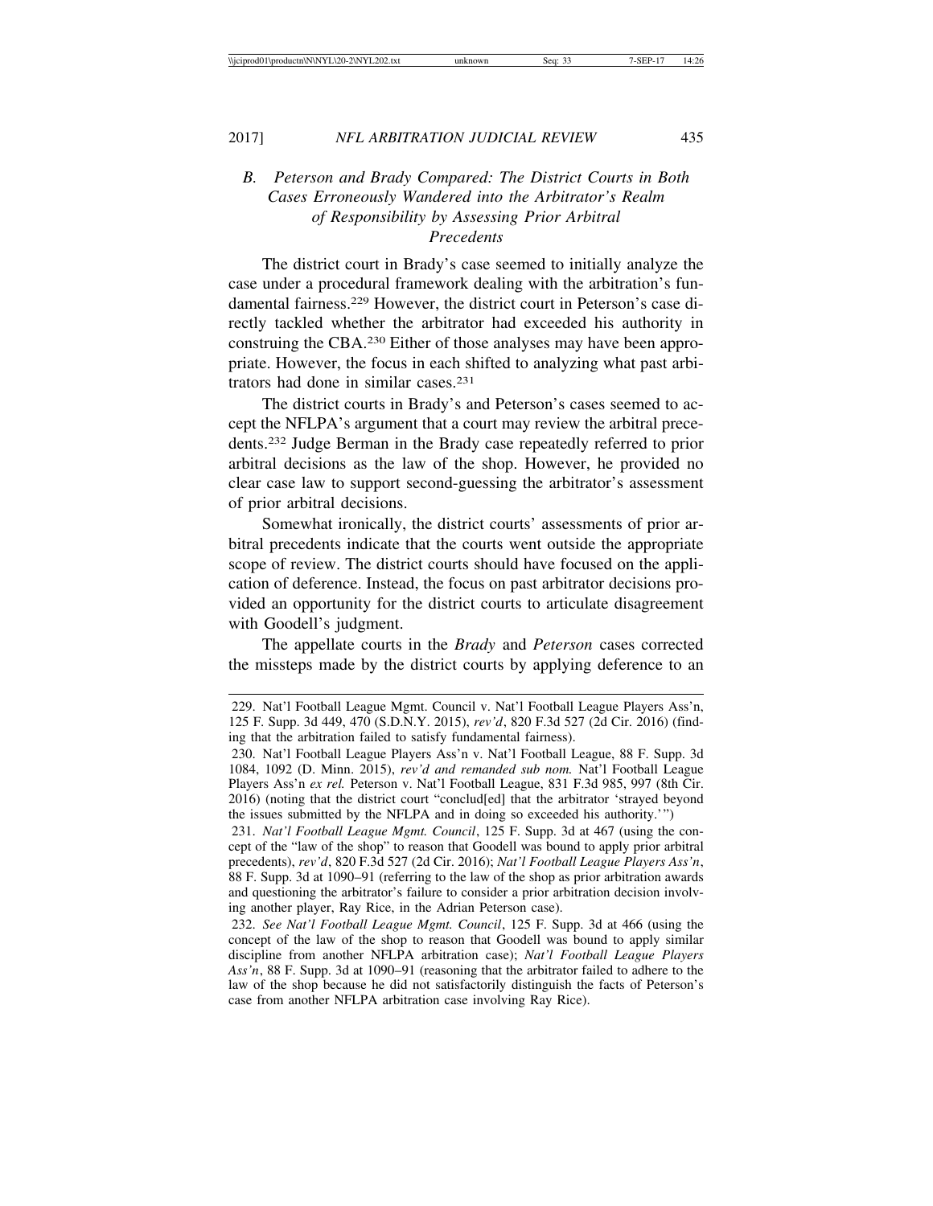### *B. Peterson and Brady Compared: The District Courts in Both Cases Erroneously Wandered into the Arbitrator's Realm of Responsibility by Assessing Prior Arbitral Precedents*

The district court in Brady's case seemed to initially analyze the case under a procedural framework dealing with the arbitration's fundamental fairness.[229] However, the district court in Peterson's case directly tackled whether the arbitrator had exceeded his authority in construing the CBA.[230] Either of those analyses may have been appropriate. However, the focus in each shifted to analyzing what past arbitrators had done in similar cases.[231]

The district courts in Brady's and Peterson's cases seemed to accept the NFLPA's argument that a court may review the arbitral precedents.[232] Judge Berman in the Brady case repeatedly referred to prior arbitral decisions as the law of the shop. However, he provided no clear case law to support second-guessing the arbitrator's assessment of prior arbitral decisions.

Somewhat ironically, the district courts' assessments of prior arbitral precedents indicate that the courts went outside the appropriate scope of review. The district courts should have focused on the application of deference. Instead, the focus on past arbitrator decisions provided an opportunity for the district courts to articulate disagreement with Goodell's judgment.

The appellate courts in the *Brady* and *Peterson* cases corrected the missteps made by the district courts by applying deference to an

---

229. Nat'l Football League Mgmt. Council v. Nat'l Football League Players Ass'n, 125 F. Supp. 3d 449, 470 (S.D.N.Y. 2015), *rev'd*, 820 F.3d 527 (2d Cir. 2016) (finding that the arbitration failed to satisfy fundamental fairness).

230. Nat'l Football League Players Ass'n v. Nat'l Football League, 88 F. Supp. 3d 1084, 1092 (D. Minn. 2015), *rev'd and remanded sub nom.* Nat'l Football League Players Ass'n *ex rel.* Peterson v. Nat'l Football League, 831 F.3d 985, 997 (8th Cir. 2016) (noting that the district court "conclud[ed] that the arbitrator 'strayed beyond the issues submitted by the NFLPA and in doing so exceeded his authority.'")

231. *Nat'l Football League Mgmt. Council*, 125 F. Supp. 3d at 467 (using the concept of the "law of the shop" to reason that Goodell was bound to apply prior arbitral precedents), *rev'd*, 820 F.3d 527 (2d Cir. 2016); *Nat'l Football League Players Ass'n*, 88 F. Supp. 3d at 1090–91 (referring to the law of the shop as prior arbitration awards and questioning the arbitrator's failure to consider a prior arbitration decision involving another player, Ray Rice, in the Adrian Peterson case).

232. *See Nat'l Football League Mgmt. Council*, 125 F. Supp. 3d at 466 (using the concept of the law of the shop to reason that Goodell was bound to apply similar discipline from another NFLPA arbitration case); *Nat'l Football League Players Ass'n*, 88 F. Supp. 3d at 1090–91 (reasoning that the arbitrator failed to adhere to the law of the shop because he did not satisfactorily distinguish the facts of Peterson's case from another NFLPA arbitration case involving Ray Rice).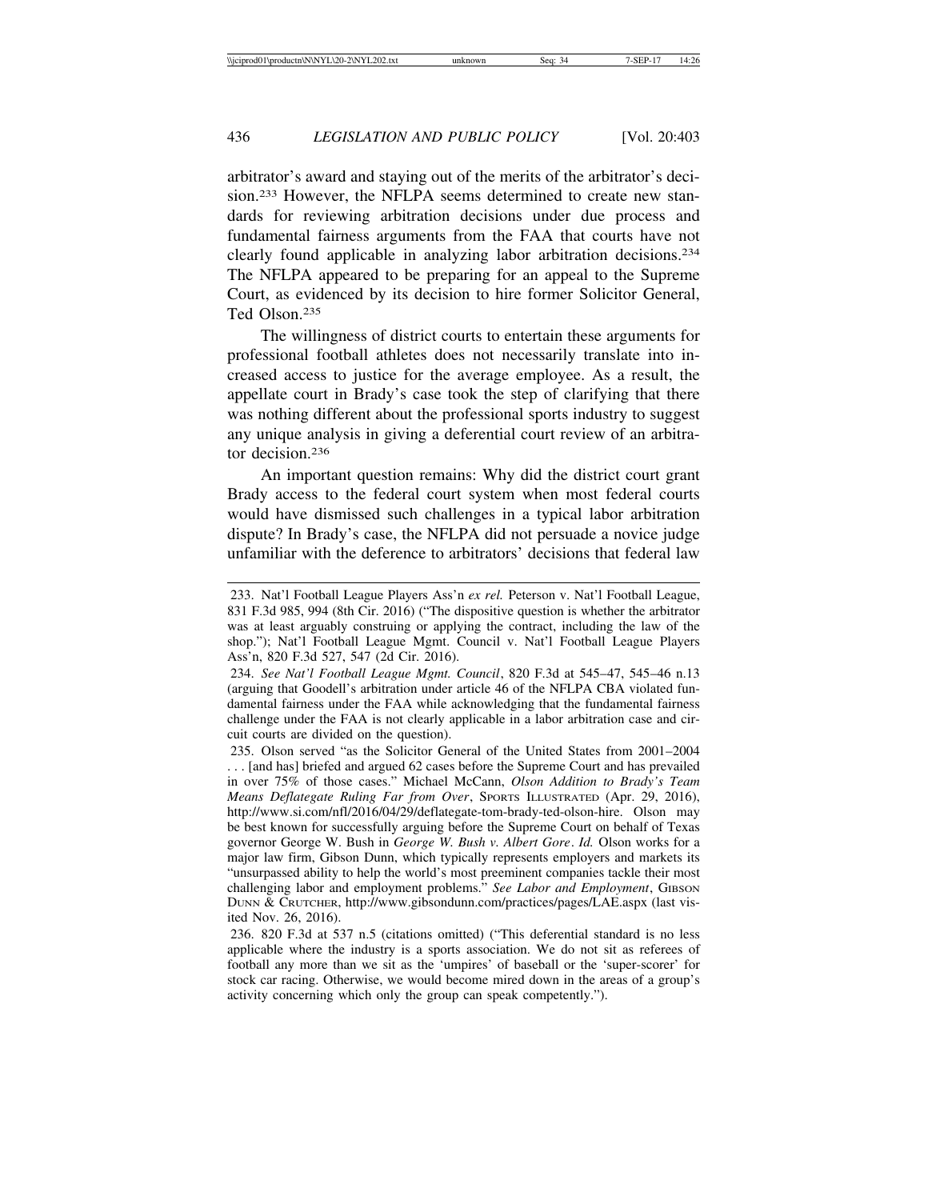arbitrator's award and staying out of the merits of the arbitrator's decision.[233] However, the NFLPA seems determined to create new standards for reviewing arbitration decisions under due process and fundamental fairness arguments from the FAA that courts have not clearly found applicable in analyzing labor arbitration decisions.[234] The NFLPA appeared to be preparing for an appeal to the Supreme Court, as evidenced by its decision to hire former Solicitor General, Ted Olson.[235]

The willingness of district courts to entertain these arguments for professional football athletes does not necessarily translate into increased access to justice for the average employee. As a result, the appellate court in Brady's case took the step of clarifying that there was nothing different about the professional sports industry to suggest any unique analysis in giving a deferential court review of an arbitrator decision.[236]

An important question remains: Why did the district court grant Brady access to the federal court system when most federal courts would have dismissed such challenges in a typical labor arbitration dispute? In Brady's case, the NFLPA did not persuade a novice judge unfamiliar with the deference to arbitrators' decisions that federal law

---

233. Nat'l Football League Players Ass'n *ex rel.* Peterson v. Nat'l Football League, 831 F.3d 985, 994 (8th Cir. 2016) ("The dispositive question is whether the arbitrator was at least arguably construing or applying the contract, including the law of the shop."); Nat'l Football League Mgmt. Council v. Nat'l Football League Players Ass'n, 820 F.3d 527, 547 (2d Cir. 2016).

234. *See Nat'l Football League Mgmt. Council*, 820 F.3d at 545–47, 545–46 n.13 (arguing that Goodell's arbitration under article 46 of the NFLPA CBA violated fundamental fairness under the FAA while acknowledging that the fundamental fairness challenge under the FAA is not clearly applicable in a labor arbitration case and circuit courts are divided on the question).

235. Olson served "as the Solicitor General of the United States from 2001–2004 . . . [and has] briefed and argued 62 cases before the Supreme Court and has prevailed in over 75% of those cases." Michael McCann, *Olson Addition to Brady's Team Means Deflategate Ruling Far from Over*, SPORTS ILLUSTRATED (Apr. 29, 2016), http://www.si.com/nfl/2016/04/29/deflategate-tom-brady-ted-olson-hire. Olson may be best known for successfully arguing before the Supreme Court on behalf of Texas governor George W. Bush in *George W. Bush v. Albert Gore*. *Id.* Olson works for a major law firm, Gibson Dunn, which typically represents employers and markets its "unsurpassed ability to help the world's most preeminent companies tackle their most challenging labor and employment problems." *See Labor and Employment*, GIBSON DUNN & CRUTCHER, http://www.gibsondunn.com/practices/pages/LAE.aspx (last visited Nov. 26, 2016).

236. 820 F.3d at 537 n.5 (citations omitted) ("This deferential standard is no less applicable where the industry is a sports association. We do not sit as referees of football any more than we sit as the 'umpires' of baseball or the 'super-scorer' for stock car racing. Otherwise, we would become mired down in the areas of a group's activity concerning which only the group can speak competently.").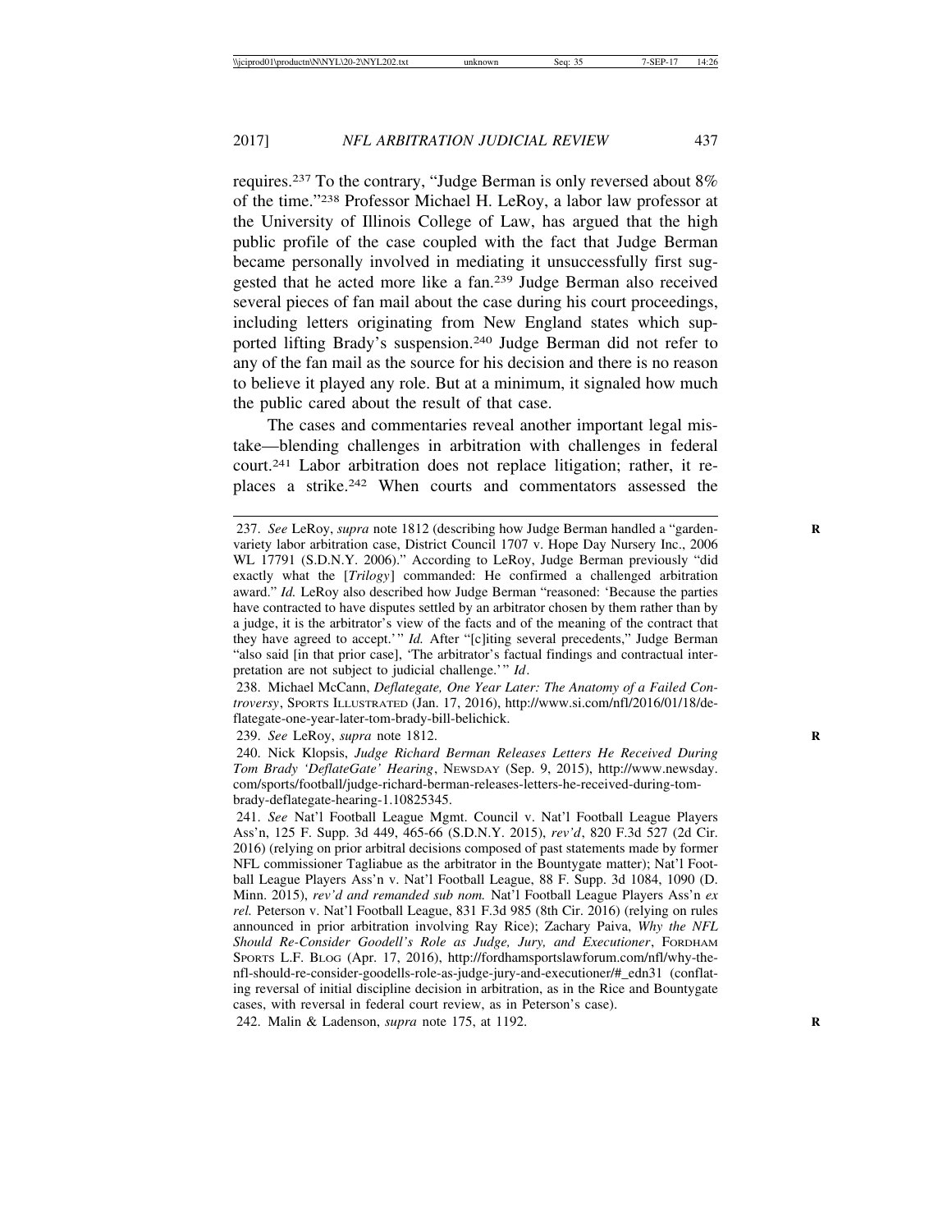requires.[237] To the contrary, "Judge Berman is only reversed about 8% of the time."[238] Professor Michael H. LeRoy, a labor law professor at the University of Illinois College of Law, has argued that the high public profile of the case coupled with the fact that Judge Berman became personally involved in mediating it unsuccessfully first suggested that he acted more like a fan.[239] Judge Berman also received several pieces of fan mail about the case during his court proceedings, including letters originating from New England states which supported lifting Brady's suspension.[240] Judge Berman did not refer to any of the fan mail as the source for his decision and there is no reason to believe it played any role. But at a minimum, it signaled how much the public cared about the result of that case.

The cases and commentaries reveal another important legal mistake—blending challenges in arbitration with challenges in federal court.[241] Labor arbitration does not replace litigation; rather, it replaces a strike.[242] When courts and commentators assessed the

---

237. *See* LeRoy, *supra* note 1812 (describing how Judge Berman handled a "garden-variety labor arbitration case, District Council 1707 v. Hope Day Nursery Inc., 2006 WL 17791 (S.D.N.Y. 2006)." According to LeRoy, Judge Berman previously "did exactly what the [*Trilogy*] commanded: He confirmed a challenged arbitration award." *Id.* LeRoy also described how Judge Berman "reasoned: 'Because the parties have contracted to have disputes settled by an arbitrator chosen by them rather than by a judge, it is the arbitrator's view of the facts and of the meaning of the contract that they have agreed to accept.'" *Id.* After "[c]iting several precedents," Judge Berman "also said [in that prior case], 'The arbitrator's factual findings and contractual interpretation are not subject to judicial challenge.'" *Id*.

238. Michael McCann, *Deflategate, One Year Later: The Anatomy of a Failed Controversy*, SPORTS ILLUSTRATED (Jan. 17, 2016), http://www.si.com/nfl/2016/01/18/deflategate-one-year-later-tom-brady-bill-belichick.

239. *See* LeRoy, *supra* note 1812.

240. Nick Klopsis, *Judge Richard Berman Releases Letters He Received During Tom Brady 'DeflateGate' Hearing*, NEWSDAY (Sep. 9, 2015), http://www.newsday.com/sports/football/judge-richard-berman-releases-letters-he-received-during-tom-brady-deflategate-hearing-1.10825345.

241. *See* Nat'l Football League Mgmt. Council v. Nat'l Football League Players Ass'n, 125 F. Supp. 3d 449, 465-66 (S.D.N.Y. 2015), *rev'd*, 820 F.3d 527 (2d Cir. 2016) (relying on prior arbitral decisions composed of past statements made by former NFL commissioner Tagliabue as the arbitrator in the Bountygate matter); Nat'l Football League Players Ass'n v. Nat'l Football League, 88 F. Supp. 3d 1084, 1090 (D. Minn. 2015), *rev'd and remanded sub nom.* Nat'l Football League Players Ass'n *ex rel.* Peterson v. Nat'l Football League, 831 F.3d 985 (8th Cir. 2016) (relying on rules announced in prior arbitration involving Ray Rice); Zachary Paiva, *Why the NFL Should Re-Consider Goodell's Role as Judge, Jury, and Executioner*, FORDHAM SPORTS L.F. BLOG (Apr. 17, 2016), http://fordhamsportslawforum.com/nfl/why-the-nfl-should-re-consider-goodells-role-as-judge-jury-and-executioner/#_edn31 (conflating reversal of initial discipline decision in arbitration, as in the Rice and Bountygate cases, with reversal in federal court review, as in Peterson's case).

242. Malin & Ladenson, *supra* note 175, at 1192.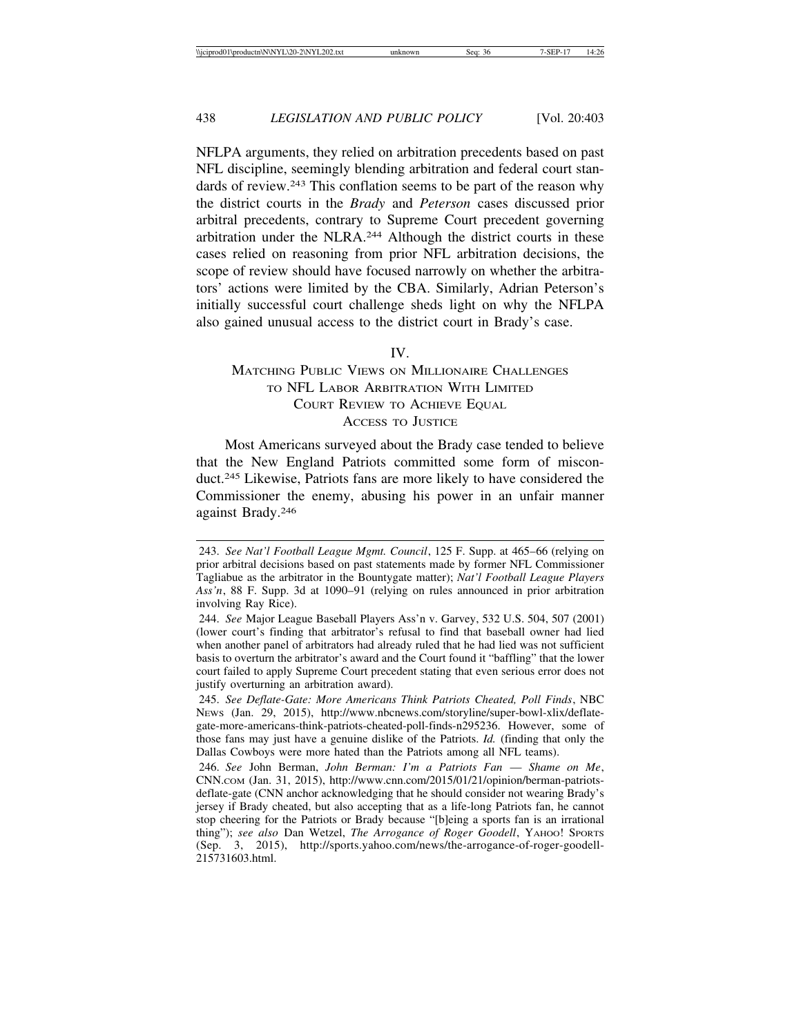NFLPA arguments, they relied on arbitration precedents based on past NFL discipline, seemingly blending arbitration and federal court standards of review.[243] This conflation seems to be part of the reason why the district courts in the *Brady* and *Peterson* cases discussed prior arbitral precedents, contrary to Supreme Court precedent governing arbitration under the NLRA.[244] Although the district courts in these cases relied on reasoning from prior NFL arbitration decisions, the scope of review should have focused narrowly on whether the arbitrators' actions were limited by the CBA. Similarly, Adrian Peterson's initially successful court challenge sheds light on why the NFLPA also gained unusual access to the district court in Brady's case.

## IV.
## MATCHING PUBLIC VIEWS ON MILLIONAIRE CHALLENGES TO NFL LABOR ARBITRATION WITH LIMITED COURT REVIEW TO ACHIEVE EQUAL ACCESS TO JUSTICE

Most Americans surveyed about the Brady case tended to believe that the New England Patriots committed some form of misconduct.[245] Likewise, Patriots fans are more likely to have considered the Commissioner the enemy, abusing his power in an unfair manner against Brady.[246]

---

243. *See Nat'l Football League Mgmt. Council*, 125 F. Supp. at 465–66 (relying on prior arbitral decisions based on past statements made by former NFL Commissioner Tagliabue as the arbitrator in the Bountygate matter); *Nat'l Football League Players Ass'n*, 88 F. Supp. 3d at 1090–91 (relying on rules announced in prior arbitration involving Ray Rice).

244. *See* Major League Baseball Players Ass'n v. Garvey, 532 U.S. 504, 507 (2001) (lower court's finding that arbitrator's refusal to find that baseball owner had lied when another panel of arbitrators had already ruled that he had lied was not sufficient basis to overturn the arbitrator's award and the Court found it "baffling" that the lower court failed to apply Supreme Court precedent stating that even serious error does not justify overturning an arbitration award).

245. *See Deflate-Gate: More Americans Think Patriots Cheated, Poll Finds*, NBC NEWS (Jan. 29, 2015), http://www.nbcnews.com/storyline/super-bowl-xlix/deflate-gate-more-americans-think-patriots-cheated-poll-finds-n295236. However, some of those fans may just have a genuine dislike of the Patriots. *Id.* (finding that only the Dallas Cowboys were more hated than the Patriots among all NFL teams).

246. *See* John Berman, *John Berman: I'm a Patriots Fan — Shame on Me*, CNN.COM (Jan. 31, 2015), http://www.cnn.com/2015/01/21/opinion/berman-patriots-deflate-gate (CNN anchor acknowledging that he should consider not wearing Brady's jersey if Brady cheated, but also accepting that as a life-long Patriots fan, he cannot stop cheering for the Patriots or Brady because "[b]eing a sports fan is an irrational thing"); *see also* Dan Wetzel, *The Arrogance of Roger Goodell*, YAHOO! SPORTS (Sep. 3, 2015), http://sports.yahoo.com/news/the-arrogance-of-roger-goodell-215731603.html.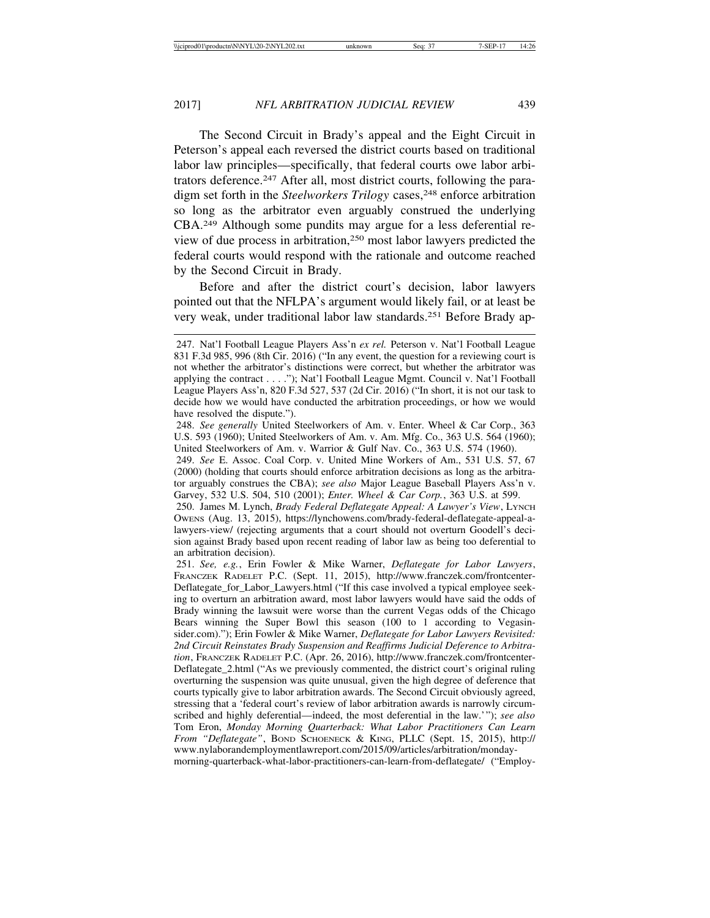The Second Circuit in Brady's appeal and the Eight Circuit in Peterson's appeal each reversed the district courts based on traditional labor law principles—specifically, that federal courts owe labor arbitrators deference.[247] After all, most district courts, following the paradigm set forth in the *Steelworkers Trilogy* cases,[248] enforce arbitration so long as the arbitrator even arguably construed the underlying CBA.[249] Although some pundits may argue for a less deferential review of due process in arbitration,[250] most labor lawyers predicted the federal courts would respond with the rationale and outcome reached by the Second Circuit in Brady.

Before and after the district court's decision, labor lawyers pointed out that the NFLPA's argument would likely fail, or at least be very weak, under traditional labor law standards.[251] Before Brady ap-

---

247. Nat'l Football League Players Ass'n *ex rel.* Peterson v. Nat'l Football League 831 F.3d 985, 996 (8th Cir. 2016) ("In any event, the question for a reviewing court is not whether the arbitrator's distinctions were correct, but whether the arbitrator was applying the contract . . . ."); Nat'l Football League Mgmt. Council v. Nat'l Football League Players Ass'n, 820 F.3d 527, 537 (2d Cir. 2016) ("In short, it is not our task to decide how we would have conducted the arbitration proceedings, or how we would have resolved the dispute.").

248. *See generally* United Steelworkers of Am. v. Enter. Wheel & Car Corp., 363 U.S. 593 (1960); United Steelworkers of Am. v. Am. Mfg. Co., 363 U.S. 564 (1960); United Steelworkers of Am. v. Warrior & Gulf Nav. Co., 363 U.S. 574 (1960).

249. *See* E. Assoc. Coal Corp. v. United Mine Workers of Am., 531 U.S. 57, 67 (2000) (holding that courts should enforce arbitration decisions as long as the arbitrator arguably construes the CBA); *see also* Major League Baseball Players Ass'n v. Garvey, 532 U.S. 504, 510 (2001); *Enter. Wheel & Car Corp.*, 363 U.S. at 599.

250. James M. Lynch, *Brady Federal Deflategate Appeal: A Lawyer's View*, LYNCH OWENS (Aug. 13, 2015), https://lynchowens.com/brady-federal-deflategate-appeal-a-lawyers-view/ (rejecting arguments that a court should not overturn Goodell's decision against Brady based upon recent reading of labor law as being too deferential to an arbitration decision).

251. *See, e.g.*, Erin Fowler & Mike Warner, *Deflategate for Labor Lawyers*, FRANCZEK RADELET P.C. (Sept. 11, 2015), http://www.franczek.com/frontcenter-Deflategate_for_Labor_Lawyers.html ("If this case involved a typical employee seeking to overturn an arbitration award, most labor lawyers would have said the odds of Brady winning the lawsuit were worse than the current Vegas odds of the Chicago Bears winning the Super Bowl this season (100 to 1 according to Vegasinsider.com)."); Erin Fowler & Mike Warner, *Deflategate for Labor Lawyers Revisited: 2nd Circuit Reinstates Brady Suspension and Reaffirms Judicial Deference to Arbitration*, FRANCZEK RADELET P.C. (Apr. 26, 2016), http://www.franczek.com/frontcenter-Deflategate_2.html ("As we previously commented, the district court's original ruling overturning the suspension was quite unusual, given the high degree of deference that courts typically give to labor arbitration awards. The Second Circuit obviously agreed, stressing that a 'federal court's review of labor arbitration awards is narrowly circumscribed and highly deferential—indeed, the most deferential in the law.'"); *see also* Tom Eron, *Monday Morning Quarterback: What Labor Practitioners Can Learn From "Deflategate"*, BOND SCHOENECK & KING, PLLC (Sept. 15, 2015), http://www.nylaborandemploymentlawreport.com/2015/09/articles/arbitration/monday-morning-quarterback-what-labor-practitioners-can-learn-from-deflategate/ ("Employ-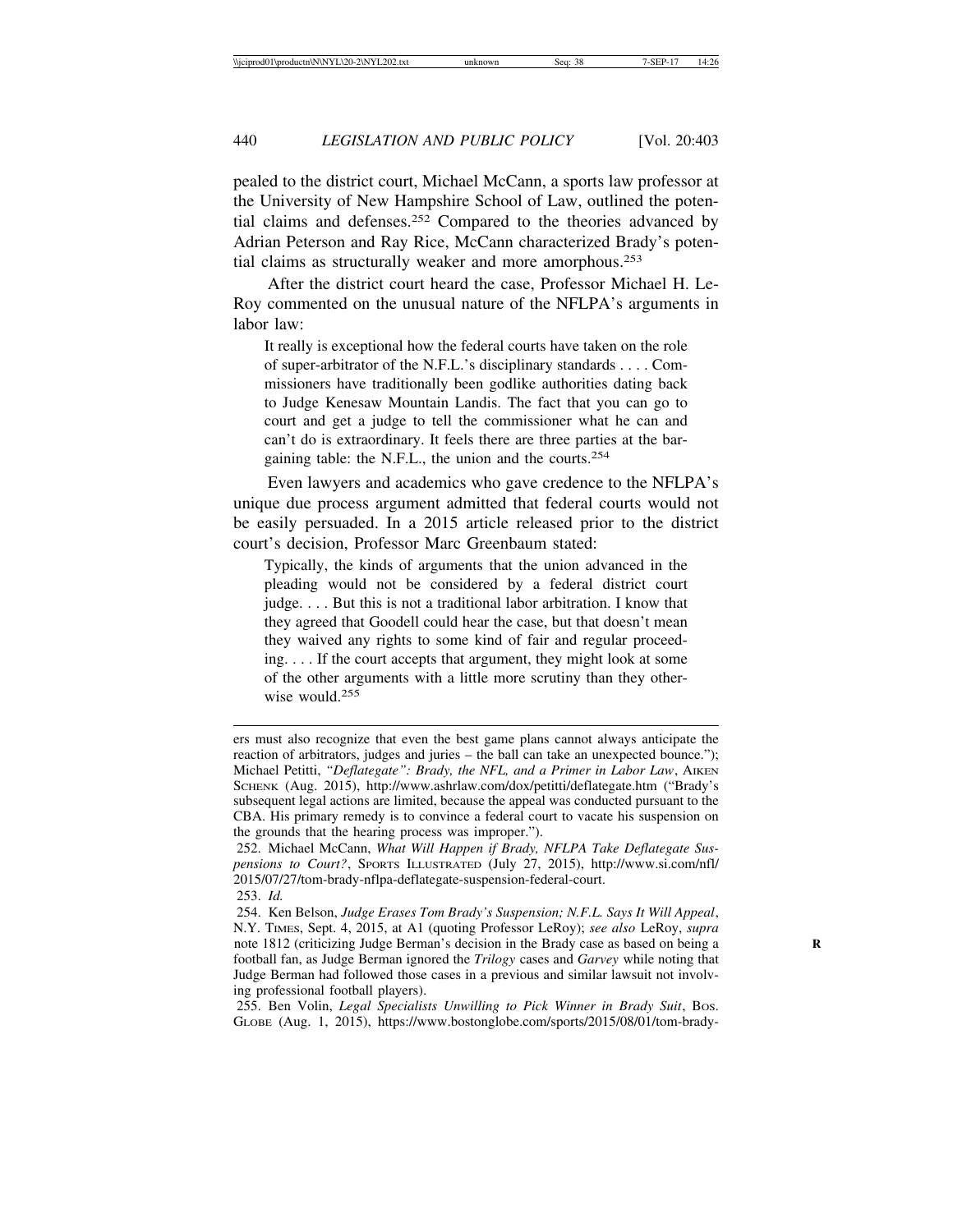pealed to the district court, Michael McCann, a sports law professor at the University of New Hampshire School of Law, outlined the potential claims and defenses.[252] Compared to the theories advanced by Adrian Peterson and Ray Rice, McCann characterized Brady's potential claims as structurally weaker and more amorphous.[253]

After the district court heard the case, Professor Michael H. LeRoy commented on the unusual nature of the NFLPA's arguments in labor law:

> It really is exceptional how the federal courts have taken on the role of super-arbitrator of the N.F.L.'s disciplinary standards . . . . Commissioners have traditionally been godlike authorities dating back to Judge Kenesaw Mountain Landis. The fact that you can go to court and get a judge to tell the commissioner what he can and can't do is extraordinary. It feels there are three parties at the bargaining table: the N.F.L., the union and the courts.[254]

Even lawyers and academics who gave credence to the NFLPA's unique due process argument admitted that federal courts would not be easily persuaded. In a 2015 article released prior to the district court's decision, Professor Marc Greenbaum stated:

> Typically, the kinds of arguments that the union advanced in the pleading would not be considered by a federal district court judge. . . . But this is not a traditional labor arbitration. I know that they agreed that Goodell could hear the case, but that doesn't mean they waived any rights to some kind of fair and regular proceeding. . . . If the court accepts that argument, they might look at some of the other arguments with a little more scrutiny than they otherwise would.[255]

---

ers must also recognize that even the best game plans cannot always anticipate the reaction of arbitrators, judges and juries – the ball can take an unexpected bounce."); Michael Petitti, *"Deflategate": Brady, the NFL, and a Primer in Labor Law*, AIKEN SCHENK (Aug. 2015), http://www.ashrlaw.com/dox/petitti/deflategate.htm ("Brady's subsequent legal actions are limited, because the appeal was conducted pursuant to the CBA. His primary remedy is to convince a federal court to vacate his suspension on the grounds that the hearing process was improper.").

252. Michael McCann, *What Will Happen if Brady, NFLPA Take Deflategate Suspensions to Court?*, SPORTS ILLUSTRATED (July 27, 2015), http://www.si.com/nfl/2015/07/27/tom-brady-nflpa-deflategate-suspension-federal-court.

253. *Id.*

254. Ken Belson, *Judge Erases Tom Brady's Suspension; N.F.L. Says It Will Appeal*, N.Y. TIMES, Sept. 4, 2015, at A1 (quoting Professor LeRoy); *see also* LeRoy, *supra* note 1812 (criticizing Judge Berman's decision in the Brady case as based on being a football fan, as Judge Berman ignored the *Trilogy* cases and *Garvey* while noting that Judge Berman had followed those cases in a previous and similar lawsuit not involving professional football players).

255. Ben Volin, *Legal Specialists Unwilling to Pick Winner in Brady Suit*, BOS. GLOBE (Aug. 1, 2015), https://www.bostonglobe.com/sports/2015/08/01/tom-brady-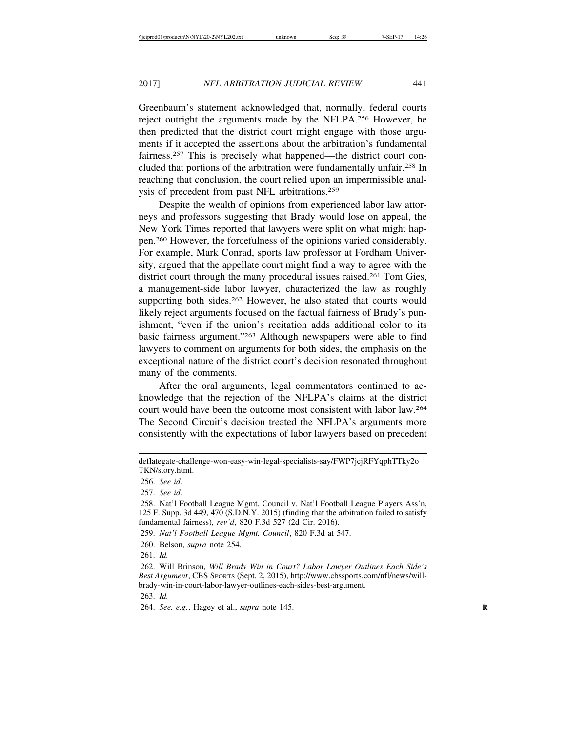Greenbaum's statement acknowledged that, normally, federal courts reject outright the arguments made by the NFLPA.[256] However, he then predicted that the district court might engage with those arguments if it accepted the assertions about the arbitration's fundamental fairness.[257] This is precisely what happened—the district court concluded that portions of the arbitration were fundamentally unfair.[258] In reaching that conclusion, the court relied upon an impermissible analysis of precedent from past NFL arbitrations.[259]

Despite the wealth of opinions from experienced labor law attorneys and professors suggesting that Brady would lose on appeal, the New York Times reported that lawyers were split on what might happen.[260] However, the forcefulness of the opinions varied considerably. For example, Mark Conrad, sports law professor at Fordham University, argued that the appellate court might find a way to agree with the district court through the many procedural issues raised.[261] Tom Gies, a management-side labor lawyer, characterized the law as roughly supporting both sides.[262] However, he also stated that courts would likely reject arguments focused on the factual fairness of Brady's punishment, "even if the union's recitation adds additional color to its basic fairness argument."[263] Although newspapers were able to find lawyers to comment on arguments for both sides, the emphasis on the exceptional nature of the district court's decision resonated throughout many of the comments.

After the oral arguments, legal commentators continued to acknowledge that the rejection of the NFLPA's claims at the district court would have been the outcome most consistent with labor law.[264] The Second Circuit's decision treated the NFLPA's arguments more consistently with the expectations of labor lawyers based on precedent

---

deflategate-challenge-won-easy-win-legal-specialists-say/FWP7jcjRFYqphTTky2oTKN/story.html.

256. *See id.*

257. *See id.*

258. Nat'l Football League Mgmt. Council v. Nat'l Football League Players Ass'n, 125 F. Supp. 3d 449, 470 (S.D.N.Y. 2015) (finding that the arbitration failed to satisfy fundamental fairness), *rev'd*, 820 F.3d 527 (2d Cir. 2016).

259. *Nat'l Football League Mgmt. Council*, 820 F.3d at 547.

260. Belson, *supra* note 254.

261. *Id.*

262. Will Brinson, *Will Brady Win in Court? Labor Lawyer Outlines Each Side's Best Argument*, CBS SPORTS (Sept. 2, 2015), http://www.cbssports.com/nfl/news/will-brady-win-in-court-labor-lawyer-outlines-each-sides-best-argument.

263. *Id.*

264. *See, e.g.*, Hagey et al., *supra* note 145.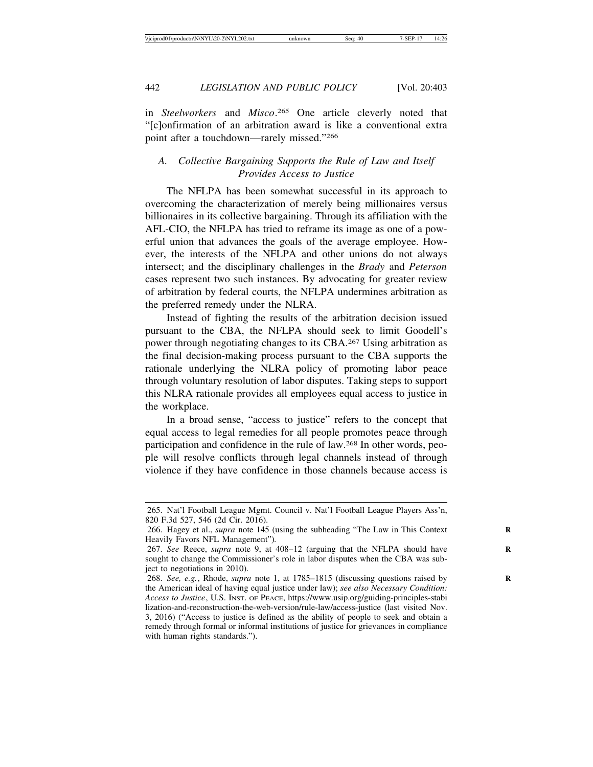in *Steelworkers* and *Misco*.[265] One article cleverly noted that "[c]onfirmation of an arbitration award is like a conventional extra point after a touchdown—rarely missed."[266]

### A. *Collective Bargaining Supports the Rule of Law and Itself Provides Access to Justice*

The NFLPA has been somewhat successful in its approach to overcoming the characterization of merely being millionaires versus billionaires in its collective bargaining. Through its affiliation with the AFL-CIO, the NFLPA has tried to reframe its image as one of a powerful union that advances the goals of the average employee. However, the interests of the NFLPA and other unions do not always intersect; and the disciplinary challenges in the *Brady* and *Peterson* cases represent two such instances. By advocating for greater review of arbitration by federal courts, the NFLPA undermines arbitration as the preferred remedy under the NLRA.

Instead of fighting the results of the arbitration decision issued pursuant to the CBA, the NFLPA should seek to limit Goodell's power through negotiating changes to its CBA.[267] Using arbitration as the final decision-making process pursuant to the CBA supports the rationale underlying the NLRA policy of promoting labor peace through voluntary resolution of labor disputes. Taking steps to support this NLRA rationale provides all employees equal access to justice in the workplace.

In a broad sense, "access to justice" refers to the concept that equal access to legal remedies for all people promotes peace through participation and confidence in the rule of law.[268] In other words, people will resolve conflicts through legal channels instead of through violence if they have confidence in those channels because access is

---

265. Nat'l Football League Mgmt. Council v. Nat'l Football League Players Ass'n, 820 F.3d 527, 546 (2d Cir. 2016).

266. Hagey et al., *supra* note 145 (using the subheading "The Law in This Context Heavily Favors NFL Management").

267. *See* Reece, *supra* note 9, at 408–12 (arguing that the NFLPA should have sought to change the Commissioner's role in labor disputes when the CBA was subject to negotiations in 2010).

268. *See, e.g.*, Rhode, *supra* note 1, at 1785–1815 (discussing questions raised by the American ideal of having equal justice under law); *see also Necessary Condition: Access to Justice*, U.S. INST. OF PEACE, https://www.usip.org/guiding-principles-stabilization-and-reconstruction-the-web-version/rule-law/access-justice (last visited Nov. 3, 2016) ("Access to justice is defined as the ability of people to seek and obtain a remedy through formal or informal institutions of justice for grievances in compliance with human rights standards.").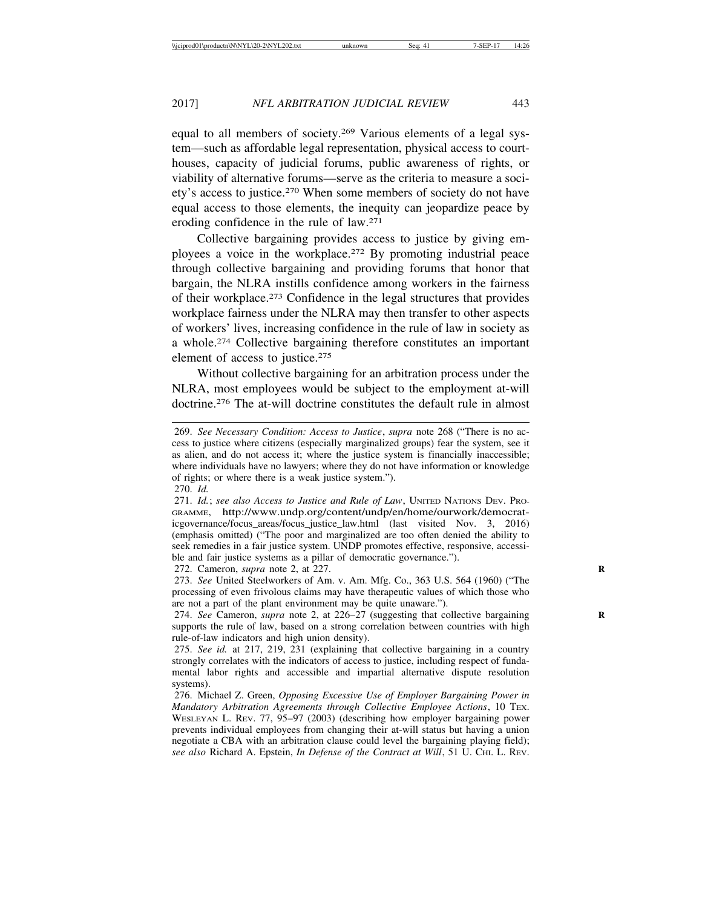equal to all members of society.[269] Various elements of a legal system—such as affordable legal representation, physical access to courthouses, capacity of judicial forums, public awareness of rights, or viability of alternative forums—serve as the criteria to measure a society's access to justice.[270] When some members of society do not have equal access to those elements, the inequity can jeopardize peace by eroding confidence in the rule of law.[271]

Collective bargaining provides access to justice by giving employees a voice in the workplace.[272] By promoting industrial peace through collective bargaining and providing forums that honor that bargain, the NLRA instills confidence among workers in the fairness of their workplace.[273] Confidence in the legal structures that provides workplace fairness under the NLRA may then transfer to other aspects of workers' lives, increasing confidence in the rule of law in society as a whole.[274] Collective bargaining therefore constitutes an important element of access to justice.[275]

Without collective bargaining for an arbitration process under the NLRA, most employees would be subject to the employment at-will doctrine.[276] The at-will doctrine constitutes the default rule in almost

---

269. *See Necessary Condition: Access to Justice*, *supra* note 268 ("There is no access to justice where citizens (especially marginalized groups) fear the system, see it as alien, and do not access it; where the justice system is financially inaccessible; where individuals have no lawyers; where they do not have information or knowledge of rights; or where there is a weak justice system.").

270. *Id.*

271. *Id.*; *see also Access to Justice and Rule of Law*, UNITED NATIONS DEV. PROGRAMME, http://www.undp.org/content/undp/en/home/ourwork/democraticgovernance/focus_areas/focus_justice_law.html (last visited Nov. 3, 2016) (emphasis omitted) ("The poor and marginalized are too often denied the ability to seek remedies in a fair justice system. UNDP promotes effective, responsive, accessible and fair justice systems as a pillar of democratic governance.").

272. Cameron, *supra* note 2, at 227.

273. *See* United Steelworkers of Am. v. Am. Mfg. Co., 363 U.S. 564 (1960) ("The processing of even frivolous claims may have therapeutic values of which those who are not a part of the plant environment may be quite unaware.").

274. *See* Cameron, *supra* note 2, at 226–27 (suggesting that collective bargaining supports the rule of law, based on a strong correlation between countries with high rule-of-law indicators and high union density).

275. *See id.* at 217, 219, 231 (explaining that collective bargaining in a country strongly correlates with the indicators of access to justice, including respect of fundamental labor rights and accessible and impartial alternative dispute resolution systems).

276. Michael Z. Green, *Opposing Excessive Use of Employer Bargaining Power in Mandatory Arbitration Agreements through Collective Employee Actions*, 10 TEX. WESLEYAN L. REV. 77, 95–97 (2003) (describing how employer bargaining power prevents individual employees from changing their at-will status but having a union negotiate a CBA with an arbitration clause could level the bargaining playing field); *see also* Richard A. Epstein, *In Defense of the Contract at Will*, 51 U. CHI. L. REV.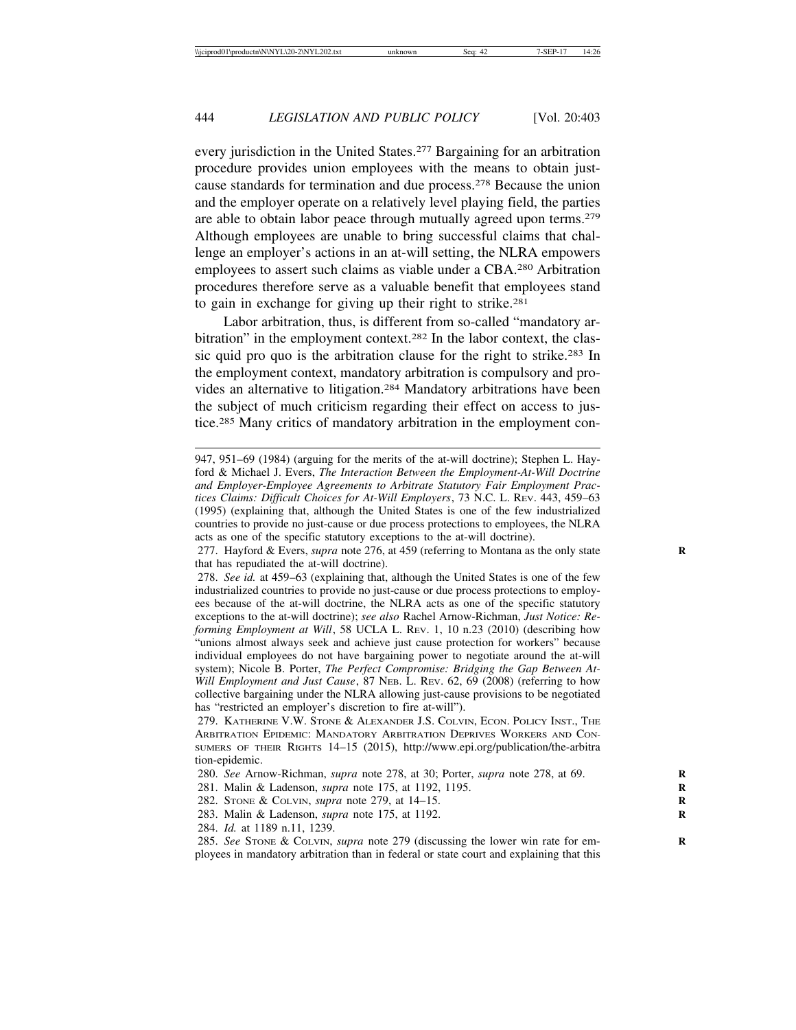every jurisdiction in the United States.[277] Bargaining for an arbitration procedure provides union employees with the means to obtain just-cause standards for termination and due process.[278] Because the union and the employer operate on a relatively level playing field, the parties are able to obtain labor peace through mutually agreed upon terms.[279] Although employees are unable to bring successful claims that challenge an employer's actions in an at-will setting, the NLRA empowers employees to assert such claims as viable under a CBA.[280] Arbitration procedures therefore serve as a valuable benefit that employees stand to gain in exchange for giving up their right to strike.[281]

Labor arbitration, thus, is different from so-called "mandatory arbitration" in the employment context.[282] In the labor context, the classic quid pro quo is the arbitration clause for the right to strike.[283] In the employment context, mandatory arbitration is compulsory and provides an alternative to litigation.[284] Mandatory arbitrations have been the subject of much criticism regarding their effect on access to justice.[285] Many critics of mandatory arbitration in the employment con-

---

947, 951–69 (1984) (arguing for the merits of the at-will doctrine); Stephen L. Hayford & Michael J. Evers, *The Interaction Between the Employment-At-Will Doctrine and Employer-Employee Agreements to Arbitrate Statutory Fair Employment Practices Claims: Difficult Choices for At-Will Employers*, 73 N.C. L. REV. 443, 459–63 (1995) (explaining that, although the United States is one of the few industrialized countries to provide no just-cause or due process protections to employees, the NLRA acts as one of the specific statutory exceptions to the at-will doctrine).

277. Hayford & Evers, *supra* note 276, at 459 (referring to Montana as the only state that has repudiated the at-will doctrine).

278. *See id.* at 459–63 (explaining that, although the United States is one of the few industrialized countries to provide no just-cause or due process protections to employees because of the at-will doctrine, the NLRA acts as one of the specific statutory exceptions to the at-will doctrine); *see also* Rachel Arnow-Richman, *Just Notice: Reforming Employment at Will*, 58 UCLA L. REV. 1, 10 n.23 (2010) (describing how "unions almost always seek and achieve just cause protection for workers" because individual employees do not have bargaining power to negotiate around the at-will system); Nicole B. Porter, *The Perfect Compromise: Bridging the Gap Between At-Will Employment and Just Cause*, 87 NEB. L. REV. 62, 69 (2008) (referring to how collective bargaining under the NLRA allowing just-cause provisions to be negotiated has "restricted an employer's discretion to fire at-will").

279. KATHERINE V.W. STONE & ALEXANDER J.S. COLVIN, ECON. POLICY INST., THE ARBITRATION EPIDEMIC: MANDATORY ARBITRATION DEPRIVES WORKERS AND CONSUMERS OF THEIR RIGHTS 14–15 (2015), http://www.epi.org/publication/the-arbitration-epidemic.

280. *See* Arnow-Richman, *supra* note 278, at 30; Porter, *supra* note 278, at 69.

281. Malin & Ladenson, *supra* note 175, at 1192, 1195.

282. STONE & COLVIN, *supra* note 279, at 14–15.

283. Malin & Ladenson, *supra* note 175, at 1192.

284. *Id.* at 1189 n.11, 1239.

285. *See* STONE & COLVIN, *supra* note 279 (discussing the lower win rate for employees in mandatory arbitration than in federal or state court and explaining that this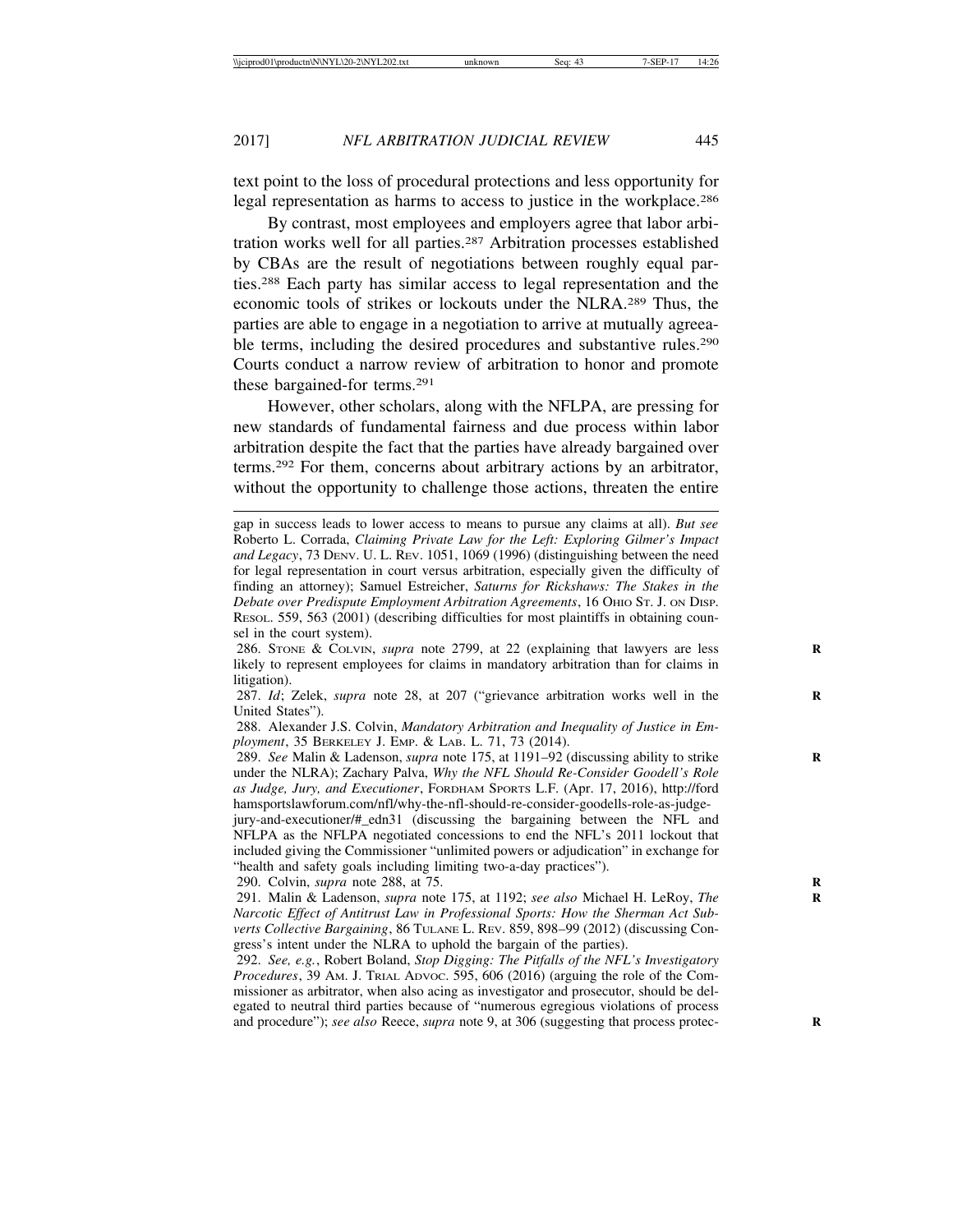text point to the loss of procedural protections and less opportunity for legal representation as harms to access to justice in the workplace.[286]

By contrast, most employees and employers agree that labor arbitration works well for all parties.[287] Arbitration processes established by CBAs are the result of negotiations between roughly equal parties.[288] Each party has similar access to legal representation and the economic tools of strikes or lockouts under the NLRA.[289] Thus, the parties are able to engage in a negotiation to arrive at mutually agreeable terms, including the desired procedures and substantive rules.[290] Courts conduct a narrow review of arbitration to honor and promote these bargained-for terms.[291]

However, other scholars, along with the NFLPA, are pressing for new standards of fundamental fairness and due process within labor arbitration despite the fact that the parties have already bargained over terms.[292] For them, concerns about arbitrary actions by an arbitrator, without the opportunity to challenge those actions, threaten the entire

---

gap in success leads to lower access to means to pursue any claims at all). *But see* Roberto L. Corrada, *Claiming Private Law for the Left: Exploring Gilmer's Impact and Legacy*, 73 DENV. U. L. REV. 1051, 1069 (1996) (distinguishing between the need for legal representation in court versus arbitration, especially given the difficulty of finding an attorney); Samuel Estreicher, *Saturns for Rickshaws: The Stakes in the Debate over Predispute Employment Arbitration Agreements*, 16 OHIO ST. J. ON DISP. RESOL. 559, 563 (2001) (describing difficulties for most plaintiffs in obtaining counsel in the court system).

286. STONE & COLVIN, *supra* note 2799, at 22 (explaining that lawyers are less likely to represent employees for claims in mandatory arbitration than for claims in litigation).

287. *Id*; Zelek, *supra* note 28, at 207 ("grievance arbitration works well in the United States").

288. Alexander J.S. Colvin, *Mandatory Arbitration and Inequality of Justice in Employment*, 35 BERKELEY J. EMP. & LAB. L. 71, 73 (2014).

289. *See* Malin & Ladenson, *supra* note 175, at 1191–92 (discussing ability to strike under the NLRA); Zachary Palva, *Why the NFL Should Re-Consider Goodell's Role as Judge, Jury, and Executioner*, FORDHAM SPORTS L.F. (Apr. 17, 2016), http://fordhamsportslawforum.com/nfl/why-the-nfl-should-re-consider-goodells-role-as-judge-jury-and-executioner/#_edn31 (discussing the bargaining between the NFL and NFLPA as the NFLPA negotiated concessions to end the NFL's 2011 lockout that included giving the Commissioner "unlimited powers or adjudication" in exchange for "health and safety goals including limiting two-a-day practices").

290. Colvin, *supra* note 288, at 75.

291. Malin & Ladenson, *supra* note 175, at 1192; *see also* Michael H. LeRoy, *The Narcotic Effect of Antitrust Law in Professional Sports: How the Sherman Act Subverts Collective Bargaining*, 86 TULANE L. REV. 859, 898–99 (2012) (discussing Congress's intent under the NLRA to uphold the bargain of the parties).

292. *See, e.g.*, Robert Boland, *Stop Digging: The Pitfalls of the NFL's Investigatory Procedures*, 39 AM. J. TRIAL ADVOC. 595, 606 (2016) (arguing the role of the Commissioner as arbitrator, when also acing as investigator and prosecutor, should be delegated to neutral third parties because of "numerous egregious violations of process and procedure"); *see also* Reece, *supra* note 9, at 306 (suggesting that process protec-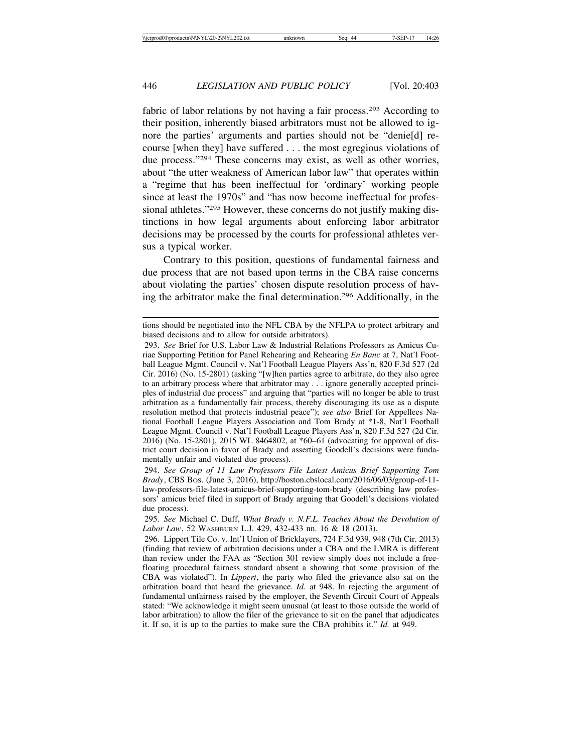fabric of labor relations by not having a fair process.[293] According to their position, inherently biased arbitrators must not be allowed to ignore the parties' arguments and parties should not be "denie[d] recourse [when they] have suffered . . . the most egregious violations of due process."[294] These concerns may exist, as well as other worries, about "the utter weakness of American labor law" that operates within a "regime that has been ineffectual for 'ordinary' working people since at least the 1970s" and "has now become ineffectual for professional athletes."[295] However, these concerns do not justify making distinctions in how legal arguments about enforcing labor arbitrator decisions may be processed by the courts for professional athletes versus a typical worker.

Contrary to this position, questions of fundamental fairness and due process that are not based upon terms in the CBA raise concerns about violating the parties' chosen dispute resolution process of having the arbitrator make the final determination.[296] Additionally, in the

---

tions should be negotiated into the NFL CBA by the NFLPA to protect arbitrary and biased decisions and to allow for outside arbitrators).

293. *See* Brief for U.S. Labor Law & Industrial Relations Professors as Amicus Curiae Supporting Petition for Panel Rehearing and Rehearing *En Banc* at 7, Nat'l Football League Mgmt. Council v. Nat'l Football League Players Ass'n, 820 F.3d 527 (2d Cir. 2016) (No. 15-2801) (asking "[w]hen parties agree to arbitrate, do they also agree to an arbitrary process where that arbitrator may . . . ignore generally accepted principles of industrial due process" and arguing that "parties will no longer be able to trust arbitration as a fundamentally fair process, thereby discouraging its use as a dispute resolution method that protects industrial peace"); *see also* Brief for Appellees National Football League Players Association and Tom Brady at *1-8, Nat'l Football League Mgmt. Council v. Nat'l Football League Players Ass'n, 820 F.3d 527 (2d Cir. 2016) (No. 15-2801), 2015 WL 8464802, at *60–61 (advocating for approval of district court decision in favor of Brady and asserting Goodell's decisions were fundamentally unfair and violated due process).

294. *See Group of 11 Law Professors File Latest Amicus Brief Supporting Tom Brady*, CBS BOS. (June 3, 2016), http://boston.cbslocal.com/2016/06/03/group-of-11-law-professors-file-latest-amicus-brief-supporting-tom-brady (describing law professors' amicus brief filed in support of Brady arguing that Goodell's decisions violated due process).

295. *See* Michael C. Duff, *What Brady v. N.F.L. Teaches About the Devolution of Labor Law*, 52 WASHBURN L.J. 429, 432-433 nn. 16 & 18 (2013).

296. Lippert Tile Co. v. Int'l Union of Bricklayers, 724 F.3d 939, 948 (7th Cir. 2013) (finding that review of arbitration decisions under a CBA and the LMRA is different than review under the FAA as "Section 301 review simply does not include a free-floating procedural fairness standard absent a showing that some provision of the CBA was violated"). In *Lippert*, the party who filed the grievance also sat on the arbitration board that heard the grievance. *Id.* at 948. In rejecting the argument of fundamental unfairness raised by the employer, the Seventh Circuit Court of Appeals stated: "We acknowledge it might seem unusual (at least to those outside the world of labor arbitration) to allow the filer of the grievance to sit on the panel that adjudicates it. If so, it is up to the parties to make sure the CBA prohibits it." *Id.* at 949.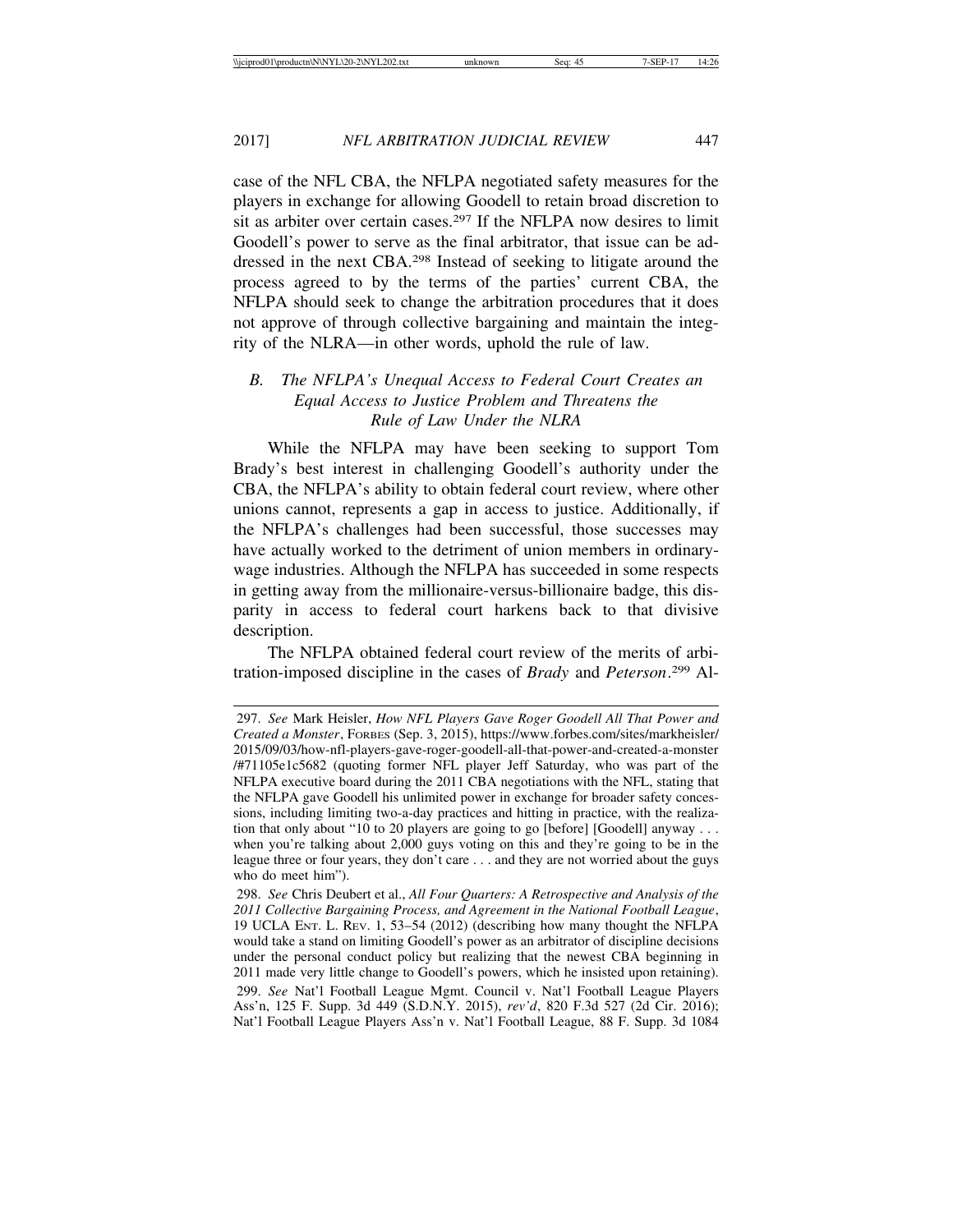case of the NFL CBA, the NFLPA negotiated safety measures for the players in exchange for allowing Goodell to retain broad discretion to sit as arbiter over certain cases.[297] If the NFLPA now desires to limit Goodell's power to serve as the final arbitrator, that issue can be addressed in the next CBA.[298] Instead of seeking to litigate around the process agreed to by the terms of the parties' current CBA, the NFLPA should seek to change the arbitration procedures that it does not approve of through collective bargaining and maintain the integrity of the NLRA—in other words, uphold the rule of law.

### B. *The NFLPA's Unequal Access to Federal Court Creates an Equal Access to Justice Problem and Threatens the Rule of Law Under the NLRA*

While the NFLPA may have been seeking to support Tom Brady's best interest in challenging Goodell's authority under the CBA, the NFLPA's ability to obtain federal court review, where other unions cannot, represents a gap in access to justice. Additionally, if the NFLPA's challenges had been successful, those successes may have actually worked to the detriment of union members in ordinary-wage industries. Although the NFLPA has succeeded in some respects in getting away from the millionaire-versus-billionaire badge, this disparity in access to federal court harkens back to that divisive description.

The NFLPA obtained federal court review of the merits of arbitration-imposed discipline in the cases of *Brady* and *Peterson*.[299] Al-

---

297. *See* Mark Heisler, *How NFL Players Gave Roger Goodell All That Power and Created a Monster*, FORBES (Sep. 3, 2015), https://www.forbes.com/sites/markheisler/2015/09/03/how-nfl-players-gave-roger-goodell-all-that-power-and-created-a-monster/#71105e1c5682 (quoting former NFL player Jeff Saturday, who was part of the NFLPA executive board during the 2011 CBA negotiations with the NFL, stating that the NFLPA gave Goodell his unlimited power in exchange for broader safety concessions, including limiting two-a-day practices and hitting in practice, with the realization that only about "10 to 20 players are going to go [before] [Goodell] anyway . . . when you're talking about 2,000 guys voting on this and they're going to be in the league three or four years, they don't care . . . and they are not worried about the guys who do meet him").

298. *See* Chris Deubert et al., *All Four Quarters: A Retrospective and Analysis of the 2011 Collective Bargaining Process, and Agreement in the National Football League*, 19 UCLA ENT. L. REV. 1, 53–54 (2012) (describing how many thought the NFLPA would take a stand on limiting Goodell's power as an arbitrator of discipline decisions under the personal conduct policy but realizing that the newest CBA beginning in 2011 made very little change to Goodell's powers, which he insisted upon retaining).

299. *See* Nat'l Football League Mgmt. Council v. Nat'l Football League Players Ass'n, 125 F. Supp. 3d 449 (S.D.N.Y. 2015), *rev'd*, 820 F.3d 527 (2d Cir. 2016); Nat'l Football League Players Ass'n v. Nat'l Football League, 88 F. Supp. 3d 1084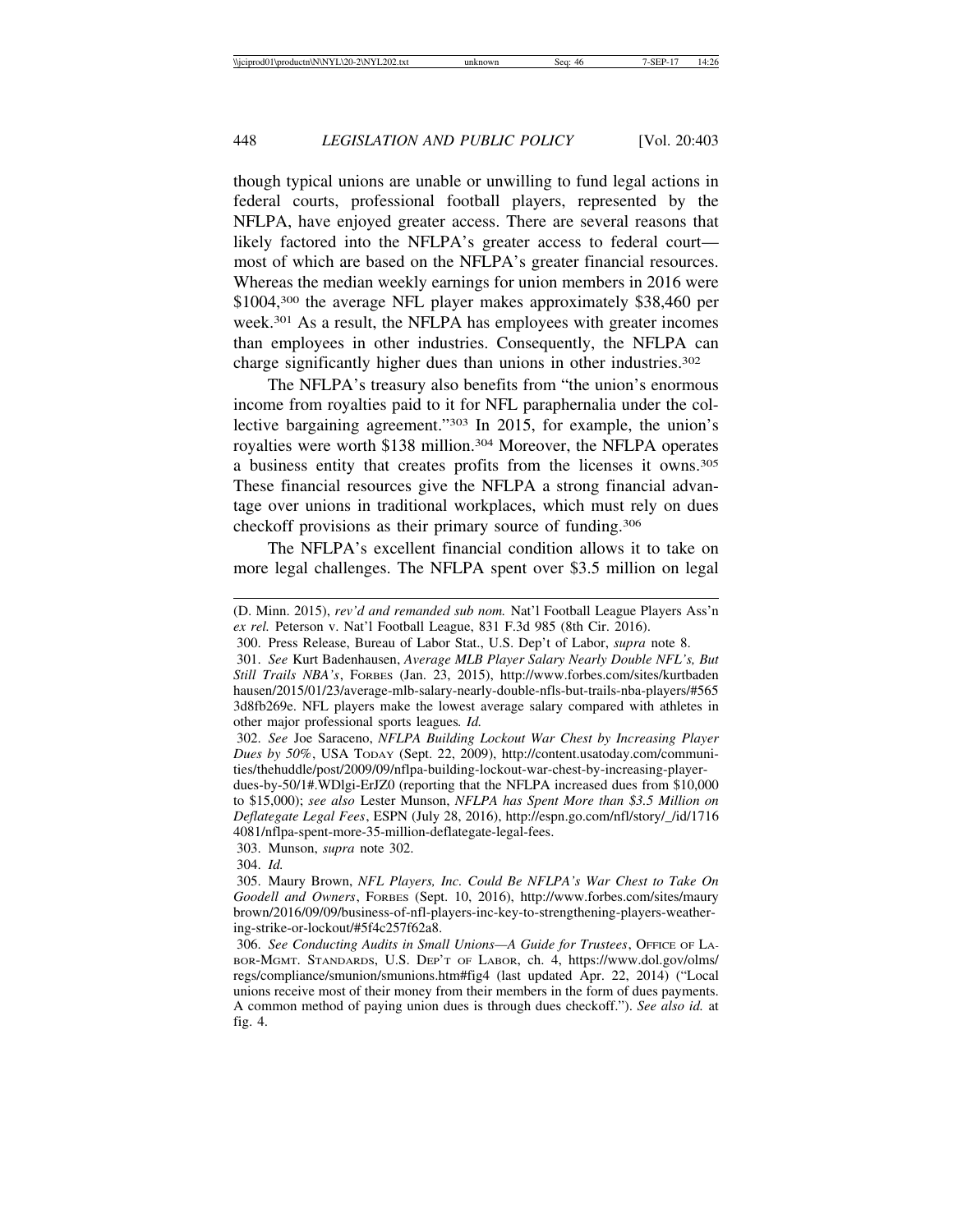though typical unions are unable or unwilling to fund legal actions in federal courts, professional football players, represented by the NFLPA, have enjoyed greater access. There are several reasons that likely factored into the NFLPA's greater access to federal court—most of which are based on the NFLPA's greater financial resources. Whereas the median weekly earnings for union members in 2016 were $1004,[300] the average NFL player makes approximately $38,460 per week.[301] As a result, the NFLPA has employees with greater incomes than employees in other industries. Consequently, the NFLPA can charge significantly higher dues than unions in other industries.[302]

The NFLPA's treasury also benefits from "the union's enormous income from royalties paid to it for NFL paraphernalia under the collective bargaining agreement."[303] In 2015, for example, the union's royalties were worth $138 million.[304] Moreover, the NFLPA operates a business entity that creates profits from the licenses it owns.[305] These financial resources give the NFLPA a strong financial advantage over unions in traditional workplaces, which must rely on dues checkoff provisions as their primary source of funding.[306]

The NFLPA's excellent financial condition allows it to take on more legal challenges. The NFLPA spent over $3.5 million on legal

---

(D. Minn. 2015), *rev'd and remanded sub nom.* Nat'l Football League Players Ass'n *ex rel.* Peterson v. Nat'l Football League, 831 F.3d 985 (8th Cir. 2016).

300. Press Release, Bureau of Labor Stat., U.S. Dep't of Labor, *supra* note 8.

301. *See* Kurt Badenhausen, *Average MLB Player Salary Nearly Double NFL's, But Still Trails NBA's*, FORBES (Jan. 23, 2015), http://www.forbes.com/sites/kurtbadenhausen/2015/01/23/average-mlb-salary-nearly-double-nfls-but-trails-nba-players/#5653d8fb269e. NFL players make the lowest average salary compared with athletes in other major professional sports leagues. *Id.*

302. *See* Joe Saraceno, *NFLPA Building Lockout War Chest by Increasing Player Dues by 50%*, USA TODAY (Sept. 22, 2009), http://content.usatoday.com/communities/thehuddle/post/2009/09/nflpa-building-lockout-war-chest-by-increasing-player-dues-by-50/1#.WDlgi-ErJZ0 (reporting that the NFLPA increased dues from $10,000 to $15,000); *see also* Lester Munson, *NFLPA has Spent More than $3.5 Million on Deflategate Legal Fees*, ESPN (July 28, 2016), http://espn.go.com/nfl/story/_/id/17164081/nflpa-spent-more-35-million-deflategate-legal-fees.

303. Munson, *supra* note 302.

304. *Id.*

305. Maury Brown, *NFL Players, Inc. Could Be NFLPA's War Chest to Take On Goodell and Owners*, FORBES (Sept. 10, 2016), http://www.forbes.com/sites/maurybrown/2016/09/09/business-of-nfl-players-inc-key-to-strengthening-players-weathering-strike-or-lockout/#5f4c257f62a8.

306. *See Conducting Audits in Small Unions—A Guide for Trustees*, OFFICE OF LABOR-MGMT. STANDARDS, U.S. DEP'T OF LABOR, ch. 4, https://www.dol.gov/olms/regs/compliance/smunion/smunions.htm#fig4 (last updated Apr. 22, 2014) ("Local unions receive most of their money from their members in the form of dues payments. A common method of paying union dues is through dues checkoff."). *See also id.* at fig. 4.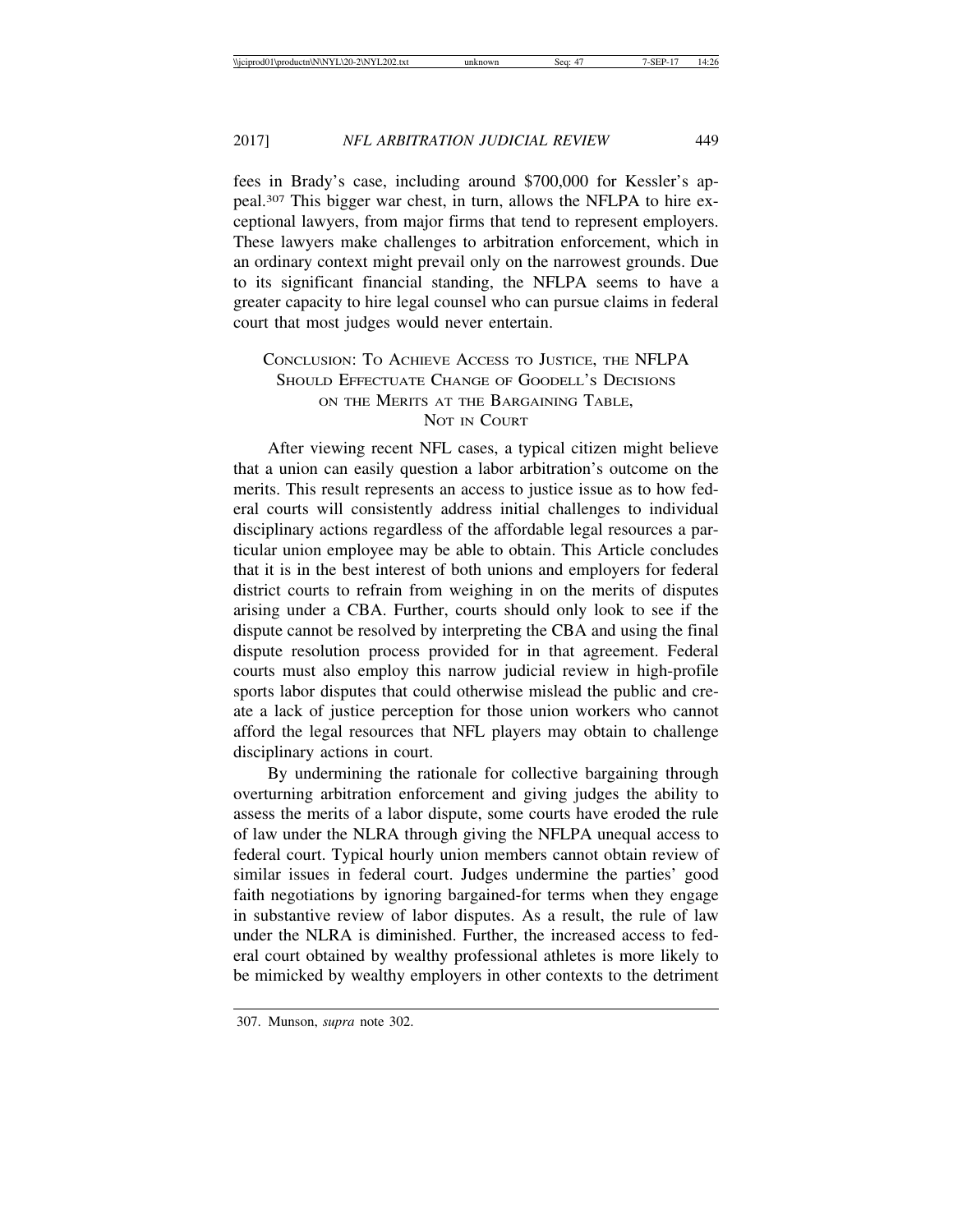fees in Brady's case, including around $700,000 for Kessler's appeal.[307] This bigger war chest, in turn, allows the NFLPA to hire exceptional lawyers, from major firms that tend to represent employers. These lawyers make challenges to arbitration enforcement, which in an ordinary context might prevail only on the narrowest grounds. Due to its significant financial standing, the NFLPA seems to have a greater capacity to hire legal counsel who can pursue claims in federal court that most judges would never entertain.

## CONCLUSION: TO ACHIEVE ACCESS TO JUSTICE, THE NFLPA SHOULD EFFECTUATE CHANGE OF GOODELL'S DECISIONS ON THE MERITS AT THE BARGAINING TABLE, NOT IN COURT

After viewing recent NFL cases, a typical citizen might believe that a union can easily question a labor arbitration's outcome on the merits. This result represents an access to justice issue as to how federal courts will consistently address initial challenges to individual disciplinary actions regardless of the affordable legal resources a particular union employee may be able to obtain. This Article concludes that it is in the best interest of both unions and employers for federal district courts to refrain from weighing in on the merits of disputes arising under a CBA. Further, courts should only look to see if the dispute cannot be resolved by interpreting the CBA and using the final dispute resolution process provided for in that agreement. Federal courts must also employ this narrow judicial review in high-profile sports labor disputes that could otherwise mislead the public and create a lack of justice perception for those union workers who cannot afford the legal resources that NFL players may obtain to challenge disciplinary actions in court.

By undermining the rationale for collective bargaining through overturning arbitration enforcement and giving judges the ability to assess the merits of a labor dispute, some courts have eroded the rule of law under the NLRA through giving the NFLPA unequal access to federal court. Typical hourly union members cannot obtain review of similar issues in federal court. Judges undermine the parties' good faith negotiations by ignoring bargained-for terms when they engage in substantive review of labor disputes. As a result, the rule of law under the NLRA is diminished. Further, the increased access to federal court obtained by wealthy professional athletes is more likely to be mimicked by wealthy employers in other contexts to the detriment

307. Munson, *supra* note 302.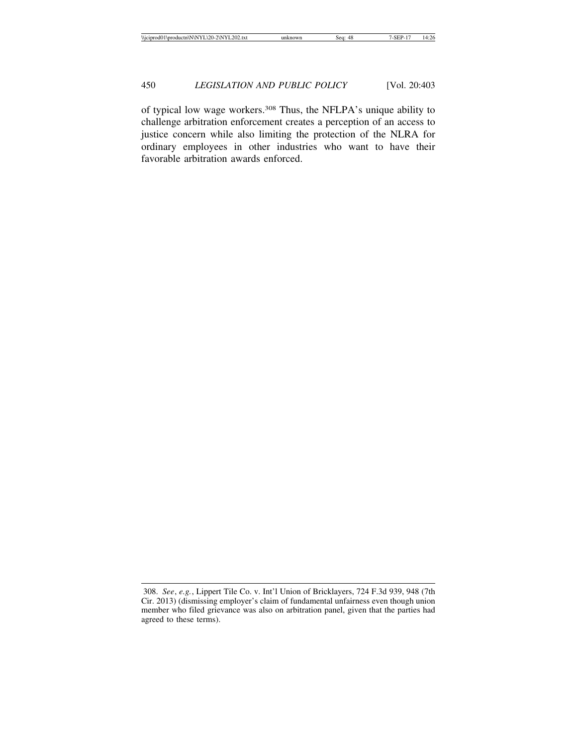of typical low wage workers.[308] Thus, the NFLPA's unique ability to challenge arbitration enforcement creates a perception of an access to justice concern while also limiting the protection of the NLRA for ordinary employees in other industries who want to have their favorable arbitration awards enforced.

---

308. *See*, *e.g.*, Lippert Tile Co. v. Int'l Union of Bricklayers, 724 F.3d 939, 948 (7th Cir. 2013) (dismissing employer's claim of fundamental unfairness even though union member who filed grievance was also on arbitration panel, given that the parties had agreed to these terms).